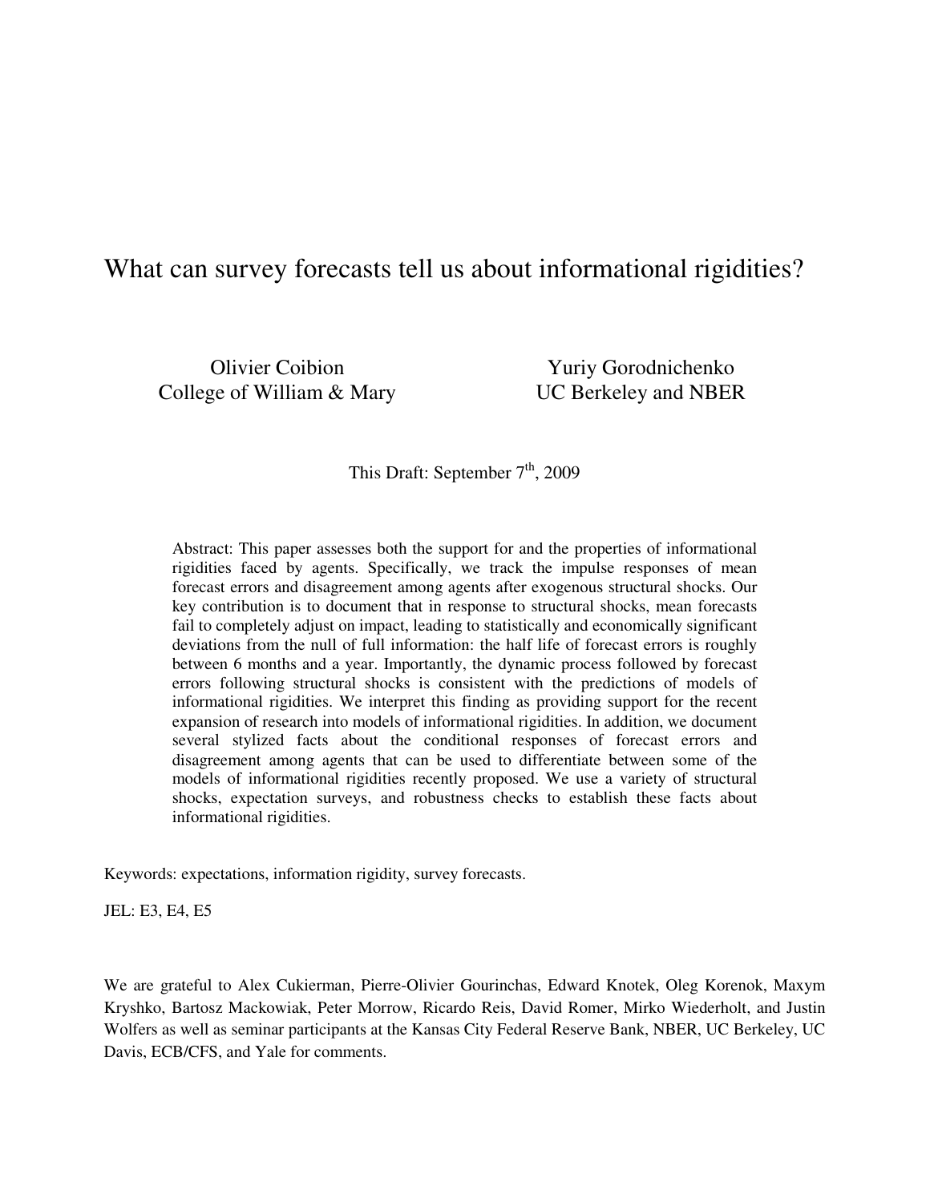# What can survey forecasts tell us about informational rigidities?

Olivier Coibion
College of William & Mary

Yuriy Gorodnichenko
UC Berkeley and NBER

This Draft: September 7th, 2009

Abstract: This paper assesses both the support for and the properties of informational rigidities faced by agents. Specifically, we track the impulse responses of mean forecast errors and disagreement among agents after exogenous structural shocks. Our key contribution is to document that in response to structural shocks, mean forecasts fail to completely adjust on impact, leading to statistically and economically significant deviations from the null of full information: the half life of forecast errors is roughly between 6 months and a year. Importantly, the dynamic process followed by forecast errors following structural shocks is consistent with the predictions of models of informational rigidities. We interpret this finding as providing support for the recent expansion of research into models of informational rigidities. In addition, we document several stylized facts about the conditional responses of forecast errors and disagreement among agents that can be used to differentiate between some of the models of informational rigidities recently proposed. We use a variety of structural shocks, expectation surveys, and robustness checks to establish these facts about informational rigidities.

Keywords: expectations, information rigidity, survey forecasts.

JEL: E3, E4, E5

We are grateful to Alex Cukierman, Pierre-Olivier Gourinchas, Edward Knotek, Oleg Korenok, Maxym Kryshko, Bartosz Mackowiak, Peter Morrow, Ricardo Reis, David Romer, Mirko Wiederholt, and Justin Wolfers as well as seminar participants at the Kansas City Federal Reserve Bank, NBER, UC Berkeley, UC Davis, ECB/CFS, and Yale for comments.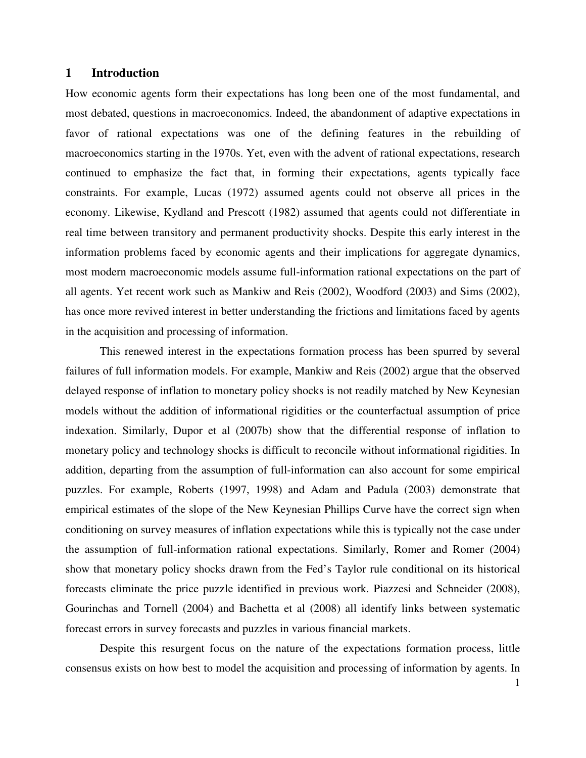# 1 Introduction

How economic agents form their expectations has long been one of the most fundamental, and most debated, questions in macroeconomics. Indeed, the abandonment of adaptive expectations in favor of rational expectations was one of the defining features in the rebuilding of macroeconomics starting in the 1970s. Yet, even with the advent of rational expectations, research continued to emphasize the fact that, in forming their expectations, agents typically face constraints. For example, Lucas (1972) assumed agents could not observe all prices in the economy. Likewise, Kydland and Prescott (1982) assumed that agents could not differentiate in real time between transitory and permanent productivity shocks. Despite this early interest in the information problems faced by economic agents and their implications for aggregate dynamics, most modern macroeconomic models assume full-information rational expectations on the part of all agents. Yet recent work such as Mankiw and Reis (2002), Woodford (2003) and Sims (2002), has once more revived interest in better understanding the frictions and limitations faced by agents in the acquisition and processing of information.

This renewed interest in the expectations formation process has been spurred by several failures of full information models. For example, Mankiw and Reis (2002) argue that the observed delayed response of inflation to monetary policy shocks is not readily matched by New Keynesian models without the addition of informational rigidities or the counterfactual assumption of price indexation. Similarly, Dupor et al (2007b) show that the differential response of inflation to monetary policy and technology shocks is difficult to reconcile without informational rigidities. In addition, departing from the assumption of full-information can also account for some empirical puzzles. For example, Roberts (1997, 1998) and Adam and Padula (2003) demonstrate that empirical estimates of the slope of the New Keynesian Phillips Curve have the correct sign when conditioning on survey measures of inflation expectations while this is typically not the case under the assumption of full-information rational expectations. Similarly, Romer and Romer (2004) show that monetary policy shocks drawn from the Fed's Taylor rule conditional on its historical forecasts eliminate the price puzzle identified in previous work. Piazzesi and Schneider (2008), Gourinchas and Tornell (2004) and Bachetta et al (2008) all identify links between systematic forecast errors in survey forecasts and puzzles in various financial markets.

Despite this resurgent focus on the nature of the expectations formation process, little consensus exists on how best to model the acquisition and processing of information by agents. In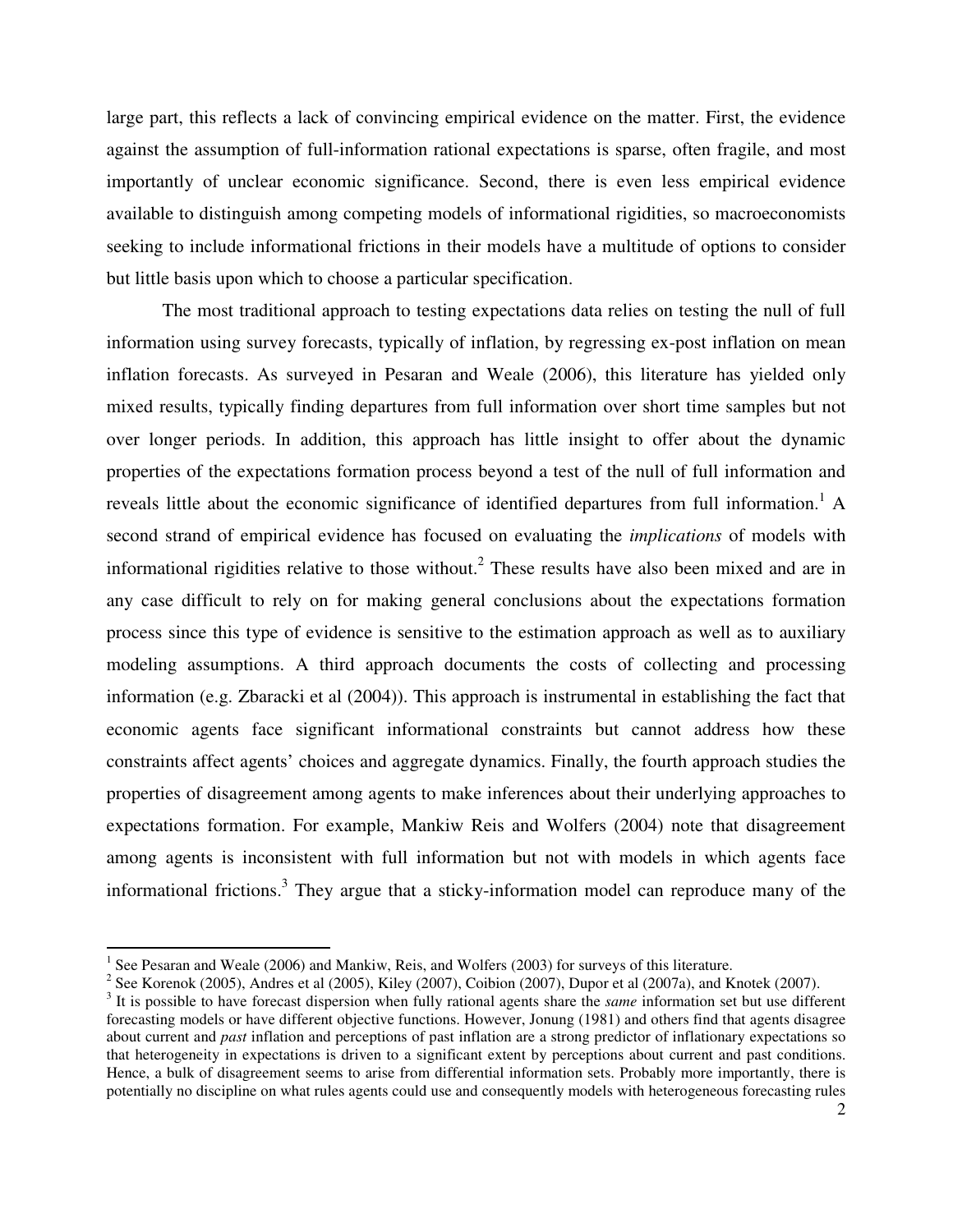large part, this reflects a lack of convincing empirical evidence on the matter. First, the evidence against the assumption of full-information rational expectations is sparse, often fragile, and most importantly of unclear economic significance. Second, there is even less empirical evidence available to distinguish among competing models of informational rigidities, so macroeconomists seeking to include informational frictions in their models have a multitude of options to consider but little basis upon which to choose a particular specification.

The most traditional approach to testing expectations data relies on testing the null of full information using survey forecasts, typically of inflation, by regressing ex-post inflation on mean inflation forecasts. As surveyed in Pesaran and Weale (2006), this literature has yielded only mixed results, typically finding departures from full information over short time samples but not over longer periods. In addition, this approach has little insight to offer about the dynamic properties of the expectations formation process beyond a test of the null of full information and reveals little about the economic significance of identified departures from full information.[1] A second strand of empirical evidence has focused on evaluating the *implications* of models with informational rigidities relative to those without.[2] These results have also been mixed and are in any case difficult to rely on for making general conclusions about the expectations formation process since this type of evidence is sensitive to the estimation approach as well as to auxiliary modeling assumptions. A third approach documents the costs of collecting and processing information (e.g. Zbaracki et al (2004)). This approach is instrumental in establishing the fact that economic agents face significant informational constraints but cannot address how these constraints affect agents' choices and aggregate dynamics. Finally, the fourth approach studies the properties of disagreement among agents to make inferences about their underlying approaches to expectations formation. For example, Mankiw Reis and Wolfers (2004) note that disagreement among agents is inconsistent with full information but not with models in which agents face informational frictions.[3] They argue that a sticky-information model can reproduce many of the

---

[1] See Pesaran and Weale (2006) and Mankiw, Reis, and Wolfers (2003) for surveys of this literature.

[2] See Korenok (2005), Andres et al (2005), Kiley (2007), Coibion (2007), Dupor et al (2007a), and Knotek (2007).

[3] It is possible to have forecast dispersion when fully rational agents share the *same* information set but use different forecasting models or have different objective functions. However, Jonung (1981) and others find that agents disagree about current and *past* inflation and perceptions of past inflation are a strong predictor of inflationary expectations so that heterogeneity in expectations is driven to a significant extent by perceptions about current and past conditions. Hence, a bulk of disagreement seems to arise from differential information sets. Probably more importantly, there is potentially no discipline on what rules agents could use and consequently models with heterogeneous forecasting rules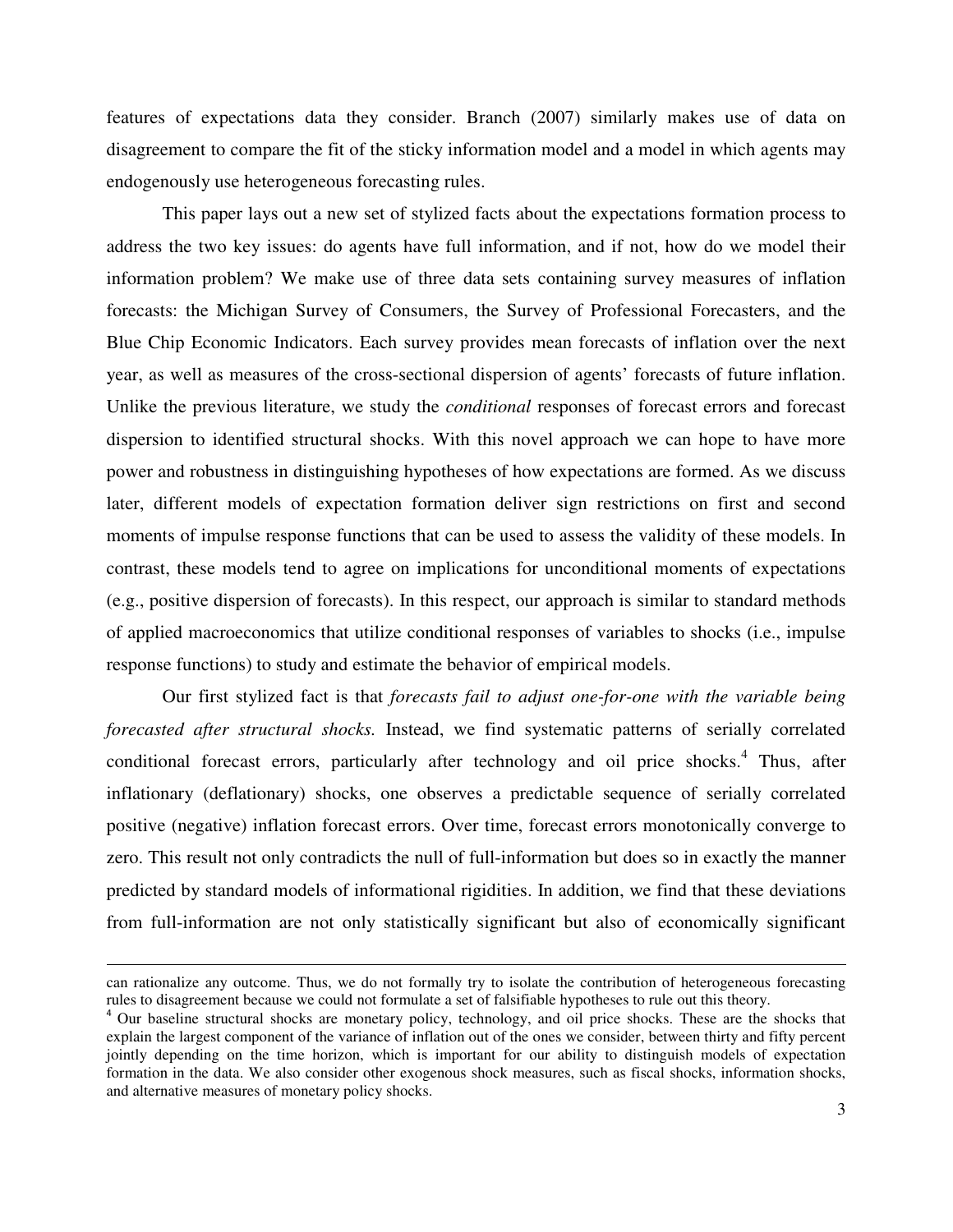features of expectations data they consider. Branch (2007) similarly makes use of data on disagreement to compare the fit of the sticky information model and a model in which agents may endogenously use heterogeneous forecasting rules.

This paper lays out a new set of stylized facts about the expectations formation process to address the two key issues: do agents have full information, and if not, how do we model their information problem? We make use of three data sets containing survey measures of inflation forecasts: the Michigan Survey of Consumers, the Survey of Professional Forecasters, and the Blue Chip Economic Indicators. Each survey provides mean forecasts of inflation over the next year, as well as measures of the cross-sectional dispersion of agents' forecasts of future inflation. Unlike the previous literature, we study the *conditional* responses of forecast errors and forecast dispersion to identified structural shocks. With this novel approach we can hope to have more power and robustness in distinguishing hypotheses of how expectations are formed. As we discuss later, different models of expectation formation deliver sign restrictions on first and second moments of impulse response functions that can be used to assess the validity of these models. In contrast, these models tend to agree on implications for unconditional moments of expectations (e.g., positive dispersion of forecasts). In this respect, our approach is similar to standard methods of applied macroeconomics that utilize conditional responses of variables to shocks (i.e., impulse response functions) to study and estimate the behavior of empirical models.

Our first stylized fact is that *forecasts fail to adjust one-for-one with the variable being forecasted after structural shocks.* Instead, we find systematic patterns of serially correlated conditional forecast errors, particularly after technology and oil price shocks.[4] Thus, after inflationary (deflationary) shocks, one observes a predictable sequence of serially correlated positive (negative) inflation forecast errors. Over time, forecast errors monotonically converge to zero. This result not only contradicts the null of full-information but does so in exactly the manner predicted by standard models of informational rigidities. In addition, we find that these deviations from full-information are not only statistically significant but also of economically significant

---

can rationalize any outcome. Thus, we do not formally try to isolate the contribution of heterogeneous forecasting rules to disagreement because we could not formulate a set of falsifiable hypotheses to rule out this theory.

[4] Our baseline structural shocks are monetary policy, technology, and oil price shocks. These are the shocks that explain the largest component of the variance of inflation out of the ones we consider, between thirty and fifty percent jointly depending on the time horizon, which is important for our ability to distinguish models of expectation formation in the data. We also consider other exogenous shock measures, such as fiscal shocks, information shocks, and alternative measures of monetary policy shocks.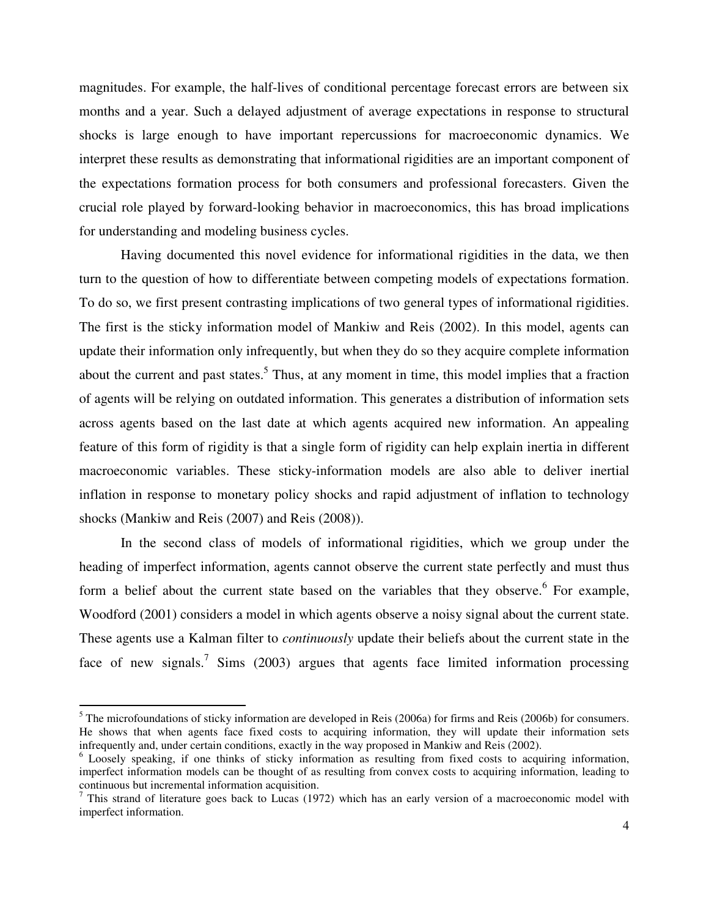magnitudes. For example, the half-lives of conditional percentage forecast errors are between six months and a year. Such a delayed adjustment of average expectations in response to structural shocks is large enough to have important repercussions for macroeconomic dynamics. We interpret these results as demonstrating that informational rigidities are an important component of the expectations formation process for both consumers and professional forecasters. Given the crucial role played by forward-looking behavior in macroeconomics, this has broad implications for understanding and modeling business cycles.

Having documented this novel evidence for informational rigidities in the data, we then turn to the question of how to differentiate between competing models of expectations formation. To do so, we first present contrasting implications of two general types of informational rigidities. The first is the sticky information model of Mankiw and Reis (2002). In this model, agents can update their information only infrequently, but when they do so they acquire complete information about the current and past states.[5] Thus, at any moment in time, this model implies that a fraction of agents will be relying on outdated information. This generates a distribution of information sets across agents based on the last date at which agents acquired new information. An appealing feature of this form of rigidity is that a single form of rigidity can help explain inertia in different macroeconomic variables. These sticky-information models are also able to deliver inertial inflation in response to monetary policy shocks and rapid adjustment of inflation to technology shocks (Mankiw and Reis (2007) and Reis (2008)).

In the second class of models of informational rigidities, which we group under the heading of imperfect information, agents cannot observe the current state perfectly and must thus form a belief about the current state based on the variables that they observe.[6] For example, Woodford (2001) considers a model in which agents observe a noisy signal about the current state. These agents use a Kalman filter to *continuously* update their beliefs about the current state in the face of new signals.[7] Sims (2003) argues that agents face limited information processing

---

[5] The microfoundations of sticky information are developed in Reis (2006a) for firms and Reis (2006b) for consumers. He shows that when agents face fixed costs to acquiring information, they will update their information sets infrequently and, under certain conditions, exactly in the way proposed in Mankiw and Reis (2002).

[6] Loosely speaking, if one thinks of sticky information as resulting from fixed costs to acquiring information, imperfect information models can be thought of as resulting from convex costs to acquiring information, leading to continuous but incremental information acquisition.

[7] This strand of literature goes back to Lucas (1972) which has an early version of a macroeconomic model with imperfect information.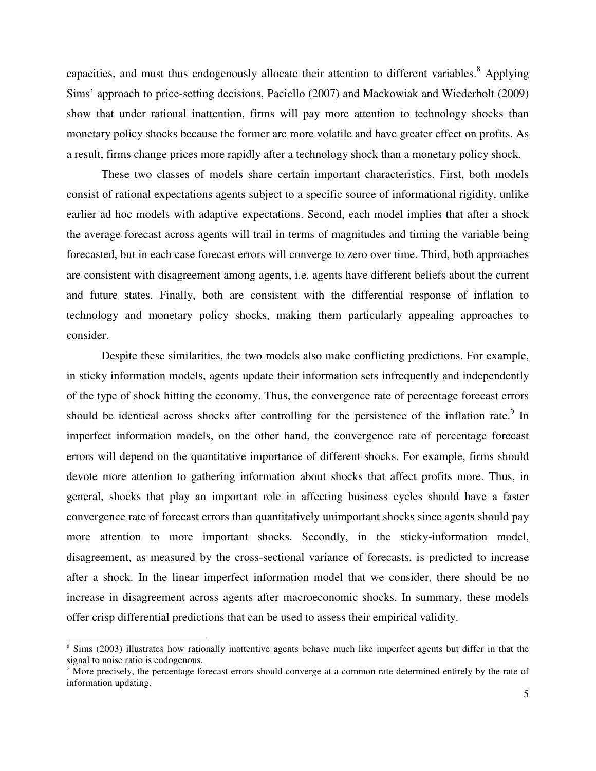capacities, and must thus endogenously allocate their attention to different variables.[8] Applying Sims' approach to price-setting decisions, Paciello (2007) and Mackowiak and Wiederholt (2009) show that under rational inattention, firms will pay more attention to technology shocks than monetary policy shocks because the former are more volatile and have greater effect on profits. As a result, firms change prices more rapidly after a technology shock than a monetary policy shock.

These two classes of models share certain important characteristics. First, both models consist of rational expectations agents subject to a specific source of informational rigidity, unlike earlier ad hoc models with adaptive expectations. Second, each model implies that after a shock the average forecast across agents will trail in terms of magnitudes and timing the variable being forecasted, but in each case forecast errors will converge to zero over time. Third, both approaches are consistent with disagreement among agents, i.e. agents have different beliefs about the current and future states. Finally, both are consistent with the differential response of inflation to technology and monetary policy shocks, making them particularly appealing approaches to consider.

Despite these similarities, the two models also make conflicting predictions. For example, in sticky information models, agents update their information sets infrequently and independently of the type of shock hitting the economy. Thus, the convergence rate of percentage forecast errors should be identical across shocks after controlling for the persistence of the inflation rate.[9] In imperfect information models, on the other hand, the convergence rate of percentage forecast errors will depend on the quantitative importance of different shocks. For example, firms should devote more attention to gathering information about shocks that affect profits more. Thus, in general, shocks that play an important role in affecting business cycles should have a faster convergence rate of forecast errors than quantitatively unimportant shocks since agents should pay more attention to more important shocks. Secondly, in the sticky-information model, disagreement, as measured by the cross-sectional variance of forecasts, is predicted to increase after a shock. In the linear imperfect information model that we consider, there should be no increase in disagreement across agents after macroeconomic shocks. In summary, these models offer crisp differential predictions that can be used to assess their empirical validity.

[8] Sims (2003) illustrates how rationally inattentive agents behave much like imperfect agents but differ in that the signal to noise ratio is endogenous.

[9] More precisely, the percentage forecast errors should converge at a common rate determined entirely by the rate of information updating.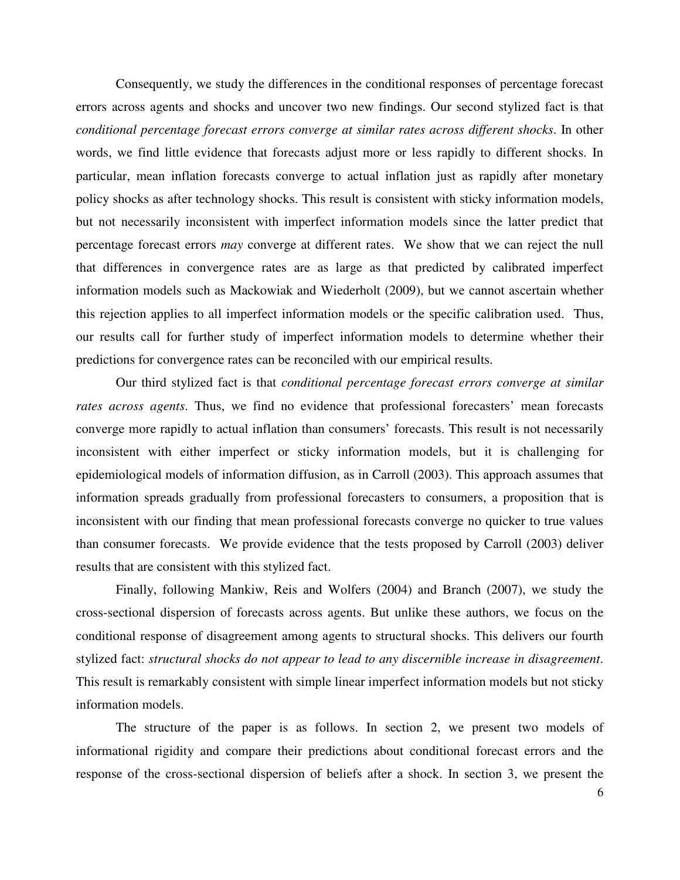Consequently, we study the differences in the conditional responses of percentage forecast errors across agents and shocks and uncover two new findings. Our second stylized fact is that *conditional percentage forecast errors converge at similar rates across different shocks*. In other words, we find little evidence that forecasts adjust more or less rapidly to different shocks. In particular, mean inflation forecasts converge to actual inflation just as rapidly after monetary policy shocks as after technology shocks. This result is consistent with sticky information models, but not necessarily inconsistent with imperfect information models since the latter predict that percentage forecast errors *may* converge at different rates. We show that we can reject the null that differences in convergence rates are as large as that predicted by calibrated imperfect information models such as Mackowiak and Wiederholt (2009), but we cannot ascertain whether this rejection applies to all imperfect information models or the specific calibration used. Thus, our results call for further study of imperfect information models to determine whether their predictions for convergence rates can be reconciled with our empirical results.

Our third stylized fact is that *conditional percentage forecast errors converge at similar rates across agents*. Thus, we find no evidence that professional forecasters' mean forecasts converge more rapidly to actual inflation than consumers' forecasts. This result is not necessarily inconsistent with either imperfect or sticky information models, but it is challenging for epidemiological models of information diffusion, as in Carroll (2003). This approach assumes that information spreads gradually from professional forecasters to consumers, a proposition that is inconsistent with our finding that mean professional forecasts converge no quicker to true values than consumer forecasts. We provide evidence that the tests proposed by Carroll (2003) deliver results that are consistent with this stylized fact.

Finally, following Mankiw, Reis and Wolfers (2004) and Branch (2007), we study the cross-sectional dispersion of forecasts across agents. But unlike these authors, we focus on the conditional response of disagreement among agents to structural shocks. This delivers our fourth stylized fact: *structural shocks do not appear to lead to any discernible increase in disagreement*. This result is remarkably consistent with simple linear imperfect information models but not sticky information models.

The structure of the paper is as follows. In section 2, we present two models of informational rigidity and compare their predictions about conditional forecast errors and the response of the cross-sectional dispersion of beliefs after a shock. In section 3, we present the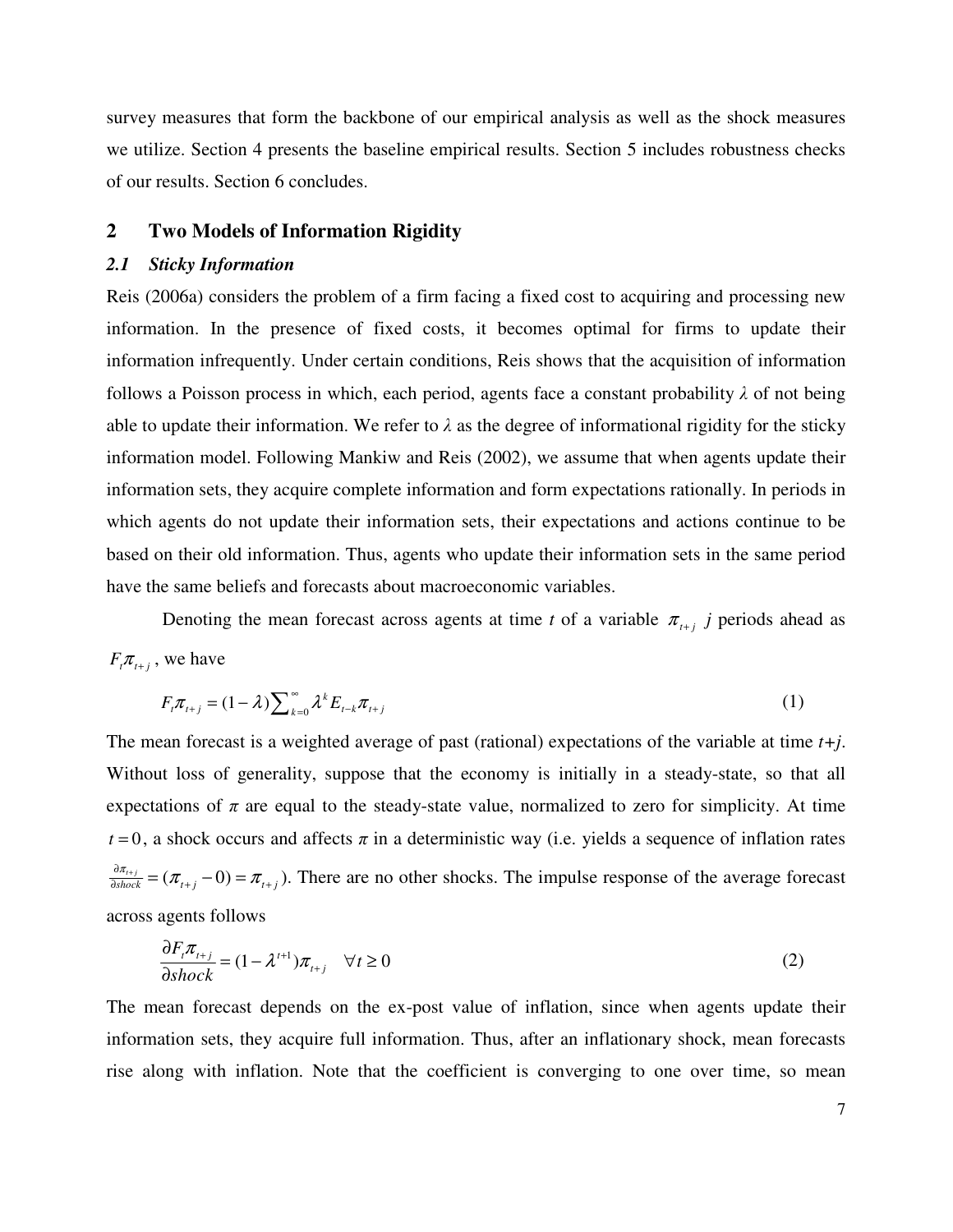survey measures that form the backbone of our empirical analysis as well as the shock measures we utilize. Section 4 presents the baseline empirical results. Section 5 includes robustness checks of our results. Section 6 concludes.

## 2 Two Models of Information Rigidity

### *2.1 Sticky Information*

Reis (2006a) considers the problem of a firm facing a fixed cost to acquiring and processing new information. In the presence of fixed costs, it becomes optimal for firms to update their information infrequently. Under certain conditions, Reis shows that the acquisition of information follows a Poisson process in which, each period, agents face a constant probability $\lambda$ of not being able to update their information. We refer to $\lambda$ as the degree of informational rigidity for the sticky information model. Following Mankiw and Reis (2002), we assume that when agents update their information sets, they acquire complete information and form expectations rationally. In periods in which agents do not update their information sets, their expectations and actions continue to be based on their old information. Thus, agents who update their information sets in the same period have the same beliefs and forecasts about macroeconomic variables.

Denoting the mean forecast across agents at time $t$ of a variable $\pi_{t+j}$ $j$ periods ahead as $F_t\pi_{t+j}$, we have

$$F_t\pi_{t+j} = (1-\lambda)\sum_{k=0}^{\infty}\lambda^k E_{t-k}\pi_{t+j} \tag{1}$$

The mean forecast is a weighted average of past (rational) expectations of the variable at time $t+j$. Without loss of generality, suppose that the economy is initially in a steady-state, so that all expectations of $\pi$ are equal to the steady-state value, normalized to zero for simplicity. At time $t=0$, a shock occurs and affects $\pi$ in a deterministic way (i.e. yields a sequence of inflation rates $\frac{\partial \pi_{t+j}}{\partial shock} = (\pi_{t+j} - 0) = \pi_{t+j}$). There are no other shocks. The impulse response of the average forecast across agents follows

$$\frac{\partial F_t\pi_{t+j}}{\partial shock} = (1-\lambda^{t+1})\pi_{t+j} \quad \forall t \geq 0 \tag{2}$$

The mean forecast depends on the ex-post value of inflation, since when agents update their information sets, they acquire full information. Thus, after an inflationary shock, mean forecasts rise along with inflation. Note that the coefficient is converging to one over time, so mean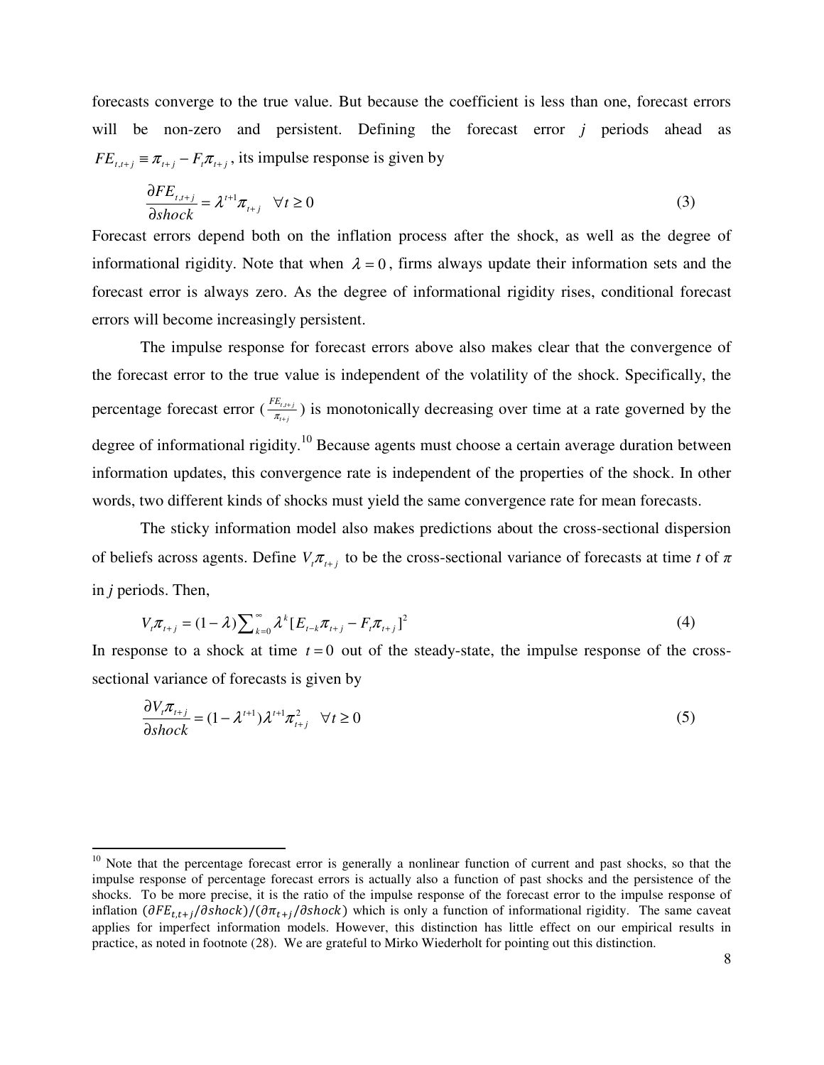forecasts converge to the true value. But because the coefficient is less than one, forecast errors will be non-zero and persistent. Defining the forecast error *j* periods ahead as $FE_{t,t+j} \equiv \pi_{t+j} - F_t \pi_{t+j}$, its impulse response is given by

$$\frac{\partial FE_{t,t+j}}{\partial shock} = \lambda^{t+1} \pi_{t+j} \quad \forall t \geq 0 \tag{3}$$

Forecast errors depend both on the inflation process after the shock, as well as the degree of informational rigidity. Note that when $\lambda = 0$, firms always update their information sets and the forecast error is always zero. As the degree of informational rigidity rises, conditional forecast errors will become increasingly persistent.

The impulse response for forecast errors above also makes clear that the convergence of the forecast error to the true value is independent of the volatility of the shock. Specifically, the percentage forecast error ($\frac{FE_{t,t+j}}{\pi_{t+j}}$) is monotonically decreasing over time at a rate governed by the degree of informational rigidity.[10] Because agents must choose a certain average duration between information updates, this convergence rate is independent of the properties of the shock. In other words, two different kinds of shocks must yield the same convergence rate for mean forecasts.

The sticky information model also makes predictions about the cross-sectional dispersion of beliefs across agents. Define $V_t \pi_{t+j}$ to be the cross-sectional variance of forecasts at time *t* of *π* in *j* periods. Then,

$$V_t \pi_{t+j} = (1-\lambda) \sum_{k=0}^{\infty} \lambda^k [E_{t-k} \pi_{t+j} - F_t \pi_{t+j}]^2 \tag{4}$$

In response to a shock at time $t = 0$ out of the steady-state, the impulse response of the cross-sectional variance of forecasts is given by

$$\frac{\partial V_t \pi_{t+j}}{\partial shock} = (1-\lambda^{t+1}) \lambda^{t+1} \pi_{t+j}^2 \quad \forall t \geq 0 \tag{5}$$

[10] Note that the percentage forecast error is generally a nonlinear function of current and past shocks, so that the impulse response of percentage forecast errors is actually also a function of past shocks and the persistence of the shocks. To be more precise, it is the ratio of the impulse response of the forecast error to the impulse response of inflation $(\partial FE_{t,t+j}/\partial shock)/(\partial \pi_{t+j}/\partial shock)$ which is only a function of informational rigidity. The same caveat applies for imperfect information models. However, this distinction has little effect on our empirical results in practice, as noted in footnote (28). We are grateful to Mirko Wiederholt for pointing out this distinction.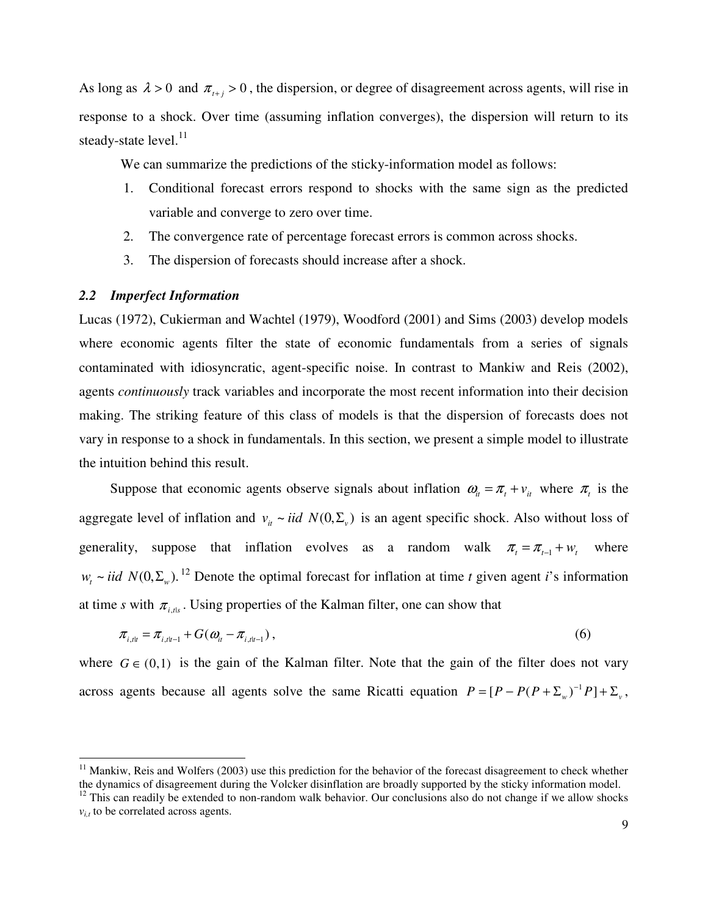As long as $\lambda > 0$ and $\pi_{t+j} > 0$, the dispersion, or degree of disagreement across agents, will rise in response to a shock. Over time (assuming inflation converges), the dispersion will return to its steady-state level.[11]

We can summarize the predictions of the sticky-information model as follows:

1. Conditional forecast errors respond to shocks with the same sign as the predicted variable and converge to zero over time.
2. The convergence rate of percentage forecast errors is common across shocks.
3. The dispersion of forecasts should increase after a shock.

### *2.2 Imperfect Information*

Lucas (1972), Cukierman and Wachtel (1979), Woodford (2001) and Sims (2003) develop models where economic agents filter the state of economic fundamentals from a series of signals contaminated with idiosyncratic, agent-specific noise. In contrast to Mankiw and Reis (2002), agents *continuously* track variables and incorporate the most recent information into their decision making. The striking feature of this class of models is that the dispersion of forecasts does not vary in response to a shock in fundamentals. In this section, we present a simple model to illustrate the intuition behind this result.

Suppose that economic agents observe signals about inflation $\omega_{it} = \pi_t + v_{it}$ where $\pi_t$ is the aggregate level of inflation and $v_{it} \sim iid\ N(0, \Sigma_v)$ is an agent specific shock. Also without loss of generality, suppose that inflation evolves as a random walk $\pi_t = \pi_{t-1} + w_t$ where $w_t \sim iid\ N(0, \Sigma_w)$.[12] Denote the optimal forecast for inflation at time *t* given agent *i*'s information at time *s* with $\pi_{i,t|s}$. Using properties of the Kalman filter, one can show that

$$\pi_{i,t|t} = \pi_{i,t|t-1} + G(\omega_{it} - \pi_{i,t|t-1}), \tag{6}$$

where $G \in (0,1)$ is the gain of the Kalman filter. Note that the gain of the filter does not vary across agents because all agents solve the same Ricatti equation $P = [P - P(P + \Sigma_w)^{-1} P] + \Sigma_v$,

---

[11] Mankiw, Reis and Wolfers (2003) use this prediction for the behavior of the forecast disagreement to check whether the dynamics of disagreement during the Volcker disinflation are broadly supported by the sticky information model.

[12] This can readily be extended to non-random walk behavior. Our conclusions also do not change if we allow shocks $v_{i,t}$ to be correlated across agents.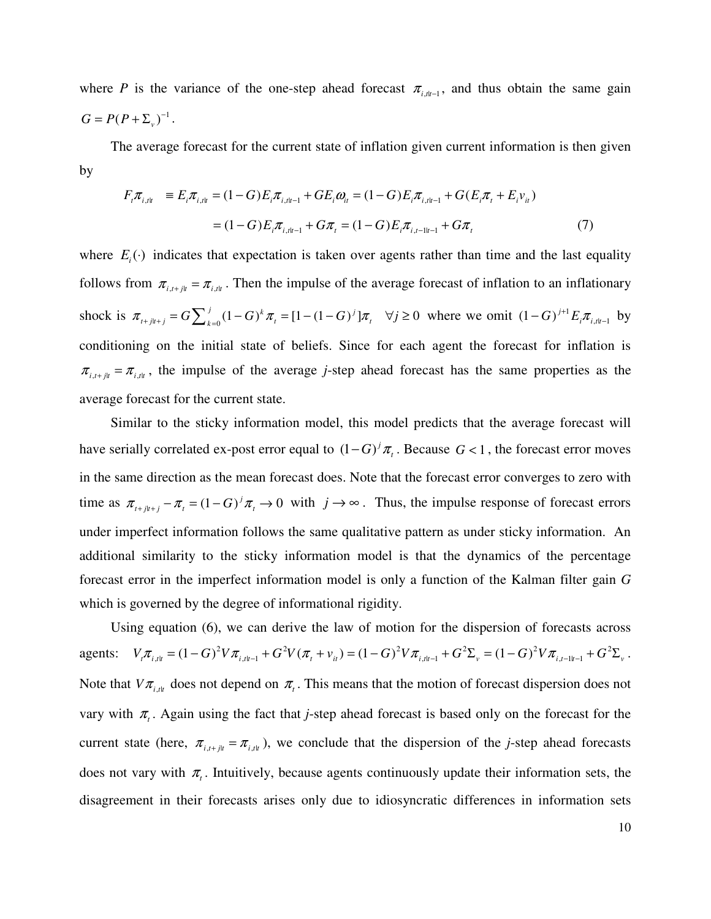where $P$ is the variance of the one-step ahead forecast $\pi_{i,t|t-1}$, and thus obtain the same gain $G = P(P+\Sigma_v)^{-1}$.

The average forecast for the current state of inflation given current information is then given by

$$
\begin{aligned}
F_t \pi_{i,t|t} \equiv E_i \pi_{i,t|t} &= (1-G)E_i \pi_{i,t|t-1} + G E_i \omega_{it} = (1-G)E_i \pi_{i,t|t-1} + G(E_i \pi_t + E_i v_{it}) \\
&= (1-G)E_i \pi_{i,t|t-1} + G\pi_t = (1-G)E_i \pi_{i,t-1|t-1} + G\pi_t \qquad (7)
\end{aligned}
$$

where $E_i(\cdot)$ indicates that expectation is taken over agents rather than time and the last equality follows from $\pi_{i,t+j|t} = \pi_{i,t|t}$. Then the impulse of the average forecast of inflation to an inflationary shock is $\pi_{t+j|t+j} = G\sum_{k=0}^{j}(1-G)^k \pi_t = [1-(1-G)^j]\pi_t \quad \forall j \geq 0$ where we omit $(1-G)^{j+1}E_i \pi_{i,t|t-1}$ by conditioning on the initial state of beliefs. Since for each agent the forecast for inflation is $\pi_{i,t+j|t} = \pi_{i,t|t}$, the impulse of the average *j*-step ahead forecast has the same properties as the average forecast for the current state.

Similar to the sticky information model, this model predicts that the average forecast will have serially correlated ex-post error equal to $(1-G)^j \pi_t$. Because $G < 1$, the forecast error moves in the same direction as the mean forecast does. Note that the forecast error converges to zero with time as $\pi_{t+j|t+j} - \pi_t = (1-G)^j \pi_t \to 0$ with $j \to \infty$. Thus, the impulse response of forecast errors under imperfect information follows the same qualitative pattern as under sticky information. An additional similarity to the sticky information model is that the dynamics of the percentage forecast error in the imperfect information model is only a function of the Kalman filter gain *G* which is governed by the degree of informational rigidity.

Using equation (6), we can derive the law of motion for the dispersion of forecasts across agents: $V_t \pi_{i,t|t} = (1-G)^2 V\pi_{i,t|t-1} + G^2 V(\pi_t + v_{it}) = (1-G)^2 V\pi_{i,t|t-1} + G^2\Sigma_v = (1-G)^2 V\pi_{i,t-1|t-1} + G^2\Sigma_v$. Note that $V\pi_{i,t|t}$ does not depend on $\pi_t$. This means that the motion of forecast dispersion does not vary with $\pi_t$. Again using the fact that *j*-step ahead forecast is based only on the forecast for the current state (here, $\pi_{i,t+j|t} = \pi_{i,t|t}$), we conclude that the dispersion of the *j*-step ahead forecasts does not vary with $\pi_t$. Intuitively, because agents continuously update their information sets, the disagreement in their forecasts arises only due to idiosyncratic differences in information sets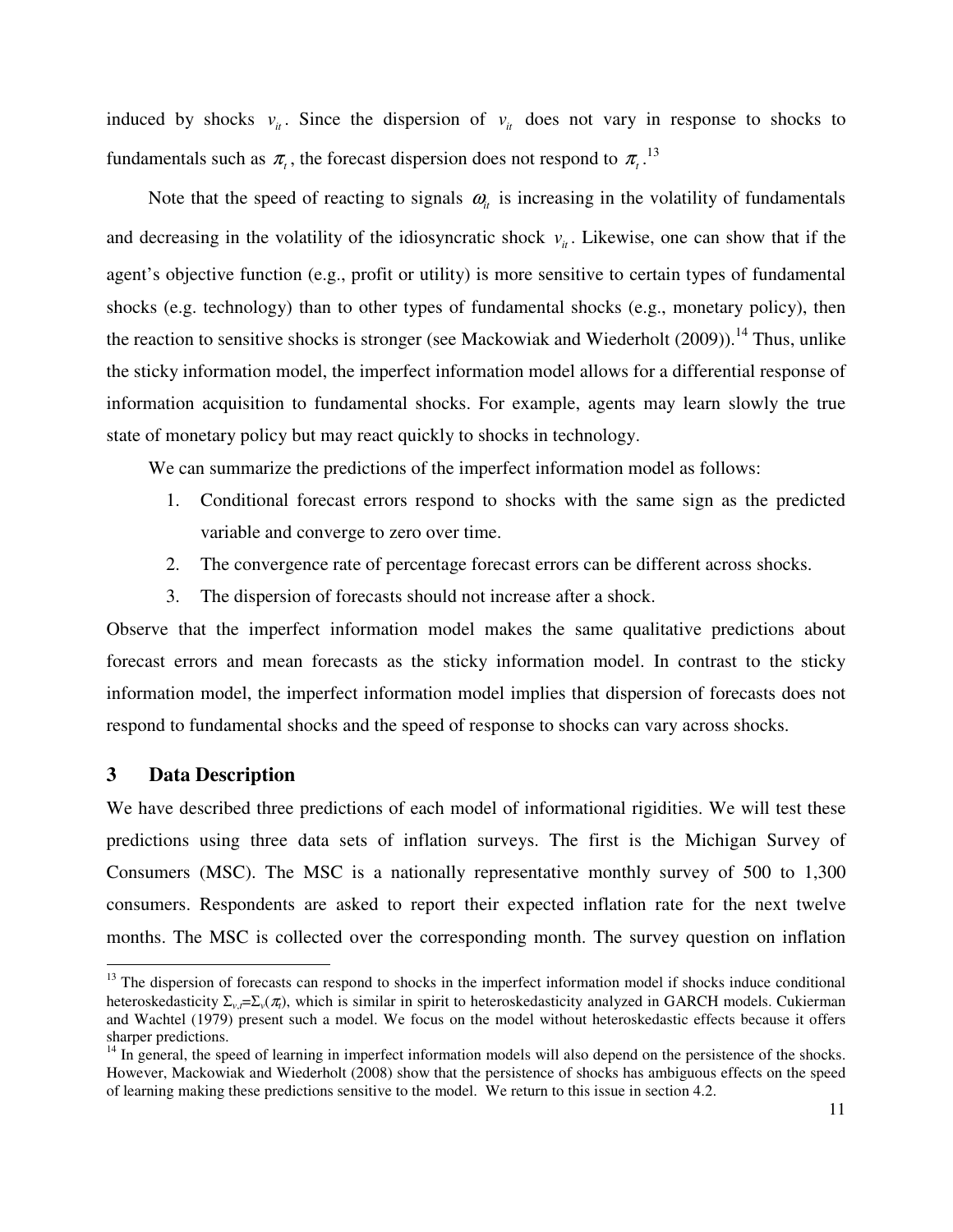induced by shocks $v_{it}$. Since the dispersion of $v_{it}$ does not vary in response to shocks to fundamentals such as $\pi_t$, the forecast dispersion does not respond to $\pi_t$.[13]

Note that the speed of reacting to signals $\omega_{it}$ is increasing in the volatility of fundamentals and decreasing in the volatility of the idiosyncratic shock $v_{it}$. Likewise, one can show that if the agent's objective function (e.g., profit or utility) is more sensitive to certain types of fundamental shocks (e.g. technology) than to other types of fundamental shocks (e.g., monetary policy), then the reaction to sensitive shocks is stronger (see Mackowiak and Wiederholt (2009)).[14] Thus, unlike the sticky information model, the imperfect information model allows for a differential response of information acquisition to fundamental shocks. For example, agents may learn slowly the true state of monetary policy but may react quickly to shocks in technology.

We can summarize the predictions of the imperfect information model as follows:

1. Conditional forecast errors respond to shocks with the same sign as the predicted variable and converge to zero over time.
2. The convergence rate of percentage forecast errors can be different across shocks.
3. The dispersion of forecasts should not increase after a shock.

Observe that the imperfect information model makes the same qualitative predictions about forecast errors and mean forecasts as the sticky information model. In contrast to the sticky information model, the imperfect information model implies that dispersion of forecasts does not respond to fundamental shocks and the speed of response to shocks can vary across shocks.

## 3 Data Description

We have described three predictions of each model of informational rigidities. We will test these predictions using three data sets of inflation surveys. The first is the Michigan Survey of Consumers (MSC). The MSC is a nationally representative monthly survey of 500 to 1,300 consumers. Respondents are asked to report their expected inflation rate for the next twelve months. The MSC is collected over the corresponding month. The survey question on inflation

---

[13] The dispersion of forecasts can respond to shocks in the imperfect information model if shocks induce conditional heteroskedasticity $\Sigma_{v,t}=\Sigma_v(\pi_t)$, which is similar in spirit to heteroskedasticity analyzed in GARCH models. Cukierman and Wachtel (1979) present such a model. We focus on the model without heteroskedastic effects because it offers sharper predictions.

[14] In general, the speed of learning in imperfect information models will also depend on the persistence of the shocks. However, Mackowiak and Wiederholt (2008) show that the persistence of shocks has ambiguous effects on the speed of learning making these predictions sensitive to the model. We return to this issue in section 4.2.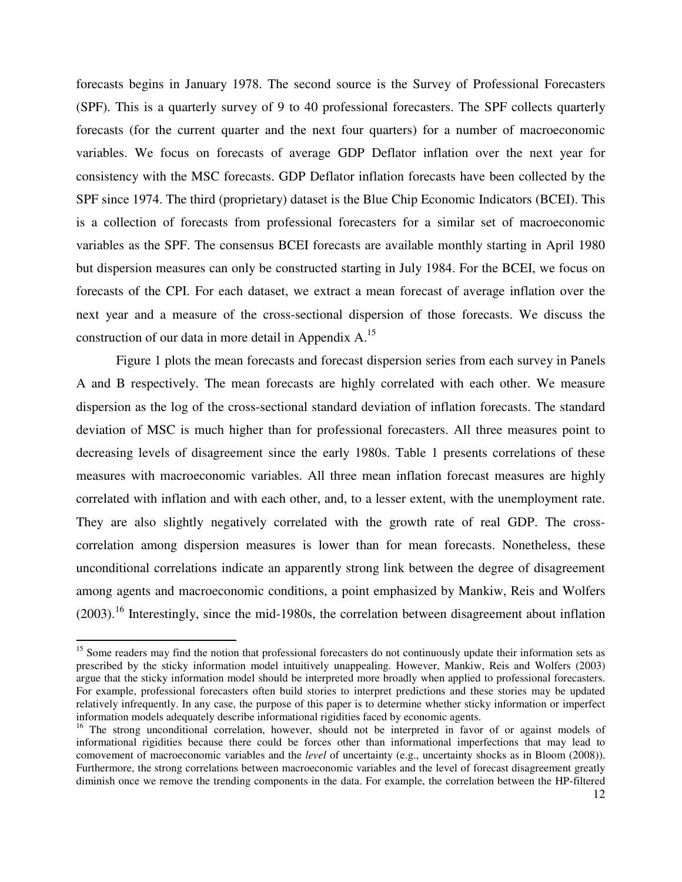forecasts begins in January 1978. The second source is the Survey of Professional Forecasters (SPF). This is a quarterly survey of 9 to 40 professional forecasters. The SPF collects quarterly forecasts (for the current quarter and the next four quarters) for a number of macroeconomic variables. We focus on forecasts of average GDP Deflator inflation over the next year for consistency with the MSC forecasts. GDP Deflator inflation forecasts have been collected by the SPF since 1974. The third (proprietary) dataset is the Blue Chip Economic Indicators (BCEI). This is a collection of forecasts from professional forecasters for a similar set of macroeconomic variables as the SPF. The consensus BCEI forecasts are available monthly starting in April 1980 but dispersion measures can only be constructed starting in July 1984. For the BCEI, we focus on forecasts of the CPI. For each dataset, we extract a mean forecast of average inflation over the next year and a measure of the cross-sectional dispersion of those forecasts. We discuss the construction of our data in more detail in Appendix A.[15]

Figure 1 plots the mean forecasts and forecast dispersion series from each survey in Panels A and B respectively. The mean forecasts are highly correlated with each other. We measure dispersion as the log of the cross-sectional standard deviation of inflation forecasts. The standard deviation of MSC is much higher than for professional forecasters. All three measures point to decreasing levels of disagreement since the early 1980s. Table 1 presents correlations of these measures with macroeconomic variables. All three mean inflation forecast measures are highly correlated with inflation and with each other, and, to a lesser extent, with the unemployment rate. They are also slightly negatively correlated with the growth rate of real GDP. The cross-correlation among dispersion measures is lower than for mean forecasts. Nonetheless, these unconditional correlations indicate an apparently strong link between the degree of disagreement among agents and macroeconomic conditions, a point emphasized by Mankiw, Reis and Wolfers (2003).[16] Interestingly, since the mid-1980s, the correlation between disagreement about inflation

[15] Some readers may find the notion that professional forecasters do not continuously update their information sets as prescribed by the sticky information model intuitively unappealing. However, Mankiw, Reis and Wolfers (2003) argue that the sticky information model should be interpreted more broadly when applied to professional forecasters. For example, professional forecasters often build stories to interpret predictions and these stories may be updated relatively infrequently. In any case, the purpose of this paper is to determine whether sticky information or imperfect information models adequately describe informational rigidities faced by economic agents.

[16] The strong unconditional correlation, however, should not be interpreted in favor of or against models of informational rigidities because there could be forces other than informational imperfections that may lead to comovement of macroeconomic variables and the *level* of uncertainty (e.g., uncertainty shocks as in Bloom (2008)). Furthermore, the strong correlations between macroeconomic variables and the level of forecast disagreement greatly diminish once we remove the trending components in the data. For example, the correlation between the HP-filtered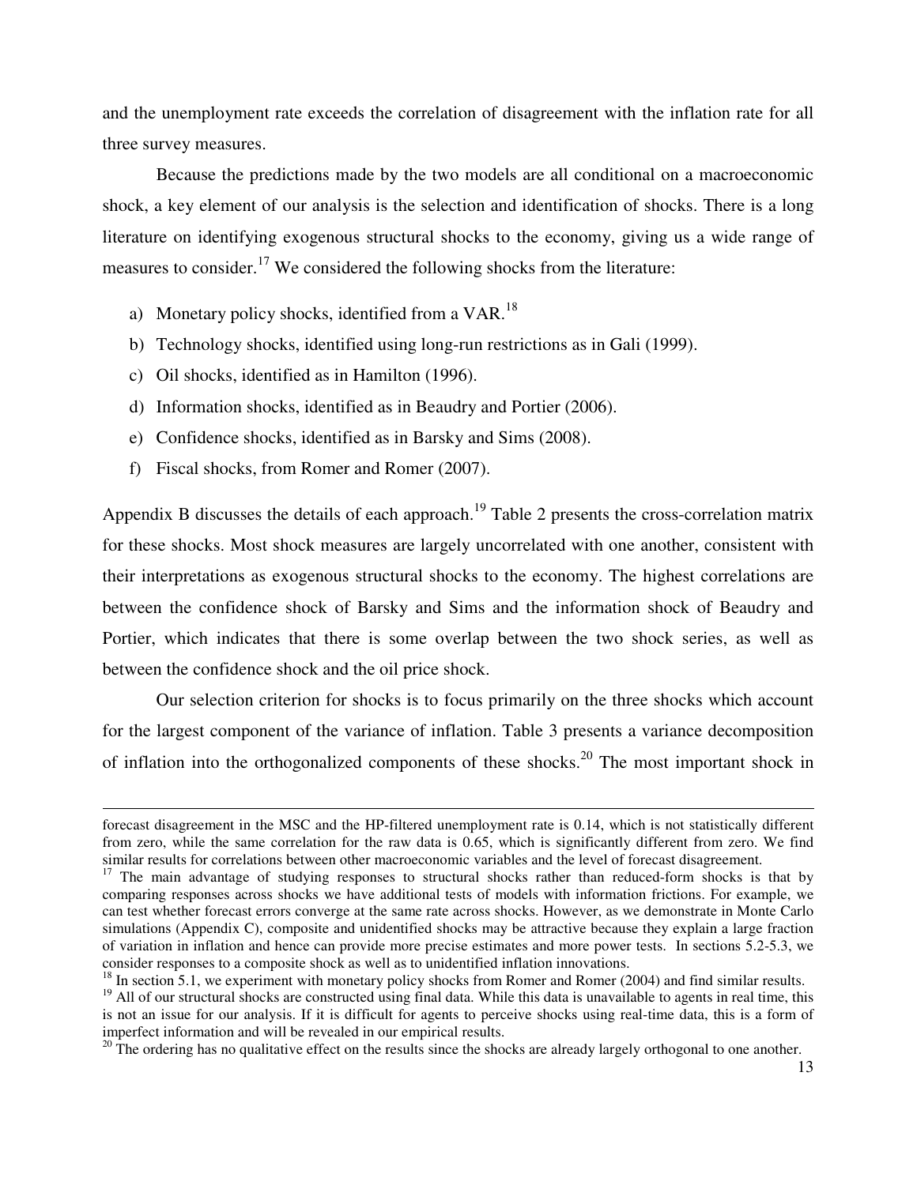and the unemployment rate exceeds the correlation of disagreement with the inflation rate for all three survey measures.

Because the predictions made by the two models are all conditional on a macroeconomic shock, a key element of our analysis is the selection and identification of shocks. There is a long literature on identifying exogenous structural shocks to the economy, giving us a wide range of measures to consider.[17] We considered the following shocks from the literature:

a) Monetary policy shocks, identified from a VAR.[18]
b) Technology shocks, identified using long-run restrictions as in Gali (1999).
c) Oil shocks, identified as in Hamilton (1996).
d) Information shocks, identified as in Beaudry and Portier (2006).
e) Confidence shocks, identified as in Barsky and Sims (2008).
f) Fiscal shocks, from Romer and Romer (2007).

Appendix B discusses the details of each approach.[19] Table 2 presents the cross-correlation matrix for these shocks. Most shock measures are largely uncorrelated with one another, consistent with their interpretations as exogenous structural shocks to the economy. The highest correlations are between the confidence shock of Barsky and Sims and the information shock of Beaudry and Portier, which indicates that there is some overlap between the two shock series, as well as between the confidence shock and the oil price shock.

Our selection criterion for shocks is to focus primarily on the three shocks which account for the largest component of the variance of inflation. Table 3 presents a variance decomposition of inflation into the orthogonalized components of these shocks.[20] The most important shock in

---

forecast disagreement in the MSC and the HP-filtered unemployment rate is 0.14, which is not statistically different from zero, while the same correlation for the raw data is 0.65, which is significantly different from zero. We find similar results for correlations between other macroeconomic variables and the level of forecast disagreement.

[17] The main advantage of studying responses to structural shocks rather than reduced-form shocks is that by comparing responses across shocks we have additional tests of models with information frictions. For example, we can test whether forecast errors converge at the same rate across shocks. However, as we demonstrate in Monte Carlo simulations (Appendix C), composite and unidentified shocks may be attractive because they explain a large fraction of variation in inflation and hence can provide more precise estimates and more power tests. In sections 5.2-5.3, we consider responses to a composite shock as well as to unidentified inflation innovations.

[18] In section 5.1, we experiment with monetary policy shocks from Romer and Romer (2004) and find similar results.

[19] All of our structural shocks are constructed using final data. While this data is unavailable to agents in real time, this is not an issue for our analysis. If it is difficult for agents to perceive shocks using real-time data, this is a form of imperfect information and will be revealed in our empirical results.

[20] The ordering has no qualitative effect on the results since the shocks are already largely orthogonal to one another.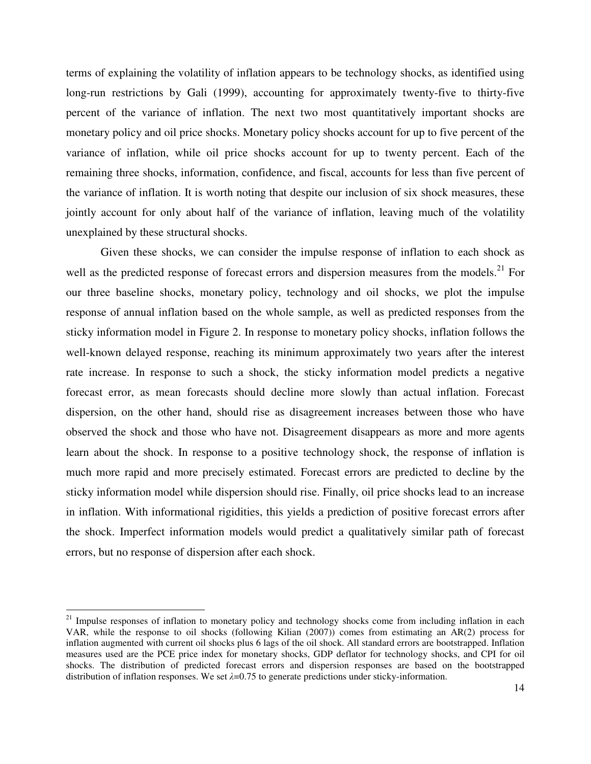terms of explaining the volatility of inflation appears to be technology shocks, as identified using long-run restrictions by Gali (1999), accounting for approximately twenty-five to thirty-five percent of the variance of inflation. The next two most quantitatively important shocks are monetary policy and oil price shocks. Monetary policy shocks account for up to five percent of the variance of inflation, while oil price shocks account for up to twenty percent. Each of the remaining three shocks, information, confidence, and fiscal, accounts for less than five percent of the variance of inflation. It is worth noting that despite our inclusion of six shock measures, these jointly account for only about half of the variance of inflation, leaving much of the volatility unexplained by these structural shocks.

Given these shocks, we can consider the impulse response of inflation to each shock as well as the predicted response of forecast errors and dispersion measures from the models.[21] For our three baseline shocks, monetary policy, technology and oil shocks, we plot the impulse response of annual inflation based on the whole sample, as well as predicted responses from the sticky information model in Figure 2. In response to monetary policy shocks, inflation follows the well-known delayed response, reaching its minimum approximately two years after the interest rate increase. In response to such a shock, the sticky information model predicts a negative forecast error, as mean forecasts should decline more slowly than actual inflation. Forecast dispersion, on the other hand, should rise as disagreement increases between those who have observed the shock and those who have not. Disagreement disappears as more and more agents learn about the shock. In response to a positive technology shock, the response of inflation is much more rapid and more precisely estimated. Forecast errors are predicted to decline by the sticky information model while dispersion should rise. Finally, oil price shocks lead to an increase in inflation. With informational rigidities, this yields a prediction of positive forecast errors after the shock. Imperfect information models would predict a qualitatively similar path of forecast errors, but no response of dispersion after each shock.

[21] Impulse responses of inflation to monetary policy and technology shocks come from including inflation in each VAR, while the response to oil shocks (following Kilian (2007)) comes from estimating an AR(2) process for inflation augmented with current oil shocks plus 6 lags of the oil shock. All standard errors are bootstrapped. Inflation measures used are the PCE price index for monetary shocks, GDP deflator for technology shocks, and CPI for oil shocks. The distribution of predicted forecast errors and dispersion responses are based on the bootstrapped distribution of inflation responses. We set $\lambda$=0.75 to generate predictions under sticky-information.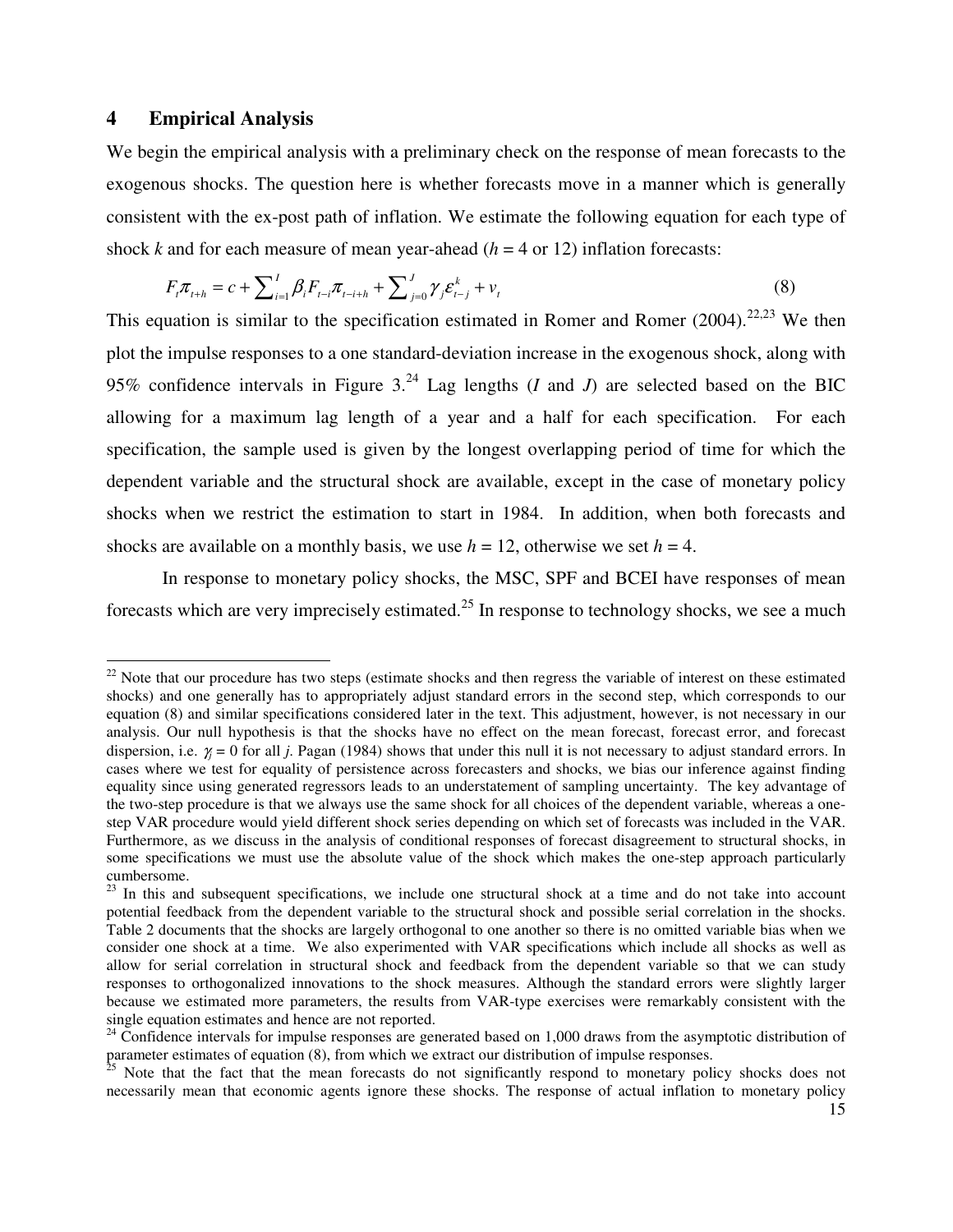## 4 Empirical Analysis

We begin the empirical analysis with a preliminary check on the response of mean forecasts to the exogenous shocks. The question here is whether forecasts move in a manner which is generally consistent with the ex-post path of inflation. We estimate the following equation for each type of shock $k$ and for each measure of mean year-ahead ($h$ = 4 or 12) inflation forecasts:

$$F_t\pi_{t+h} = c + \sum_{i=1}^{I} \beta_i F_{t-i}\pi_{t-i+h} + \sum_{j=0}^{J} \gamma_j \varepsilon_{t-j}^{k} + v_t \tag{8}$$

This equation is similar to the specification estimated in Romer and Romer (2004).[22,23] We then plot the impulse responses to a one standard-deviation increase in the exogenous shock, along with 95% confidence intervals in Figure 3.[24] Lag lengths ($I$ and $J$) are selected based on the BIC allowing for a maximum lag length of a year and a half for each specification. For each specification, the sample used is given by the longest overlapping period of time for which the dependent variable and the structural shock are available, except in the case of monetary policy shocks when we restrict the estimation to start in 1984. In addition, when both forecasts and shocks are available on a monthly basis, we use $h$ = 12, otherwise we set $h$ = 4.

In response to monetary policy shocks, the MSC, SPF and BCEI have responses of mean forecasts which are very imprecisely estimated.[25] In response to technology shocks, we see a much

---

[22] Note that our procedure has two steps (estimate shocks and then regress the variable of interest on these estimated shocks) and one generally has to appropriately adjust standard errors in the second step, which corresponds to our equation (8) and similar specifications considered later in the text. This adjustment, however, is not necessary in our analysis. Our null hypothesis is that the shocks have no effect on the mean forecast, forecast error, and forecast dispersion, i.e. $\gamma_j = 0$ for all $j$. Pagan (1984) shows that under this null it is not necessary to adjust standard errors. In cases where we test for equality of persistence across forecasters and shocks, we bias our inference against finding equality since using generated regressors leads to an understatement of sampling uncertainty. The key advantage of the two-step procedure is that we always use the same shock for all choices of the dependent variable, whereas a one-step VAR procedure would yield different shock series depending on which set of forecasts was included in the VAR. Furthermore, as we discuss in the analysis of conditional responses of forecast disagreement to structural shocks, in some specifications we must use the absolute value of the shock which makes the one-step approach particularly cumbersome.

[23] In this and subsequent specifications, we include one structural shock at a time and do not take into account potential feedback from the dependent variable to the structural shock and possible serial correlation in the shocks. Table 2 documents that the shocks are largely orthogonal to one another so there is no omitted variable bias when we consider one shock at a time. We also experimented with VAR specifications which include all shocks as well as allow for serial correlation in structural shock and feedback from the dependent variable so that we can study responses to orthogonalized innovations to the shock measures. Although the standard errors were slightly larger because we estimated more parameters, the results from VAR-type exercises were remarkably consistent with the single equation estimates and hence are not reported.

[24] Confidence intervals for impulse responses are generated based on 1,000 draws from the asymptotic distribution of parameter estimates of equation (8), from which we extract our distribution of impulse responses.

[25] Note that the fact that the mean forecasts do not significantly respond to monetary policy shocks does not necessarily mean that economic agents ignore these shocks. The response of actual inflation to monetary policy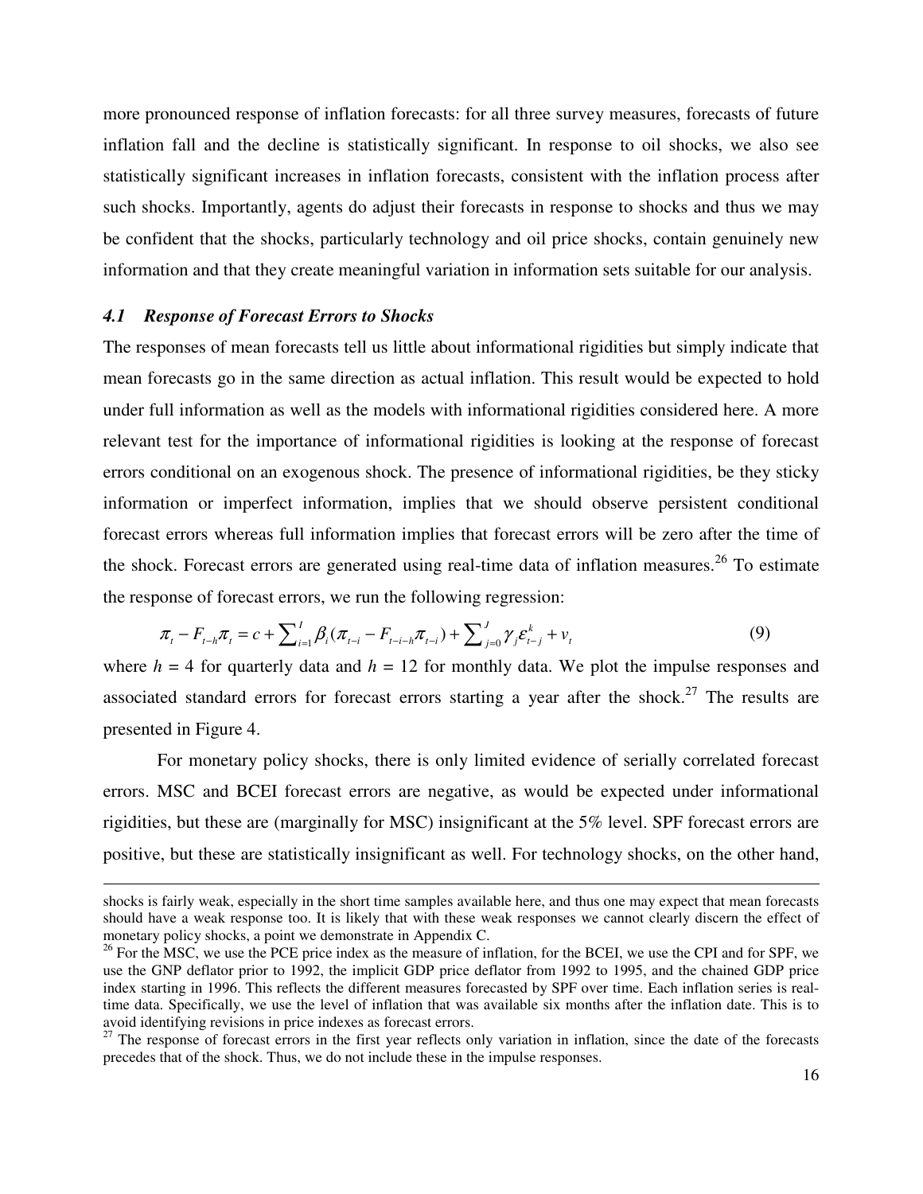more pronounced response of inflation forecasts: for all three survey measures, forecasts of future inflation fall and the decline is statistically significant. In response to oil shocks, we also see statistically significant increases in inflation forecasts, consistent with the inflation process after such shocks. Importantly, agents do adjust their forecasts in response to shocks and thus we may be confident that the shocks, particularly technology and oil price shocks, contain genuinely new information and that they create meaningful variation in information sets suitable for our analysis.

### *4.1 Response of Forecast Errors to Shocks*

The responses of mean forecasts tell us little about informational rigidities but simply indicate that mean forecasts go in the same direction as actual inflation. This result would be expected to hold under full information as well as the models with informational rigidities considered here. A more relevant test for the importance of informational rigidities is looking at the response of forecast errors conditional on an exogenous shock. The presence of informational rigidities, be they sticky information or imperfect information, implies that we should observe persistent conditional forecast errors whereas full information implies that forecast errors will be zero after the time of the shock. Forecast errors are generated using real-time data of inflation measures.[26] To estimate the response of forecast errors, we run the following regression:

$$\pi_t - F_{t-h}\pi_t = c + \sum_{i=1}^{I} \beta_i (\pi_{t-i} - F_{t-i-h}\pi_{t-i}) + \sum_{j=0}^{J} \gamma_j \varepsilon_{t-j}^{k} + v_t \tag{9}$$

where $h = 4$ for quarterly data and $h = 12$ for monthly data. We plot the impulse responses and associated standard errors for forecast errors starting a year after the shock.[27] The results are presented in Figure 4.

For monetary policy shocks, there is only limited evidence of serially correlated forecast errors. MSC and BCEI forecast errors are negative, as would be expected under informational rigidities, but these are (marginally for MSC) insignificant at the 5% level. SPF forecast errors are positive, but these are statistically insignificant as well. For technology shocks, on the other hand,

---

shocks is fairly weak, especially in the short time samples available here, and thus one may expect that mean forecasts should have a weak response too. It is likely that with these weak responses we cannot clearly discern the effect of monetary policy shocks, a point we demonstrate in Appendix C.

[26] For the MSC, we use the PCE price index as the measure of inflation, for the BCEI, we use the CPI and for SPF, we use the GNP deflator prior to 1992, the implicit GDP price deflator from 1992 to 1995, and the chained GDP price index starting in 1996. This reflects the different measures forecasted by SPF over time. Each inflation series is real-time data. Specifically, we use the level of inflation that was available six months after the inflation date. This is to avoid identifying revisions in price indexes as forecast errors.

[27] The response of forecast errors in the first year reflects only variation in inflation, since the date of the forecasts precedes that of the shock. Thus, we do not include these in the impulse responses.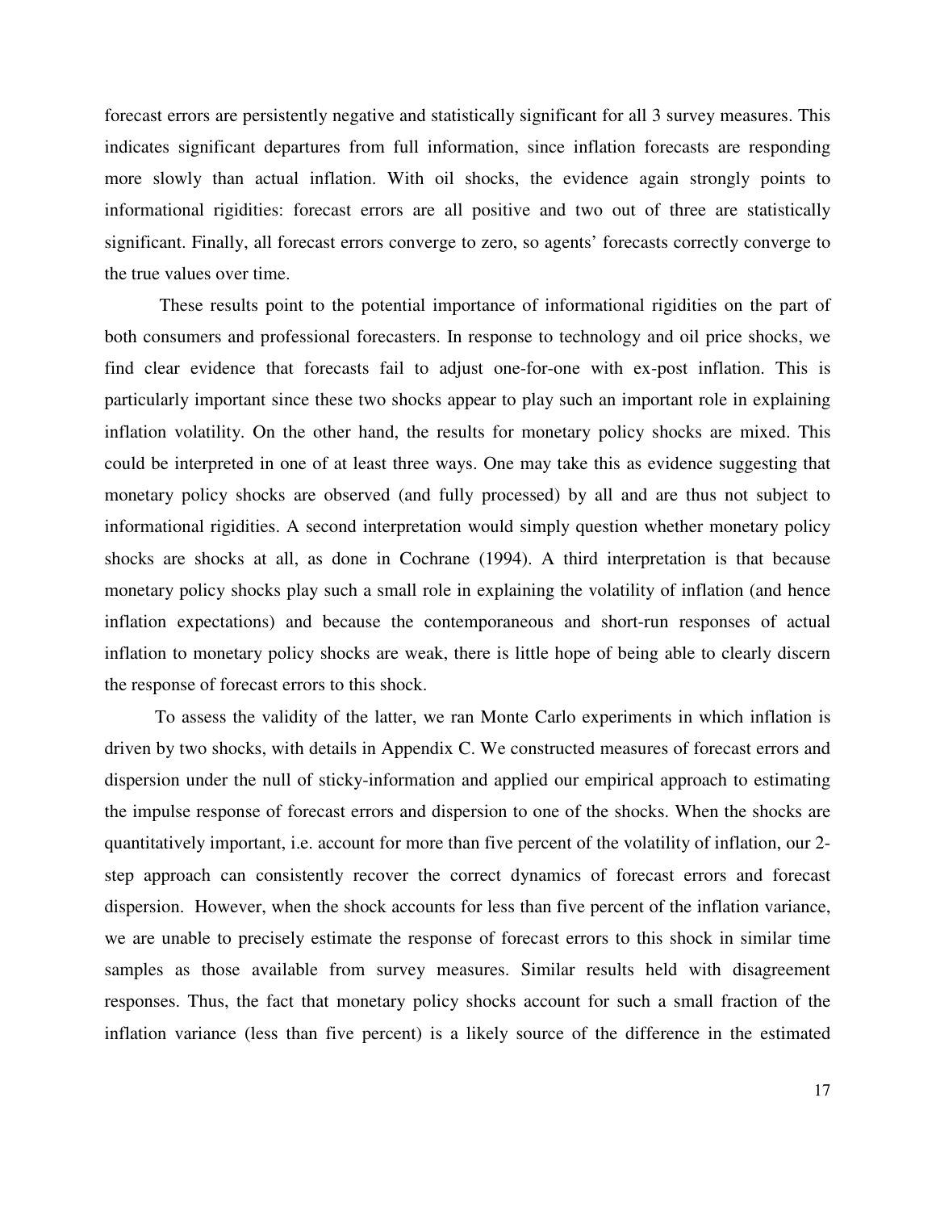forecast errors are persistently negative and statistically significant for all 3 survey measures. This indicates significant departures from full information, since inflation forecasts are responding more slowly than actual inflation. With oil shocks, the evidence again strongly points to informational rigidities: forecast errors are all positive and two out of three are statistically significant. Finally, all forecast errors converge to zero, so agents' forecasts correctly converge to the true values over time.

These results point to the potential importance of informational rigidities on the part of both consumers and professional forecasters. In response to technology and oil price shocks, we find clear evidence that forecasts fail to adjust one-for-one with ex-post inflation. This is particularly important since these two shocks appear to play such an important role in explaining inflation volatility. On the other hand, the results for monetary policy shocks are mixed. This could be interpreted in one of at least three ways. One may take this as evidence suggesting that monetary policy shocks are observed (and fully processed) by all and are thus not subject to informational rigidities. A second interpretation would simply question whether monetary policy shocks are shocks at all, as done in Cochrane (1994). A third interpretation is that because monetary policy shocks play such a small role in explaining the volatility of inflation (and hence inflation expectations) and because the contemporaneous and short-run responses of actual inflation to monetary policy shocks are weak, there is little hope of being able to clearly discern the response of forecast errors to this shock.

To assess the validity of the latter, we ran Monte Carlo experiments in which inflation is driven by two shocks, with details in Appendix C. We constructed measures of forecast errors and dispersion under the null of sticky-information and applied our empirical approach to estimating the impulse response of forecast errors and dispersion to one of the shocks. When the shocks are quantitatively important, i.e. account for more than five percent of the volatility of inflation, our 2-step approach can consistently recover the correct dynamics of forecast errors and forecast dispersion. However, when the shock accounts for less than five percent of the inflation variance, we are unable to precisely estimate the response of forecast errors to this shock in similar time samples as those available from survey measures. Similar results held with disagreement responses. Thus, the fact that monetary policy shocks account for such a small fraction of the inflation variance (less than five percent) is a likely source of the difference in the estimated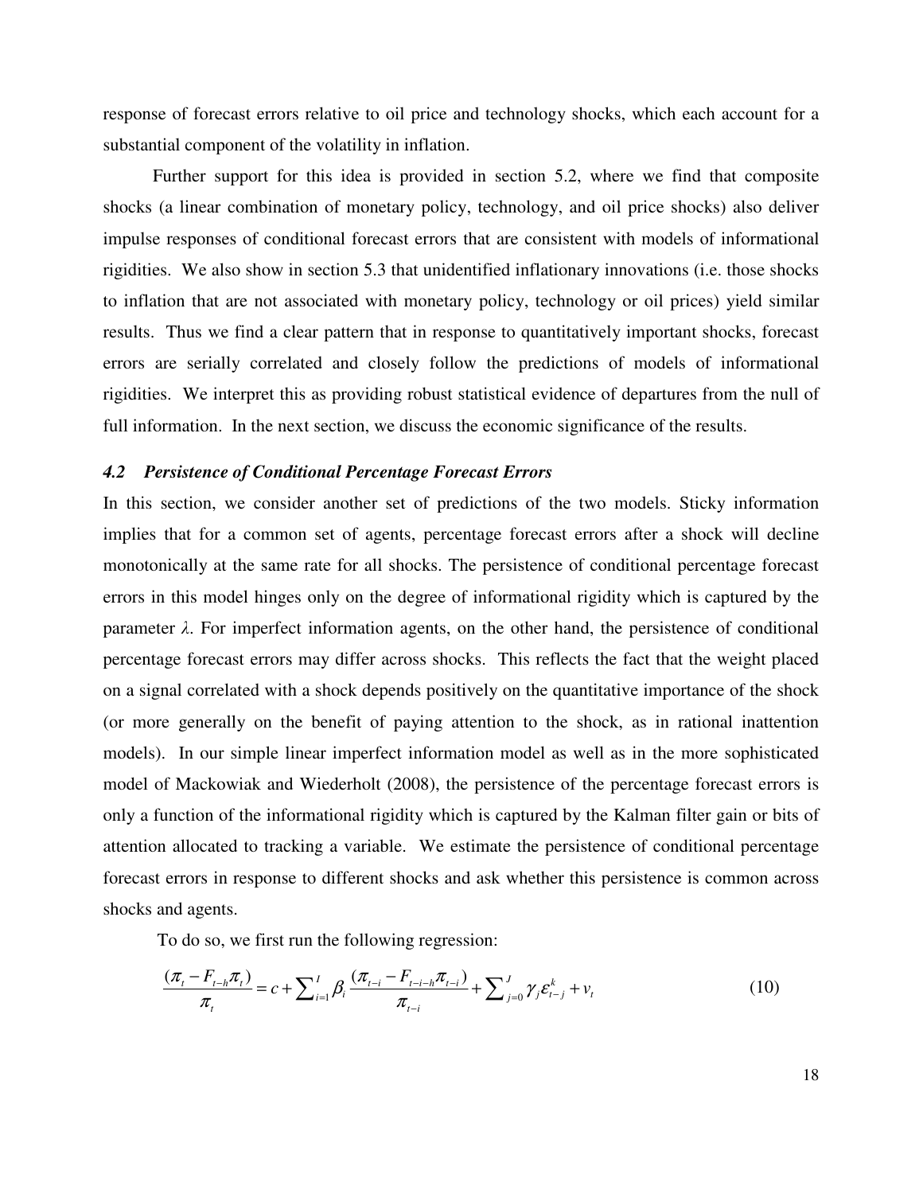response of forecast errors relative to oil price and technology shocks, which each account for a substantial component of the volatility in inflation.

Further support for this idea is provided in section 5.2, where we find that composite shocks (a linear combination of monetary policy, technology, and oil price shocks) also deliver impulse responses of conditional forecast errors that are consistent with models of informational rigidities. We also show in section 5.3 that unidentified inflationary innovations (i.e. those shocks to inflation that are not associated with monetary policy, technology or oil prices) yield similar results. Thus we find a clear pattern that in response to quantitatively important shocks, forecast errors are serially correlated and closely follow the predictions of models of informational rigidities. We interpret this as providing robust statistical evidence of departures from the null of full information. In the next section, we discuss the economic significance of the results.

### *4.2 Persistence of Conditional Percentage Forecast Errors*

In this section, we consider another set of predictions of the two models. Sticky information implies that for a common set of agents, percentage forecast errors after a shock will decline monotonically at the same rate for all shocks. The persistence of conditional percentage forecast errors in this model hinges only on the degree of informational rigidity which is captured by the parameter $\lambda$. For imperfect information agents, on the other hand, the persistence of conditional percentage forecast errors may differ across shocks. This reflects the fact that the weight placed on a signal correlated with a shock depends positively on the quantitative importance of the shock (or more generally on the benefit of paying attention to the shock, as in rational inattention models). In our simple linear imperfect information model as well as in the more sophisticated model of Mackowiak and Wiederholt (2008), the persistence of the percentage forecast errors is only a function of the informational rigidity which is captured by the Kalman filter gain or bits of attention allocated to tracking a variable. We estimate the persistence of conditional percentage forecast errors in response to different shocks and ask whether this persistence is common across shocks and agents.

To do so, we first run the following regression:

$$\frac{(\pi_t - F_{t-h}\pi_t)}{\pi_t} = c + \sum_{i=1}^{I} \beta_i \frac{(\pi_{t-i} - F_{t-i-h}\pi_{t-i})}{\pi_{t-i}} + \sum_{j=0}^{J} \gamma_j \varepsilon_{t-j}^{k} + v_t \tag{10}$$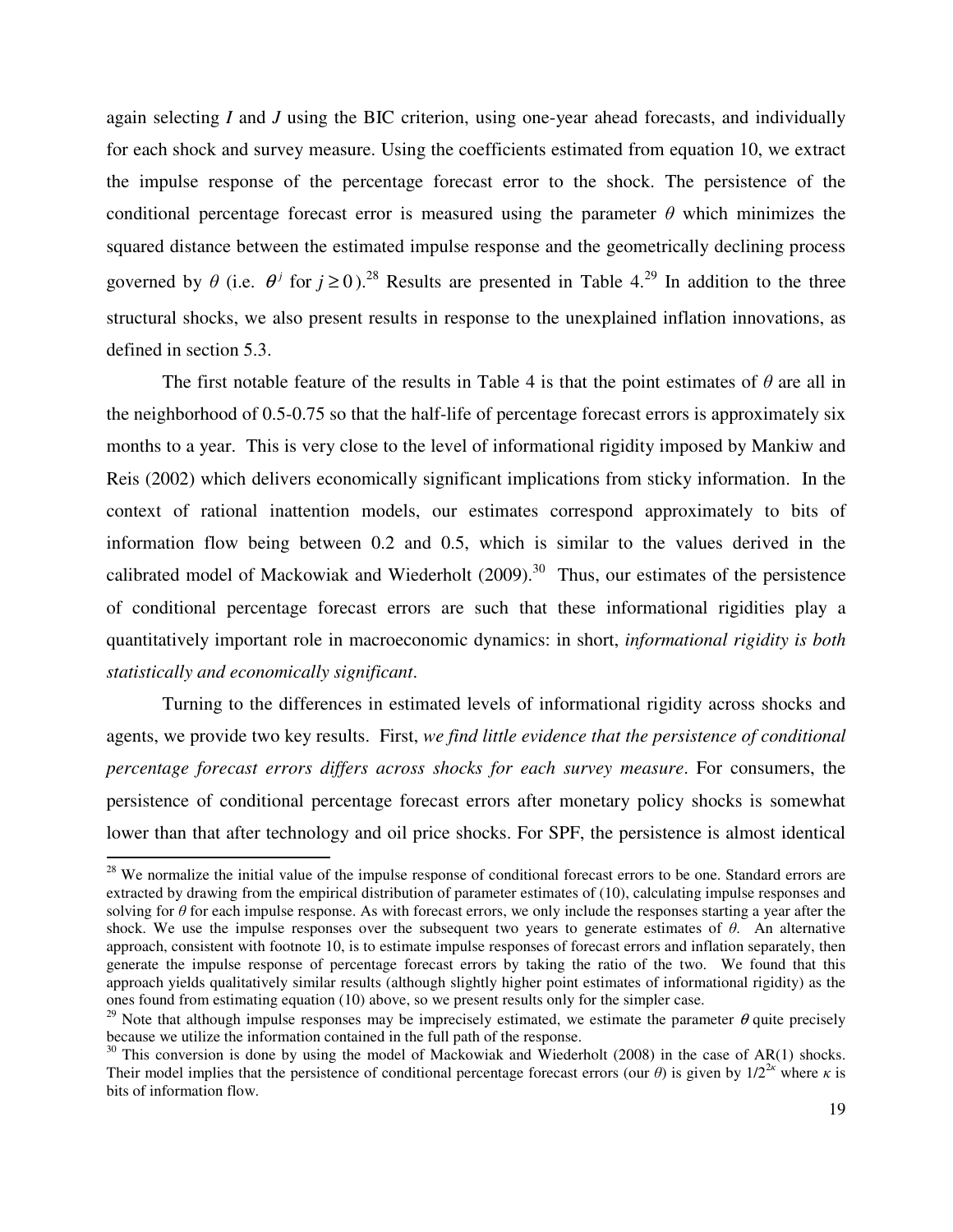again selecting $I$ and $J$ using the BIC criterion, using one-year ahead forecasts, and individually for each shock and survey measure. Using the coefficients estimated from equation 10, we extract the impulse response of the percentage forecast error to the shock. The persistence of the conditional percentage forecast error is measured using the parameter $\theta$ which minimizes the squared distance between the estimated impulse response and the geometrically declining process governed by $\theta$ (i.e. $\theta^j$ for $j \geq 0$).[28] Results are presented in Table 4.[29] In addition to the three structural shocks, we also present results in response to the unexplained inflation innovations, as defined in section 5.3.

The first notable feature of the results in Table 4 is that the point estimates of $\theta$ are all in the neighborhood of 0.5-0.75 so that the half-life of percentage forecast errors is approximately six months to a year. This is very close to the level of informational rigidity imposed by Mankiw and Reis (2002) which delivers economically significant implications from sticky information. In the context of rational inattention models, our estimates correspond approximately to bits of information flow being between 0.2 and 0.5, which is similar to the values derived in the calibrated model of Mackowiak and Wiederholt (2009).[30] Thus, our estimates of the persistence of conditional percentage forecast errors are such that these informational rigidities play a quantitatively important role in macroeconomic dynamics: in short, *informational rigidity is both statistically and economically significant*.

Turning to the differences in estimated levels of informational rigidity across shocks and agents, we provide two key results. First, *we find little evidence that the persistence of conditional percentage forecast errors differs across shocks for each survey measure*. For consumers, the persistence of conditional percentage forecast errors after monetary policy shocks is somewhat lower than that after technology and oil price shocks. For SPF, the persistence is almost identical

[28] We normalize the initial value of the impulse response of conditional forecast errors to be one. Standard errors are extracted by drawing from the empirical distribution of parameter estimates of (10), calculating impulse responses and solving for $\theta$ for each impulse response. As with forecast errors, we only include the responses starting a year after the shock. We use the impulse responses over the subsequent two years to generate estimates of $\theta$. An alternative approach, consistent with footnote 10, is to estimate impulse responses of forecast errors and inflation separately, then generate the impulse response of percentage forecast errors by taking the ratio of the two. We found that this approach yields qualitatively similar results (although slightly higher point estimates of informational rigidity) as the ones found from estimating equation (10) above, so we present results only for the simpler case.

[29] Note that although impulse responses may be imprecisely estimated, we estimate the parameter $\theta$ quite precisely because we utilize the information contained in the full path of the response.

[30] This conversion is done by using the model of Mackowiak and Wiederholt (2008) in the case of AR(1) shocks. Their model implies that the persistence of conditional percentage forecast errors (our $\theta$) is given by $1/2^{2\kappa}$ where $\kappa$ is bits of information flow.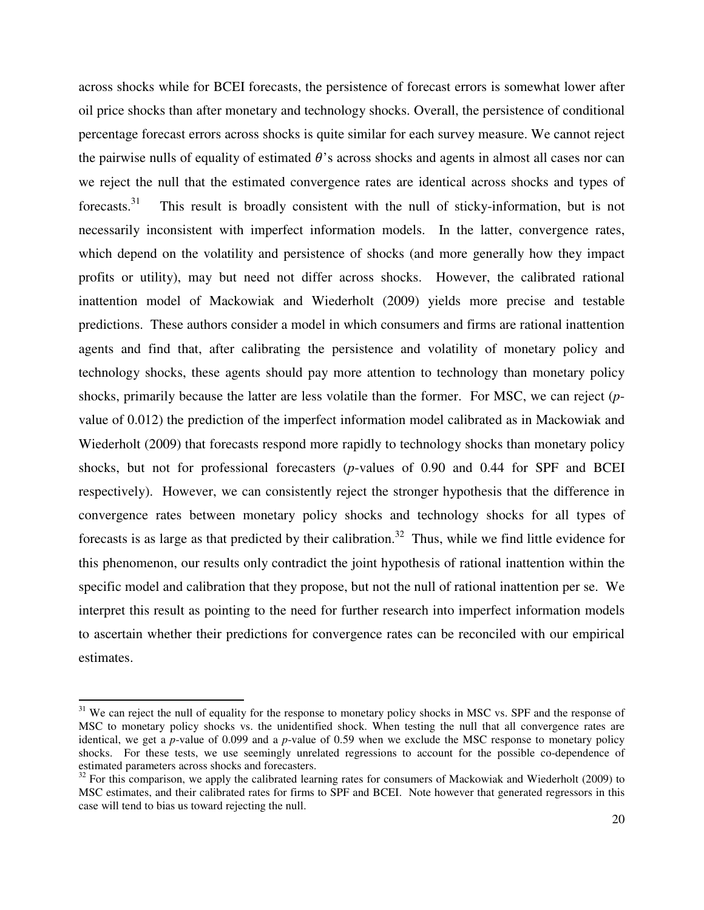across shocks while for BCEI forecasts, the persistence of forecast errors is somewhat lower after oil price shocks than after monetary and technology shocks. Overall, the persistence of conditional percentage forecast errors across shocks is quite similar for each survey measure. We cannot reject the pairwise nulls of equality of estimated $\theta$'s across shocks and agents in almost all cases nor can we reject the null that the estimated convergence rates are identical across shocks and types of forecasts.[31] This result is broadly consistent with the null of sticky-information, but is not necessarily inconsistent with imperfect information models. In the latter, convergence rates, which depend on the volatility and persistence of shocks (and more generally how they impact profits or utility), may but need not differ across shocks. However, the calibrated rational inattention model of Mackowiak and Wiederholt (2009) yields more precise and testable predictions. These authors consider a model in which consumers and firms are rational inattention agents and find that, after calibrating the persistence and volatility of monetary policy and technology shocks, these agents should pay more attention to technology than monetary policy shocks, primarily because the latter are less volatile than the former. For MSC, we can reject (*p*-value of 0.012) the prediction of the imperfect information model calibrated as in Mackowiak and Wiederholt (2009) that forecasts respond more rapidly to technology shocks than monetary policy shocks, but not for professional forecasters (*p*-values of 0.90 and 0.44 for SPF and BCEI respectively). However, we can consistently reject the stronger hypothesis that the difference in convergence rates between monetary policy shocks and technology shocks for all types of forecasts is as large as that predicted by their calibration.[32] Thus, while we find little evidence for this phenomenon, our results only contradict the joint hypothesis of rational inattention within the specific model and calibration that they propose, but not the null of rational inattention per se. We interpret this result as pointing to the need for further research into imperfect information models to ascertain whether their predictions for convergence rates can be reconciled with our empirical estimates.

---

[31] We can reject the null of equality for the response to monetary policy shocks in MSC vs. SPF and the response of MSC to monetary policy shocks vs. the unidentified shock. When testing the null that all convergence rates are identical, we get a *p*-value of 0.099 and a *p*-value of 0.59 when we exclude the MSC response to monetary policy shocks. For these tests, we use seemingly unrelated regressions to account for the possible co-dependence of estimated parameters across shocks and forecasters.

[32] For this comparison, we apply the calibrated learning rates for consumers of Mackowiak and Wiederholt (2009) to MSC estimates, and their calibrated rates for firms to SPF and BCEI. Note however that generated regressors in this case will tend to bias us toward rejecting the null.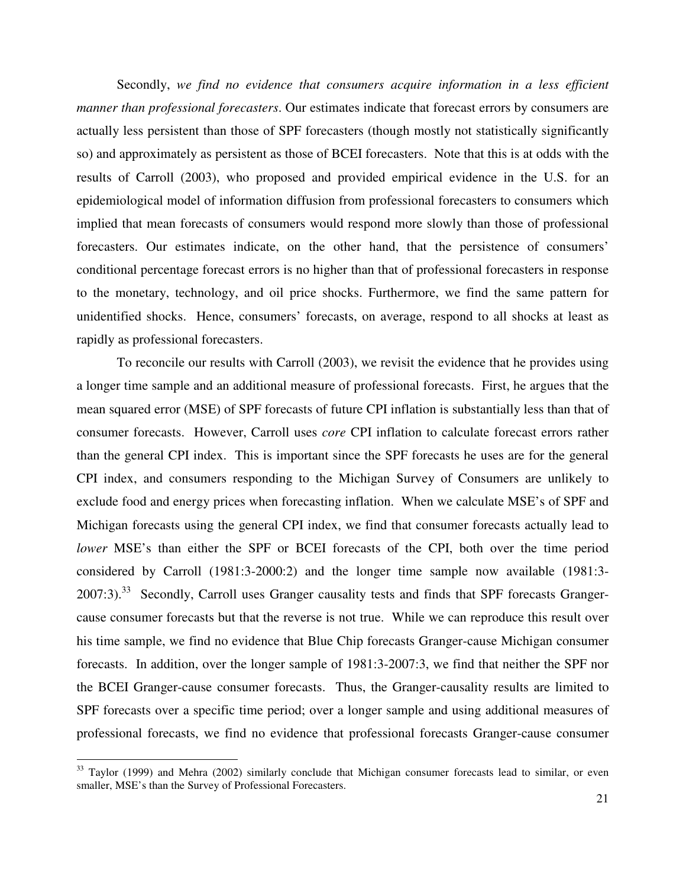Secondly, *we find no evidence that consumers acquire information in a less efficient manner than professional forecasters*. Our estimates indicate that forecast errors by consumers are actually less persistent than those of SPF forecasters (though mostly not statistically significantly so) and approximately as persistent as those of BCEI forecasters. Note that this is at odds with the results of Carroll (2003), who proposed and provided empirical evidence in the U.S. for an epidemiological model of information diffusion from professional forecasters to consumers which implied that mean forecasts of consumers would respond more slowly than those of professional forecasters. Our estimates indicate, on the other hand, that the persistence of consumers' conditional percentage forecast errors is no higher than that of professional forecasters in response to the monetary, technology, and oil price shocks. Furthermore, we find the same pattern for unidentified shocks. Hence, consumers' forecasts, on average, respond to all shocks at least as rapidly as professional forecasters.

To reconcile our results with Carroll (2003), we revisit the evidence that he provides using a longer time sample and an additional measure of professional forecasts. First, he argues that the mean squared error (MSE) of SPF forecasts of future CPI inflation is substantially less than that of consumer forecasts. However, Carroll uses *core* CPI inflation to calculate forecast errors rather than the general CPI index. This is important since the SPF forecasts he uses are for the general CPI index, and consumers responding to the Michigan Survey of Consumers are unlikely to exclude food and energy prices when forecasting inflation. When we calculate MSE's of SPF and Michigan forecasts using the general CPI index, we find that consumer forecasts actually lead to *lower* MSE's than either the SPF or BCEI forecasts of the CPI, both over the time period considered by Carroll (1981:3-2000:2) and the longer time sample now available (1981:3-2007:3).[33] Secondly, Carroll uses Granger causality tests and finds that SPF forecasts Granger-cause consumer forecasts but that the reverse is not true. While we can reproduce this result over his time sample, we find no evidence that Blue Chip forecasts Granger-cause Michigan consumer forecasts. In addition, over the longer sample of 1981:3-2007:3, we find that neither the SPF nor the BCEI Granger-cause consumer forecasts. Thus, the Granger-causality results are limited to SPF forecasts over a specific time period; over a longer sample and using additional measures of professional forecasts, we find no evidence that professional forecasts Granger-cause consumer

[33] Taylor (1999) and Mehra (2002) similarly conclude that Michigan consumer forecasts lead to similar, or even smaller, MSE's than the Survey of Professional Forecasters.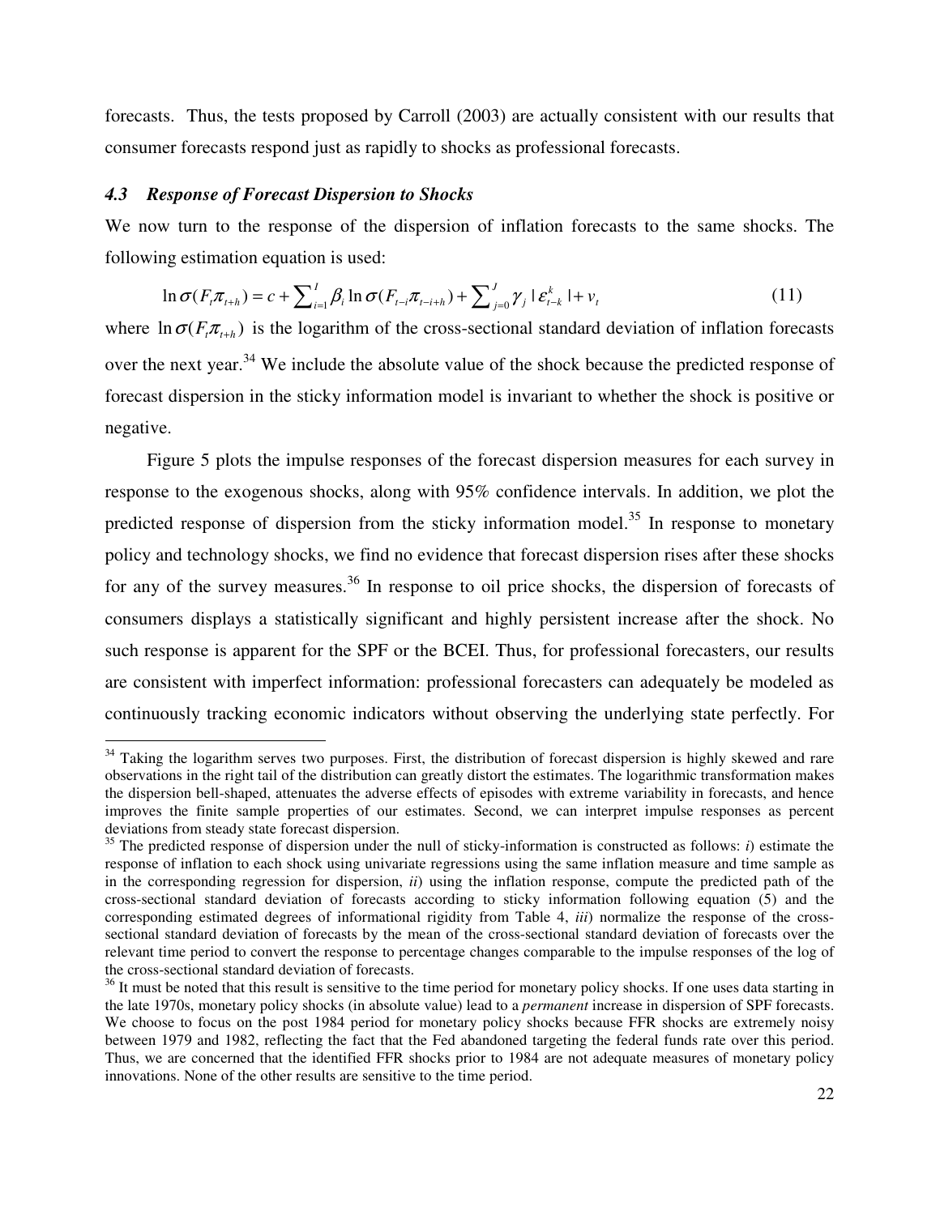forecasts. Thus, the tests proposed by Carroll (2003) are actually consistent with our results that consumer forecasts respond just as rapidly to shocks as professional forecasts.

### *4.3 Response of Forecast Dispersion to Shocks*

We now turn to the response of the dispersion of inflation forecasts to the same shocks. The following estimation equation is used:

$$\ln \sigma(F_t \pi_{t+h}) = c + \sum_{i=1}^{I} \beta_i \ln \sigma(F_{t-i} \pi_{t-i+h}) + \sum_{j=0}^{J} \gamma_j \, | \varepsilon_{t-k}^{k} | + v_t \tag{11}$$

where $\ln \sigma(F_t \pi_{t+h})$ is the logarithm of the cross-sectional standard deviation of inflation forecasts over the next year.[34] We include the absolute value of the shock because the predicted response of forecast dispersion in the sticky information model is invariant to whether the shock is positive or negative.

Figure 5 plots the impulse responses of the forecast dispersion measures for each survey in response to the exogenous shocks, along with 95% confidence intervals. In addition, we plot the predicted response of dispersion from the sticky information model.[35] In response to monetary policy and technology shocks, we find no evidence that forecast dispersion rises after these shocks for any of the survey measures.[36] In response to oil price shocks, the dispersion of forecasts of consumers displays a statistically significant and highly persistent increase after the shock. No such response is apparent for the SPF or the BCEI. Thus, for professional forecasters, our results are consistent with imperfect information: professional forecasters can adequately be modeled as continuously tracking economic indicators without observing the underlying state perfectly. For

---

[34] Taking the logarithm serves two purposes. First, the distribution of forecast dispersion is highly skewed and rare observations in the right tail of the distribution can greatly distort the estimates. The logarithmic transformation makes the dispersion bell-shaped, attenuates the adverse effects of episodes with extreme variability in forecasts, and hence improves the finite sample properties of our estimates. Second, we can interpret impulse responses as percent deviations from steady state forecast dispersion.

[35] The predicted response of dispersion under the null of sticky-information is constructed as follows: *i*) estimate the response of inflation to each shock using univariate regressions using the same inflation measure and time sample as in the corresponding regression for dispersion, *ii*) using the inflation response, compute the predicted path of the cross-sectional standard deviation of forecasts according to sticky information following equation (5) and the corresponding estimated degrees of informational rigidity from Table 4, *iii*) normalize the response of the cross-sectional standard deviation of forecasts by the mean of the cross-sectional standard deviation of forecasts over the relevant time period to convert the response to percentage changes comparable to the impulse responses of the log of the cross-sectional standard deviation of forecasts.

[36] It must be noted that this result is sensitive to the time period for monetary policy shocks. If one uses data starting in the late 1970s, monetary policy shocks (in absolute value) lead to a *permanent* increase in dispersion of SPF forecasts. We choose to focus on the post 1984 period for monetary policy shocks because FFR shocks are extremely noisy between 1979 and 1982, reflecting the fact that the Fed abandoned targeting the federal funds rate over this period. Thus, we are concerned that the identified FFR shocks prior to 1984 are not adequate measures of monetary policy innovations. None of the other results are sensitive to the time period.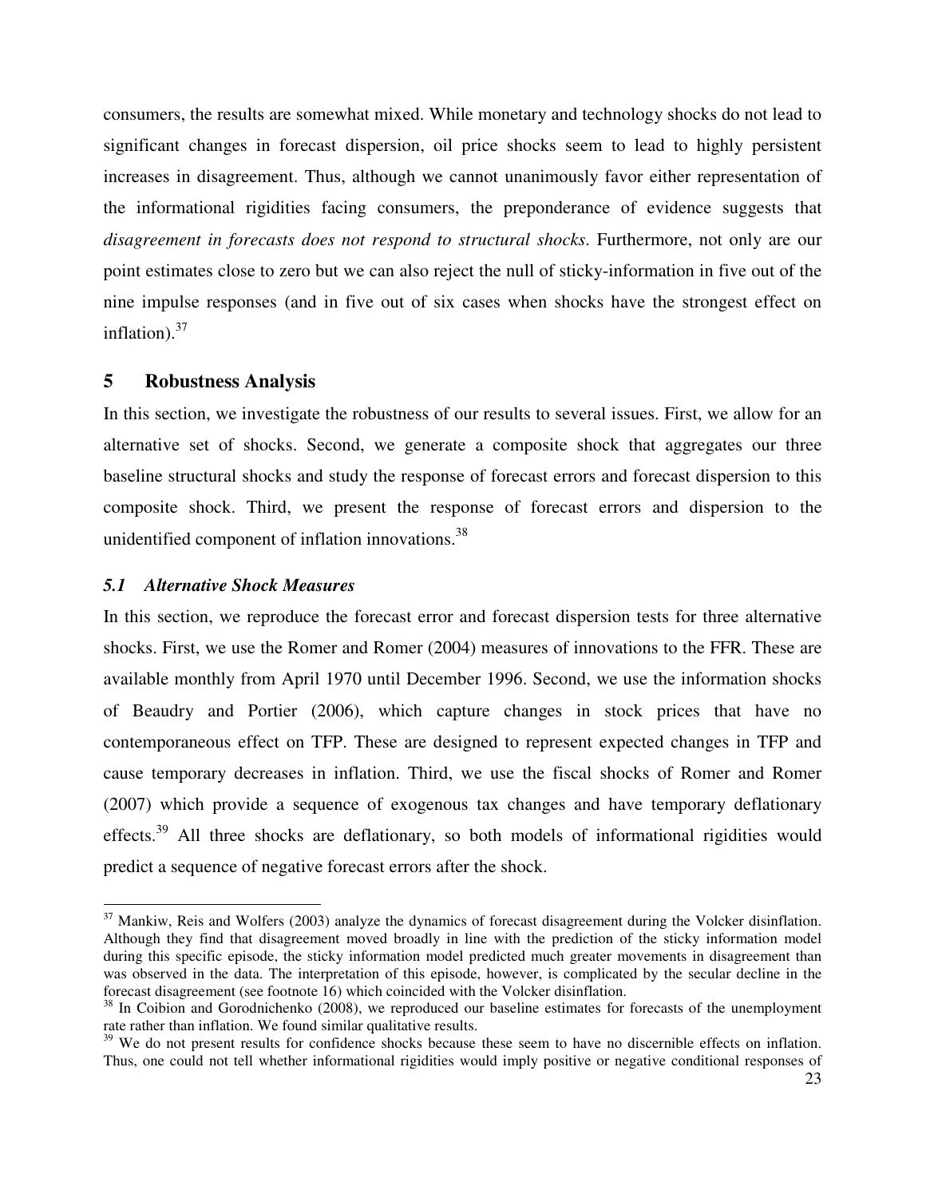consumers, the results are somewhat mixed. While monetary and technology shocks do not lead to significant changes in forecast dispersion, oil price shocks seem to lead to highly persistent increases in disagreement. Thus, although we cannot unanimously favor either representation of the informational rigidities facing consumers, the preponderance of evidence suggests that *disagreement in forecasts does not respond to structural shocks*. Furthermore, not only are our point estimates close to zero but we can also reject the null of sticky-information in five out of the nine impulse responses (and in five out of six cases when shocks have the strongest effect on inflation).[37]

## 5 Robustness Analysis

In this section, we investigate the robustness of our results to several issues. First, we allow for an alternative set of shocks. Second, we generate a composite shock that aggregates our three baseline structural shocks and study the response of forecast errors and forecast dispersion to this composite shock. Third, we present the response of forecast errors and dispersion to the unidentified component of inflation innovations.[38]

### *5.1 Alternative Shock Measures*

In this section, we reproduce the forecast error and forecast dispersion tests for three alternative shocks. First, we use the Romer and Romer (2004) measures of innovations to the FFR. These are available monthly from April 1970 until December 1996. Second, we use the information shocks of Beaudry and Portier (2006), which capture changes in stock prices that have no contemporaneous effect on TFP. These are designed to represent expected changes in TFP and cause temporary decreases in inflation. Third, we use the fiscal shocks of Romer and Romer (2007) which provide a sequence of exogenous tax changes and have temporary deflationary effects.[39] All three shocks are deflationary, so both models of informational rigidities would predict a sequence of negative forecast errors after the shock.

---

[37] Mankiw, Reis and Wolfers (2003) analyze the dynamics of forecast disagreement during the Volcker disinflation. Although they find that disagreement moved broadly in line with the prediction of the sticky information model during this specific episode, the sticky information model predicted much greater movements in disagreement than was observed in the data. The interpretation of this episode, however, is complicated by the secular decline in the forecast disagreement (see footnote 16) which coincided with the Volcker disinflation.

[38] In Coibion and Gorodnichenko (2008), we reproduced our baseline estimates for forecasts of the unemployment rate rather than inflation. We found similar qualitative results.

[39] We do not present results for confidence shocks because these seem to have no discernible effects on inflation. Thus, one could not tell whether informational rigidities would imply positive or negative conditional responses of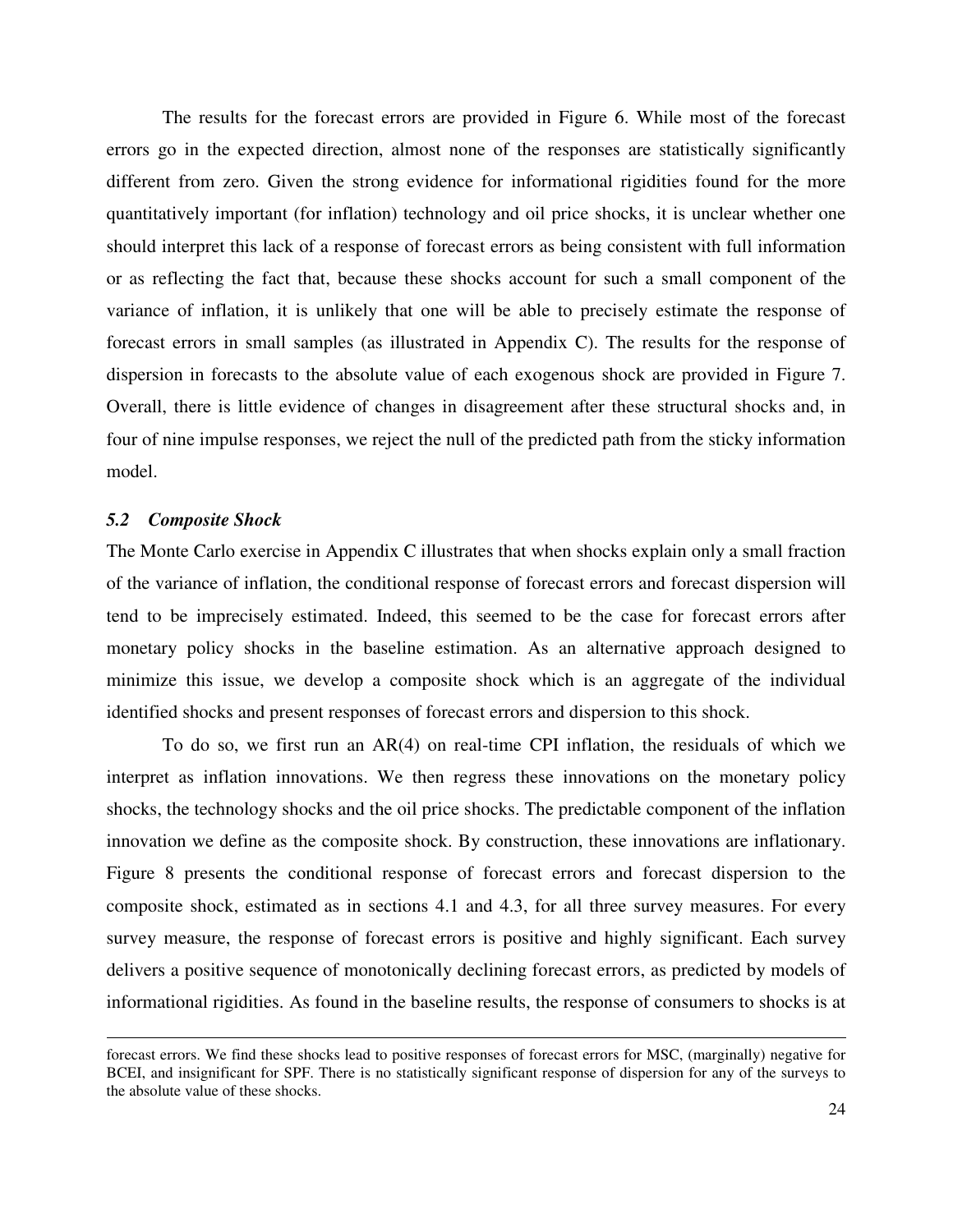The results for the forecast errors are provided in Figure 6. While most of the forecast errors go in the expected direction, almost none of the responses are statistically significantly different from zero. Given the strong evidence for informational rigidities found for the more quantitatively important (for inflation) technology and oil price shocks, it is unclear whether one should interpret this lack of a response of forecast errors as being consistent with full information or as reflecting the fact that, because these shocks account for such a small component of the variance of inflation, it is unlikely that one will be able to precisely estimate the response of forecast errors in small samples (as illustrated in Appendix C). The results for the response of dispersion in forecasts to the absolute value of each exogenous shock are provided in Figure 7. Overall, there is little evidence of changes in disagreement after these structural shocks and, in four of nine impulse responses, we reject the null of the predicted path from the sticky information model.

### *5.2 Composite Shock*

The Monte Carlo exercise in Appendix C illustrates that when shocks explain only a small fraction of the variance of inflation, the conditional response of forecast errors and forecast dispersion will tend to be imprecisely estimated. Indeed, this seemed to be the case for forecast errors after monetary policy shocks in the baseline estimation. As an alternative approach designed to minimize this issue, we develop a composite shock which is an aggregate of the individual identified shocks and present responses of forecast errors and dispersion to this shock.

To do so, we first run an AR(4) on real-time CPI inflation, the residuals of which we interpret as inflation innovations. We then regress these innovations on the monetary policy shocks, the technology shocks and the oil price shocks. The predictable component of the inflation innovation we define as the composite shock. By construction, these innovations are inflationary. Figure 8 presents the conditional response of forecast errors and forecast dispersion to the composite shock, estimated as in sections 4.1 and 4.3, for all three survey measures. For every survey measure, the response of forecast errors is positive and highly significant. Each survey delivers a positive sequence of monotonically declining forecast errors, as predicted by models of informational rigidities. As found in the baseline results, the response of consumers to shocks is at

---

forecast errors. We find these shocks lead to positive responses of forecast errors for MSC, (marginally) negative for BCEI, and insignificant for SPF. There is no statistically significant response of dispersion for any of the surveys to the absolute value of these shocks.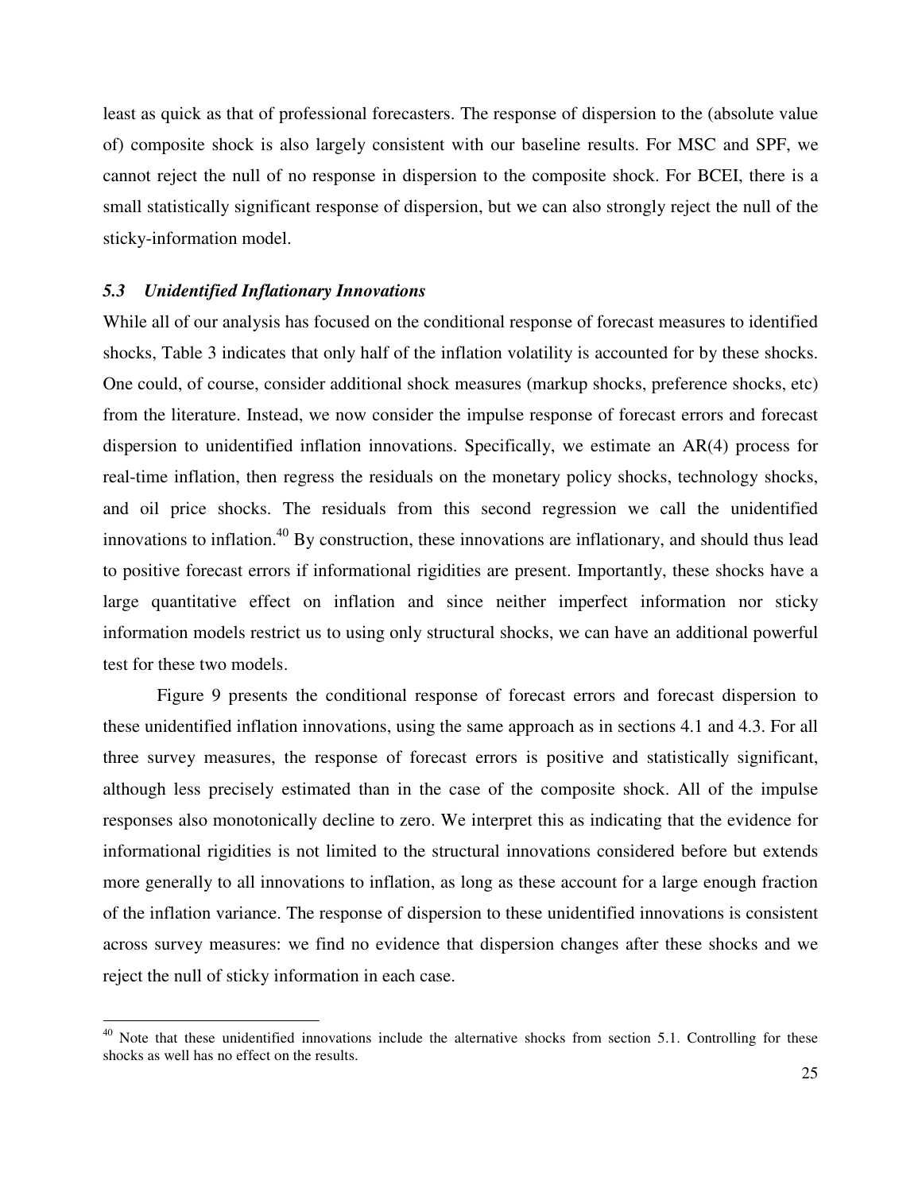least as quick as that of professional forecasters. The response of dispersion to the (absolute value of) composite shock is also largely consistent with our baseline results. For MSC and SPF, we cannot reject the null of no response in dispersion to the composite shock. For BCEI, there is a small statistically significant response of dispersion, but we can also strongly reject the null of the sticky-information model.

### *5.3 Unidentified Inflationary Innovations*

While all of our analysis has focused on the conditional response of forecast measures to identified shocks, Table 3 indicates that only half of the inflation volatility is accounted for by these shocks. One could, of course, consider additional shock measures (markup shocks, preference shocks, etc) from the literature. Instead, we now consider the impulse response of forecast errors and forecast dispersion to unidentified inflation innovations. Specifically, we estimate an AR(4) process for real-time inflation, then regress the residuals on the monetary policy shocks, technology shocks, and oil price shocks. The residuals from this second regression we call the unidentified innovations to inflation.[40] By construction, these innovations are inflationary, and should thus lead to positive forecast errors if informational rigidities are present. Importantly, these shocks have a large quantitative effect on inflation and since neither imperfect information nor sticky information models restrict us to using only structural shocks, we can have an additional powerful test for these two models.

Figure 9 presents the conditional response of forecast errors and forecast dispersion to these unidentified inflation innovations, using the same approach as in sections 4.1 and 4.3. For all three survey measures, the response of forecast errors is positive and statistically significant, although less precisely estimated than in the case of the composite shock. All of the impulse responses also monotonically decline to zero. We interpret this as indicating that the evidence for informational rigidities is not limited to the structural innovations considered before but extends more generally to all innovations to inflation, as long as these account for a large enough fraction of the inflation variance. The response of dispersion to these unidentified innovations is consistent across survey measures: we find no evidence that dispersion changes after these shocks and we reject the null of sticky information in each case.

---

[40] Note that these unidentified innovations include the alternative shocks from section 5.1. Controlling for these shocks as well has no effect on the results.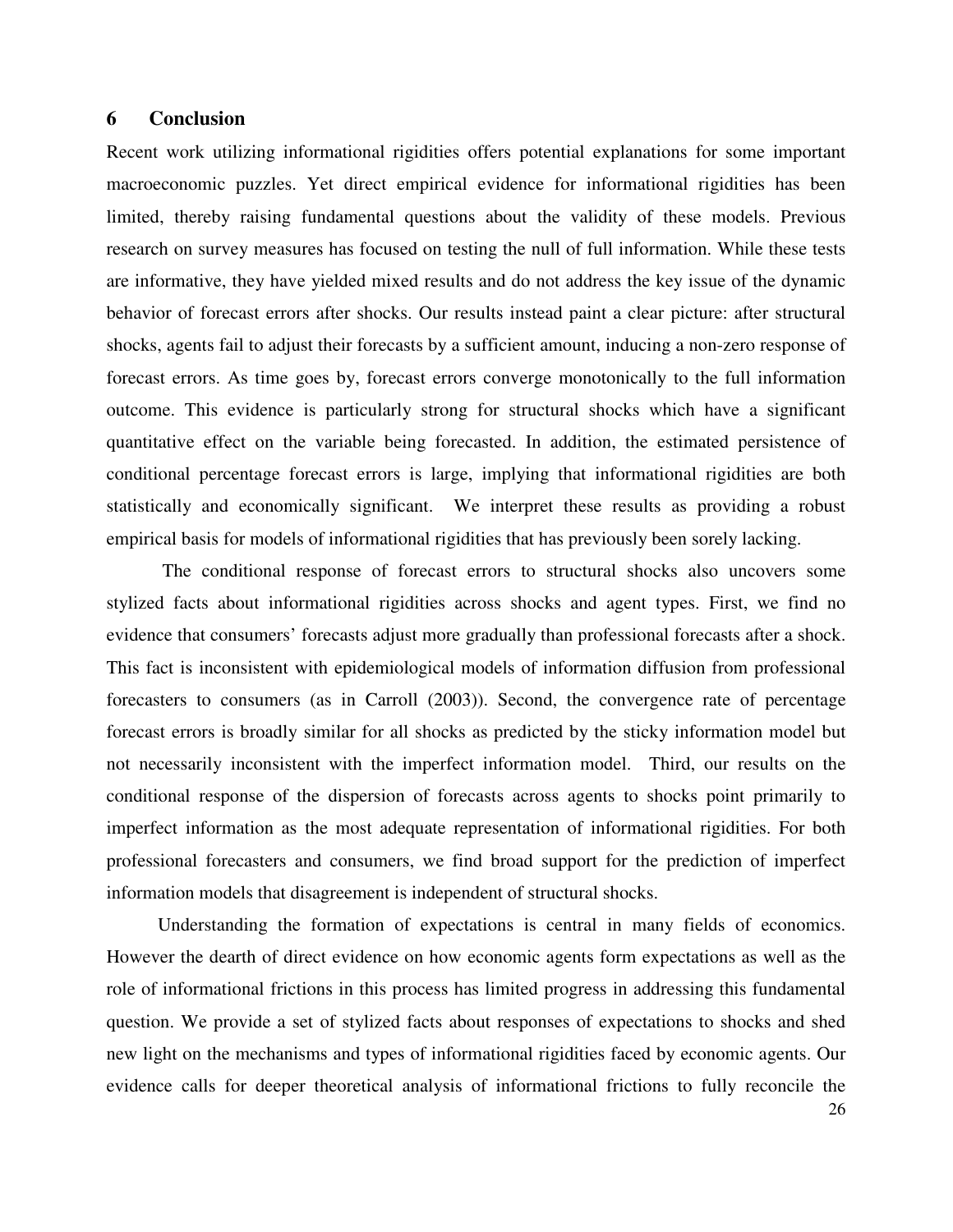## 6 Conclusion

Recent work utilizing informational rigidities offers potential explanations for some important macroeconomic puzzles. Yet direct empirical evidence for informational rigidities has been limited, thereby raising fundamental questions about the validity of these models. Previous research on survey measures has focused on testing the null of full information. While these tests are informative, they have yielded mixed results and do not address the key issue of the dynamic behavior of forecast errors after shocks. Our results instead paint a clear picture: after structural shocks, agents fail to adjust their forecasts by a sufficient amount, inducing a non-zero response of forecast errors. As time goes by, forecast errors converge monotonically to the full information outcome. This evidence is particularly strong for structural shocks which have a significant quantitative effect on the variable being forecasted. In addition, the estimated persistence of conditional percentage forecast errors is large, implying that informational rigidities are both statistically and economically significant. We interpret these results as providing a robust empirical basis for models of informational rigidities that has previously been sorely lacking.

The conditional response of forecast errors to structural shocks also uncovers some stylized facts about informational rigidities across shocks and agent types. First, we find no evidence that consumers' forecasts adjust more gradually than professional forecasts after a shock. This fact is inconsistent with epidemiological models of information diffusion from professional forecasters to consumers (as in Carroll (2003)). Second, the convergence rate of percentage forecast errors is broadly similar for all shocks as predicted by the sticky information model but not necessarily inconsistent with the imperfect information model. Third, our results on the conditional response of the dispersion of forecasts across agents to shocks point primarily to imperfect information as the most adequate representation of informational rigidities. For both professional forecasters and consumers, we find broad support for the prediction of imperfect information models that disagreement is independent of structural shocks.

Understanding the formation of expectations is central in many fields of economics. However the dearth of direct evidence on how economic agents form expectations as well as the role of informational frictions in this process has limited progress in addressing this fundamental question. We provide a set of stylized facts about responses of expectations to shocks and shed new light on the mechanisms and types of informational rigidities faced by economic agents. Our evidence calls for deeper theoretical analysis of informational frictions to fully reconcile the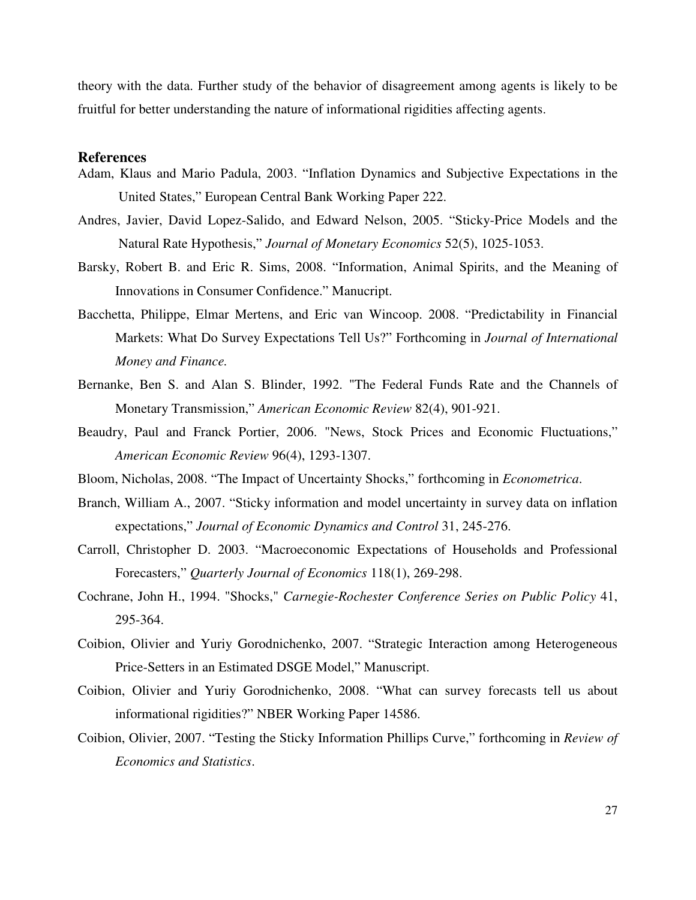theory with the data. Further study of the behavior of disagreement among agents is likely to be fruitful for better understanding the nature of informational rigidities affecting agents.

## References

Adam, Klaus and Mario Padula, 2003. "Inflation Dynamics and Subjective Expectations in the United States," European Central Bank Working Paper 222.

Andres, Javier, David Lopez-Salido, and Edward Nelson, 2005. "Sticky-Price Models and the Natural Rate Hypothesis," *Journal of Monetary Economics* 52(5), 1025-1053.

Barsky, Robert B. and Eric R. Sims, 2008. "Information, Animal Spirits, and the Meaning of Innovations in Consumer Confidence." Manucript.

Bacchetta, Philippe, Elmar Mertens, and Eric van Wincoop. 2008. "Predictability in Financial Markets: What Do Survey Expectations Tell Us?" Forthcoming in *Journal of International Money and Finance.*

Bernanke, Ben S. and Alan S. Blinder, 1992. "The Federal Funds Rate and the Channels of Monetary Transmission," *American Economic Review* 82(4), 901-921.

Beaudry, Paul and Franck Portier, 2006. "News, Stock Prices and Economic Fluctuations," *American Economic Review* 96(4), 1293-1307.

Bloom, Nicholas, 2008. "The Impact of Uncertainty Shocks," forthcoming in *Econometrica*.

Branch, William A., 2007. "Sticky information and model uncertainty in survey data on inflation expectations," *Journal of Economic Dynamics and Control* 31, 245-276.

Carroll, Christopher D. 2003. "Macroeconomic Expectations of Households and Professional Forecasters," *Quarterly Journal of Economics* 118(1), 269-298.

Cochrane, John H., 1994. "Shocks," *Carnegie-Rochester Conference Series on Public Policy* 41, 295-364.

Coibion, Olivier and Yuriy Gorodnichenko, 2007. "Strategic Interaction among Heterogeneous Price-Setters in an Estimated DSGE Model," Manuscript.

Coibion, Olivier and Yuriy Gorodnichenko, 2008. "What can survey forecasts tell us about informational rigidities?" NBER Working Paper 14586.

Coibion, Olivier, 2007. "Testing the Sticky Information Phillips Curve," forthcoming in *Review of Economics and Statistics*.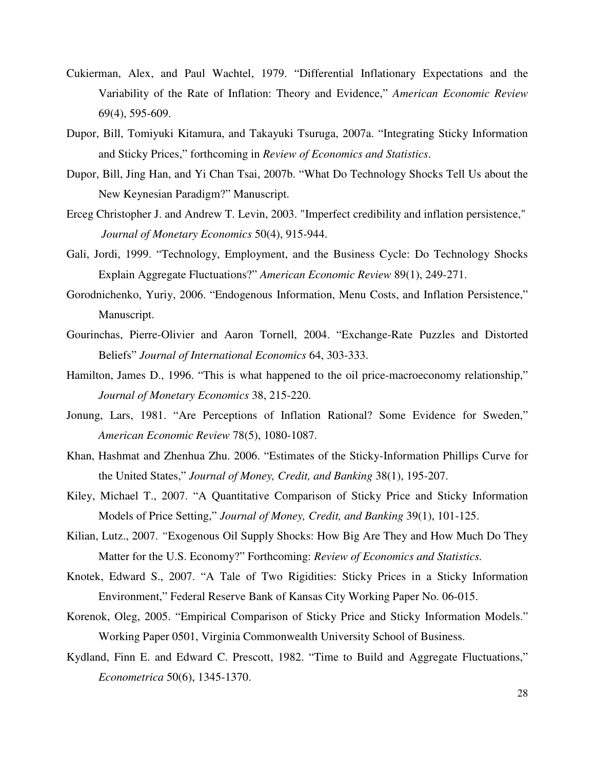Cukierman, Alex, and Paul Wachtel, 1979. "Differential Inflationary Expectations and the Variability of the Rate of Inflation: Theory and Evidence," *American Economic Review* 69(4), 595-609.

Dupor, Bill, Tomiyuki Kitamura, and Takayuki Tsuruga, 2007a. "Integrating Sticky Information and Sticky Prices," forthcoming in *Review of Economics and Statistics*.

Dupor, Bill, Jing Han, and Yi Chan Tsai, 2007b. "What Do Technology Shocks Tell Us about the New Keynesian Paradigm?" Manuscript.

Erceg Christopher J. and Andrew T. Levin, 2003. "Imperfect credibility and inflation persistence," *Journal of Monetary Economics* 50(4), 915-944.

Gali, Jordi, 1999. "Technology, Employment, and the Business Cycle: Do Technology Shocks Explain Aggregate Fluctuations?" *American Economic Review* 89(1), 249-271.

Gorodnichenko, Yuriy, 2006. "Endogenous Information, Menu Costs, and Inflation Persistence," Manuscript.

Gourinchas, Pierre-Olivier and Aaron Tornell, 2004. "Exchange-Rate Puzzles and Distorted Beliefs" *Journal of International Economics* 64, 303-333.

Hamilton, James D., 1996. "This is what happened to the oil price-macroeconomy relationship," *Journal of Monetary Economics* 38, 215-220.

Jonung, Lars, 1981. "Are Perceptions of Inflation Rational? Some Evidence for Sweden," *American Economic Review* 78(5), 1080-1087.

Khan, Hashmat and Zhenhua Zhu. 2006. "Estimates of the Sticky-Information Phillips Curve for the United States," *Journal of Money, Credit, and Banking* 38(1), 195-207.

Kiley, Michael T., 2007. "A Quantitative Comparison of Sticky Price and Sticky Information Models of Price Setting," *Journal of Money, Credit, and Banking* 39(1), 101-125.

Kilian, Lutz., 2007. "Exogenous Oil Supply Shocks: How Big Are They and How Much Do They Matter for the U.S. Economy?" Forthcoming: *Review of Economics and Statistics.*

Knotek, Edward S., 2007. "A Tale of Two Rigidities: Sticky Prices in a Sticky Information Environment," Federal Reserve Bank of Kansas City Working Paper No. 06-015.

Korenok, Oleg, 2005. "Empirical Comparison of Sticky Price and Sticky Information Models." Working Paper 0501, Virginia Commonwealth University School of Business.

Kydland, Finn E. and Edward C. Prescott, 1982. "Time to Build and Aggregate Fluctuations," *Econometrica* 50(6), 1345-1370.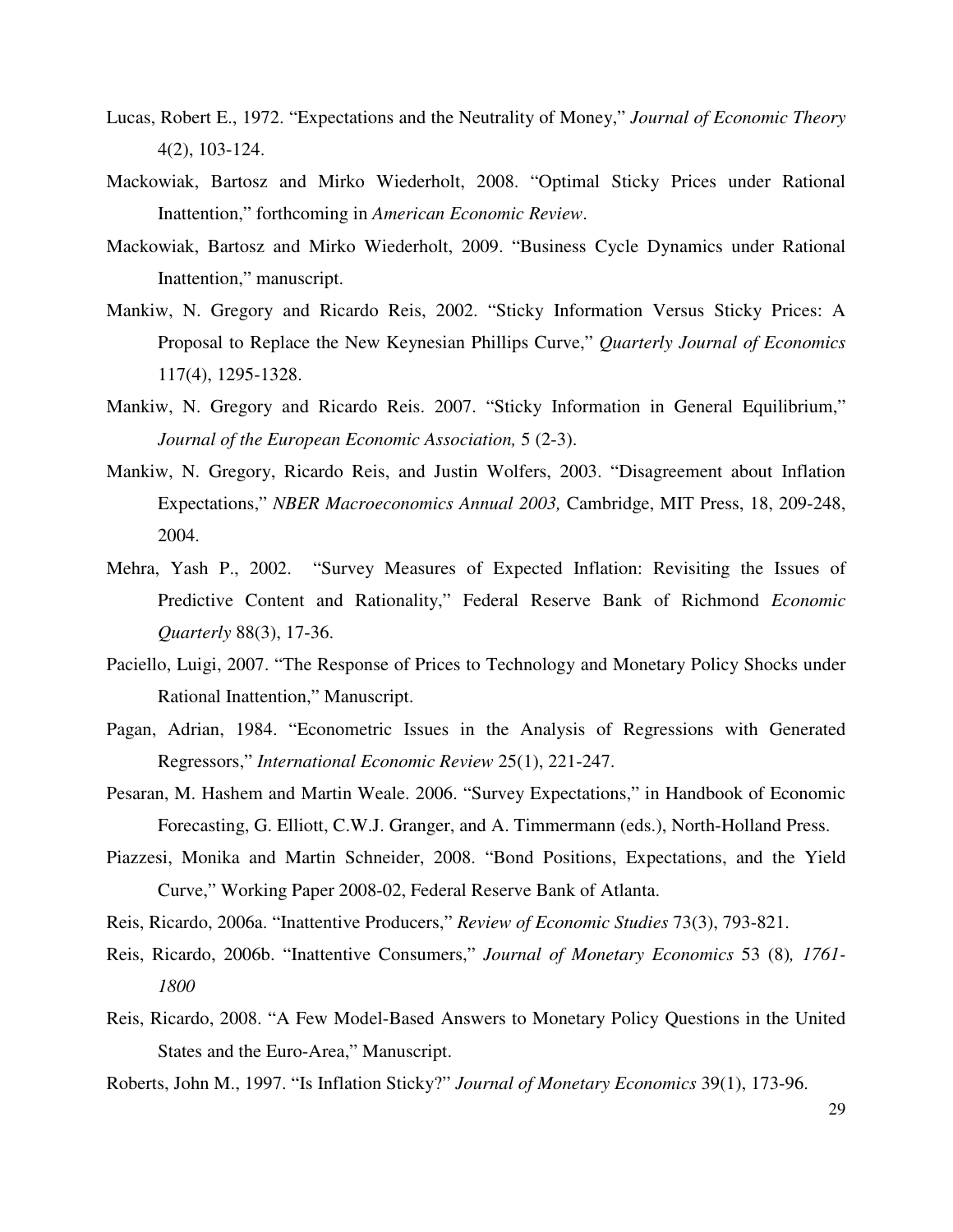Lucas, Robert E., 1972. "Expectations and the Neutrality of Money," *Journal of Economic Theory* 4(2), 103-124.

Mackowiak, Bartosz and Mirko Wiederholt, 2008. "Optimal Sticky Prices under Rational Inattention," forthcoming in *American Economic Review*.

Mackowiak, Bartosz and Mirko Wiederholt, 2009. "Business Cycle Dynamics under Rational Inattention," manuscript.

Mankiw, N. Gregory and Ricardo Reis, 2002. "Sticky Information Versus Sticky Prices: A Proposal to Replace the New Keynesian Phillips Curve," *Quarterly Journal of Economics* 117(4), 1295-1328.

Mankiw, N. Gregory and Ricardo Reis. 2007. "Sticky Information in General Equilibrium," *Journal of the European Economic Association,* 5 (2-3).

Mankiw, N. Gregory, Ricardo Reis, and Justin Wolfers, 2003. "Disagreement about Inflation Expectations," *NBER Macroeconomics Annual 2003,* Cambridge, MIT Press, 18, 209-248, 2004.

Mehra, Yash P., 2002. "Survey Measures of Expected Inflation: Revisiting the Issues of Predictive Content and Rationality," Federal Reserve Bank of Richmond *Economic Quarterly* 88(3), 17-36.

Paciello, Luigi, 2007. "The Response of Prices to Technology and Monetary Policy Shocks under Rational Inattention," Manuscript.

Pagan, Adrian, 1984. "Econometric Issues in the Analysis of Regressions with Generated Regressors," *International Economic Review* 25(1), 221-247.

Pesaran, M. Hashem and Martin Weale. 2006. "Survey Expectations," in Handbook of Economic Forecasting, G. Elliott, C.W.J. Granger, and A. Timmermann (eds.), North-Holland Press.

Piazzesi, Monika and Martin Schneider, 2008. "Bond Positions, Expectations, and the Yield Curve," Working Paper 2008-02, Federal Reserve Bank of Atlanta.

Reis, Ricardo, 2006a. "Inattentive Producers," *Review of Economic Studies* 73(3), 793-821.

Reis, Ricardo, 2006b. "Inattentive Consumers," *Journal of Monetary Economics* 53 (8)*, 1761-1800*

Reis, Ricardo, 2008. "A Few Model-Based Answers to Monetary Policy Questions in the United States and the Euro-Area," Manuscript.

Roberts, John M., 1997. "Is Inflation Sticky?" *Journal of Monetary Economics* 39(1), 173-96.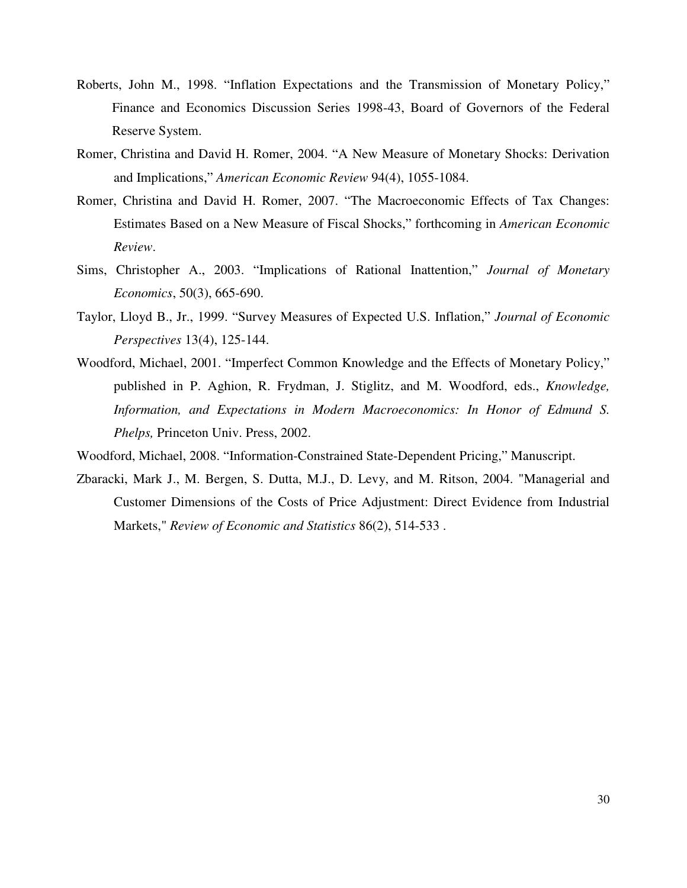Roberts, John M., 1998. “Inflation Expectations and the Transmission of Monetary Policy,” Finance and Economics Discussion Series 1998-43, Board of Governors of the Federal Reserve System.

Romer, Christina and David H. Romer, 2004. “A New Measure of Monetary Shocks: Derivation and Implications,” *American Economic Review* 94(4), 1055-1084.

Romer, Christina and David H. Romer, 2007. “The Macroeconomic Effects of Tax Changes: Estimates Based on a New Measure of Fiscal Shocks,” forthcoming in *American Economic Review*.

Sims, Christopher A., 2003. “Implications of Rational Inattention,” *Journal of Monetary Economics*, 50(3), 665-690.

Taylor, Lloyd B., Jr., 1999. “Survey Measures of Expected U.S. Inflation,” *Journal of Economic Perspectives* 13(4), 125-144.

Woodford, Michael, 2001. “Imperfect Common Knowledge and the Effects of Monetary Policy,” published in P. Aghion, R. Frydman, J. Stiglitz, and M. Woodford, eds., *Knowledge, Information, and Expectations in Modern Macroeconomics: In Honor of Edmund S. Phelps,* Princeton Univ. Press, 2002.

Woodford, Michael, 2008. “Information-Constrained State-Dependent Pricing,” Manuscript.

Zbaracki, Mark J., M. Bergen, S. Dutta, M.J., D. Levy, and M. Ritson, 2004. "Managerial and Customer Dimensions of the Costs of Price Adjustment: Direct Evidence from Industrial Markets," *Review of Economic and Statistics* 86(2), 514-533 .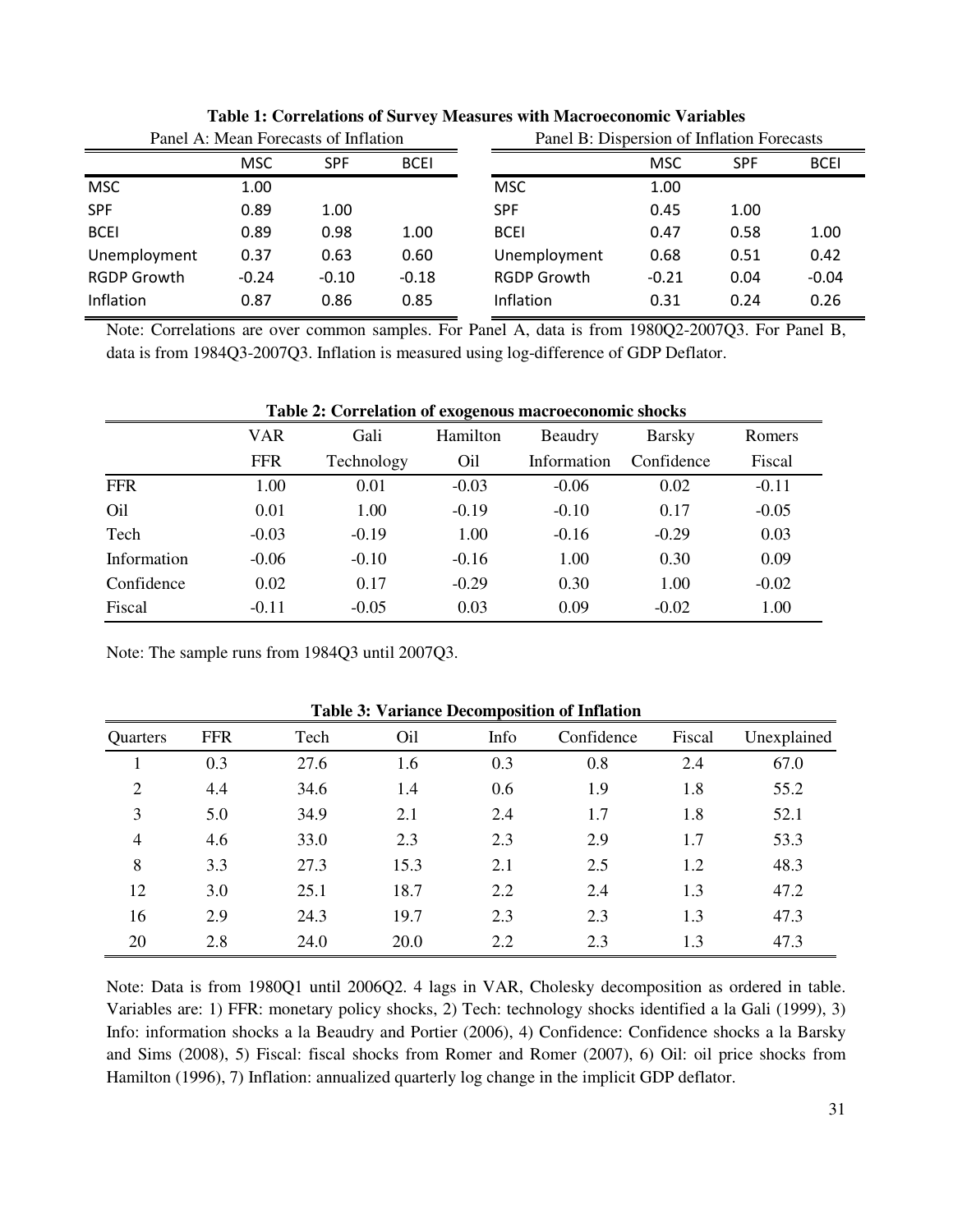**Table 1: Correlations of Survey Measures with Macroeconomic Variables**

Panel A: Mean Forecasts of Inflation

| | MSC | SPF | BCEI |
|---|---|---|---|
| MSC | 1.00 | | |
| SPF | 0.89 | 1.00 | |
| BCEI | 0.89 | 0.98 | 1.00 |
| Unemployment | 0.37 | 0.63 | 0.60 |
| RGDP Growth | -0.24 | -0.10 | -0.18 |
| Inflation | 0.87 | 0.86 | 0.85 |

Panel B: Dispersion of Inflation Forecasts

| | MSC | SPF | BCEI |
|---|---|---|---|
| MSC | 1.00 | | |
| SPF | 0.45 | 1.00 | |
| BCEI | 0.47 | 0.58 | 1.00 |
| Unemployment | 0.68 | 0.51 | 0.42 |
| RGDP Growth | -0.21 | 0.04 | -0.04 |
| Inflation | 0.31 | 0.24 | 0.26 |

Note: Correlations are over common samples. For Panel A, data is from 1980Q2-2007Q3. For Panel B, data is from 1984Q3-2007Q3. Inflation is measured using log-difference of GDP Deflator.

**Table 2: Correlation of exogenous macroeconomic shocks**

| | VAR FFR | Gali Technology | Hamilton Oil | Beaudry Information | Barsky Confidence | Romers Fiscal |
|---|---|---|---|---|---|---|
| FFR | 1.00 | 0.01 | -0.03 | -0.06 | 0.02 | -0.11 |
| Oil | 0.01 | 1.00 | -0.19 | -0.10 | 0.17 | -0.05 |
| Tech | -0.03 | -0.19 | 1.00 | -0.16 | -0.29 | 0.03 |
| Information | -0.06 | -0.10 | -0.16 | 1.00 | 0.30 | 0.09 |
| Confidence | 0.02 | 0.17 | -0.29 | 0.30 | 1.00 | -0.02 |
| Fiscal | -0.11 | -0.05 | 0.03 | 0.09 | -0.02 | 1.00 |

Note: The sample runs from 1984Q3 until 2007Q3.

**Table 3: Variance Decomposition of Inflation**

| Quarters | FFR | Tech | Oil | Info | Confidence | Fiscal | Unexplained |
|---|---|---|---|---|---|---|---|
| 1 | 0.3 | 27.6 | 1.6 | 0.3 | 0.8 | 2.4 | 67.0 |
| 2 | 4.4 | 34.6 | 1.4 | 0.6 | 1.9 | 1.8 | 55.2 |
| 3 | 5.0 | 34.9 | 2.1 | 2.4 | 1.7 | 1.8 | 52.1 |
| 4 | 4.6 | 33.0 | 2.3 | 2.3 | 2.9 | 1.7 | 53.3 |
| 8 | 3.3 | 27.3 | 15.3 | 2.1 | 2.5 | 1.2 | 48.3 |
| 12 | 3.0 | 25.1 | 18.7 | 2.2 | 2.4 | 1.3 | 47.2 |
| 16 | 2.9 | 24.3 | 19.7 | 2.3 | 2.3 | 1.3 | 47.3 |
| 20 | 2.8 | 24.0 | 20.0 | 2.2 | 2.3 | 1.3 | 47.3 |

Note: Data is from 1980Q1 until 2006Q2. 4 lags in VAR, Cholesky decomposition as ordered in table. Variables are: 1) FFR: monetary policy shocks, 2) Tech: technology shocks identified a la Gali (1999), 3) Info: information shocks a la Beaudry and Portier (2006), 4) Confidence: Confidence shocks a la Barsky and Sims (2008), 5) Fiscal: fiscal shocks from Romer and Romer (2007), 6) Oil: oil price shocks from Hamilton (1996), 7) Inflation: annualized quarterly log change in the implicit GDP deflator.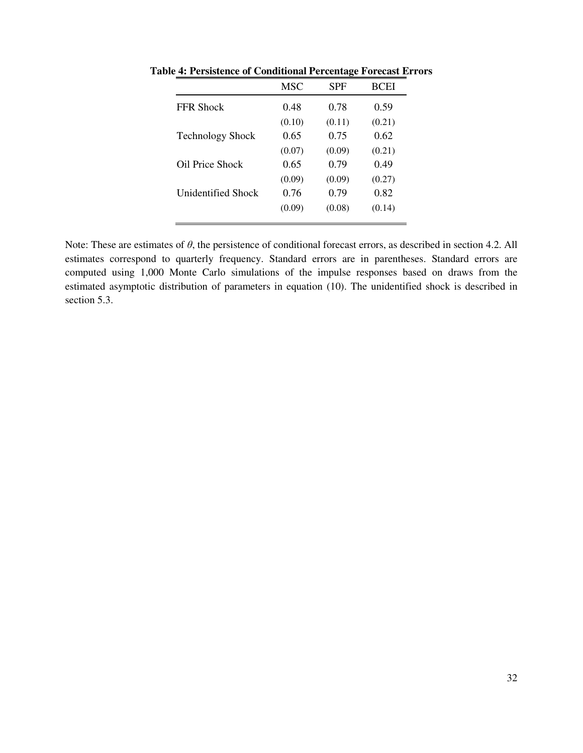**Table 4: Persistence of Conditional Percentage Forecast Errors**

| | MSC | SPF | BCEI |
|---|---|---|---|
| FFR Shock | 0.48 | 0.78 | 0.59 |
| | (0.10) | (0.11) | (0.21) |
| Technology Shock | 0.65 | 0.75 | 0.62 |
| | (0.07) | (0.09) | (0.21) |
| Oil Price Shock | 0.65 | 0.79 | 0.49 |
| | (0.09) | (0.09) | (0.27) |
| Unidentified Shock | 0.76 | 0.79 | 0.82 |
| | (0.09) | (0.08) | (0.14) |

Note: These are estimates of $\theta$, the persistence of conditional forecast errors, as described in section 4.2. All estimates correspond to quarterly frequency. Standard errors are in parentheses. Standard errors are computed using 1,000 Monte Carlo simulations of the impulse responses based on draws from the estimated asymptotic distribution of parameters in equation (10). The unidentified shock is described in section 5.3.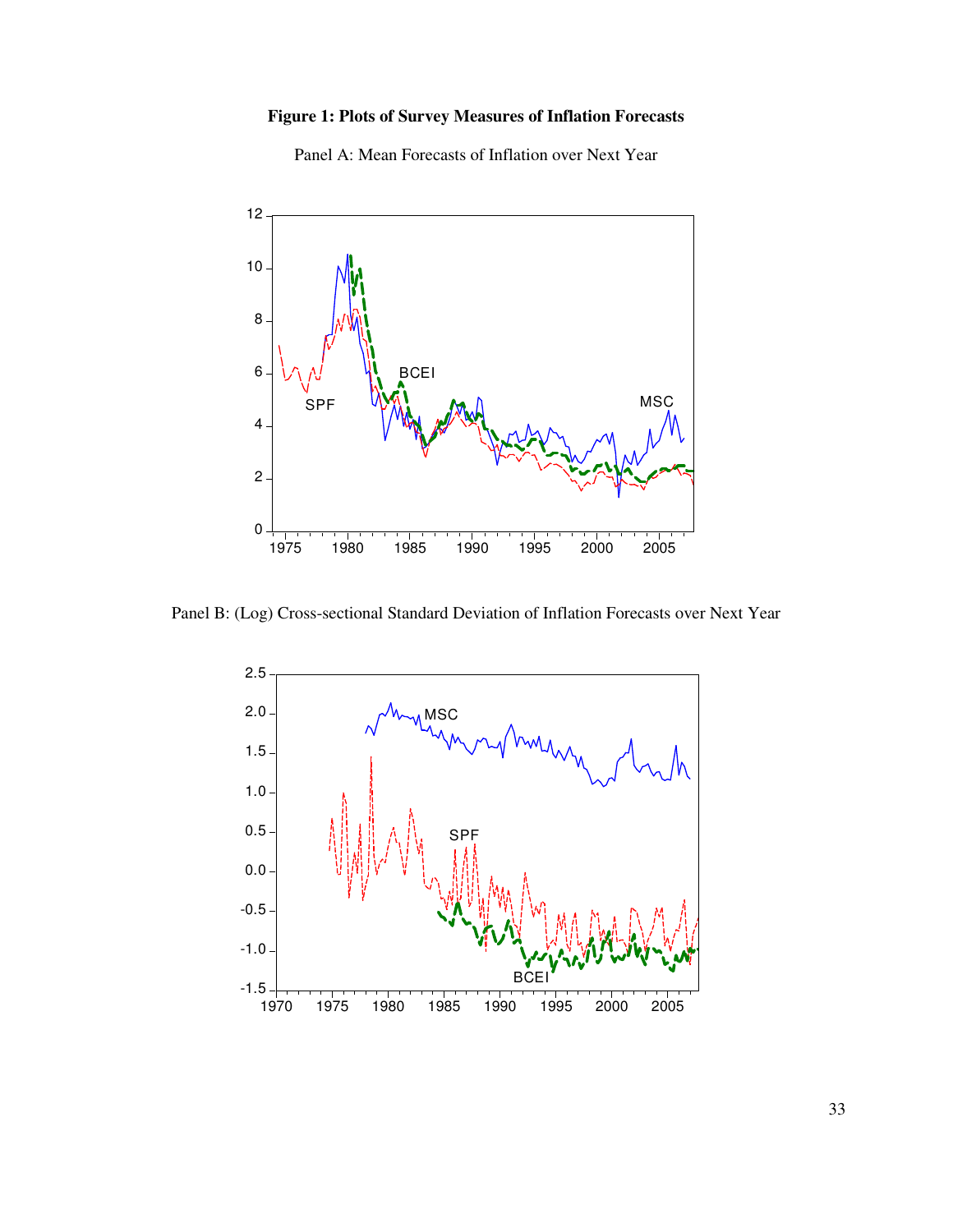**Figure 1: Plots of Survey Measures of Inflation Forecasts**

Panel A: Mean Forecasts of Inflation over Next Year

Panel B: (Log) Cross-sectional Standard Deviation of Inflation Forecasts over Next Year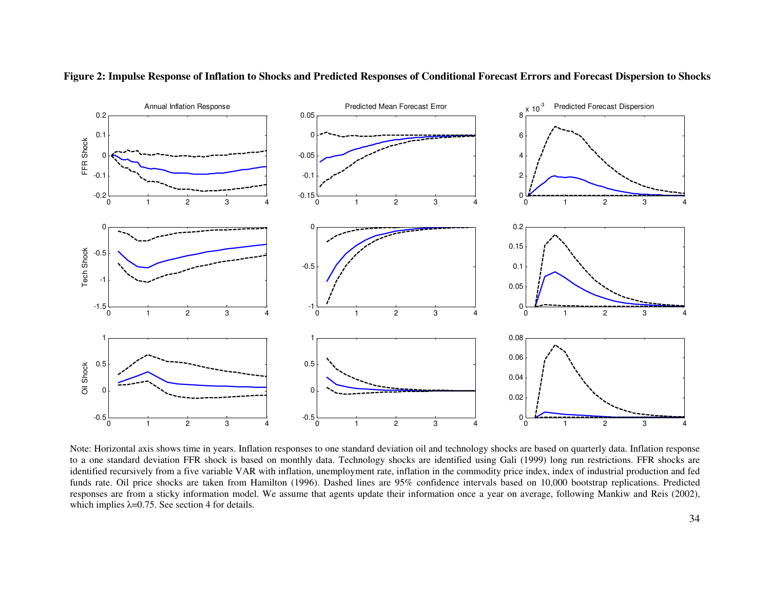**Figure 2: Impulse Response of Inflation to Shocks and Predicted Responses of Conditional Forecast Errors and Forecast Dispersion to Shocks**

Note: Horizontal axis shows time in years. Inflation responses to one standard deviation oil and technology shocks are based on quarterly data. Inflation response to a one standard deviation FFR shock is based on monthly data. Technology shocks are identified using Gali (1999) long run restrictions. FFR shocks are identified recursively from a five variable VAR with inflation, unemployment rate, inflation in the commodity price index, index of industrial production and fed funds rate. Oil price shocks are taken from Hamilton (1996). Dashed lines are 95% confidence intervals based on 10,000 bootstrap replications. Predicted responses are from a sticky information model. We assume that agents update their information once a year on average, following Mankiw and Reis (2002), which implies $\lambda$=0.75. See section 4 for details.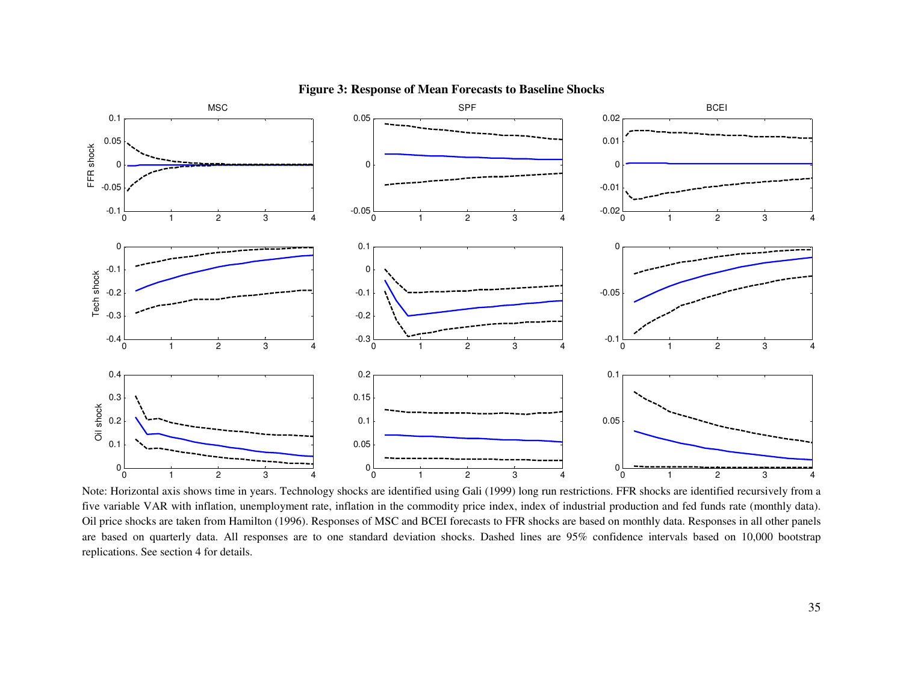**Figure 3: Response of Mean Forecasts to Baseline Shocks**

Note: Horizontal axis shows time in years. Technology shocks are identified using Gali (1999) long run restrictions. FFR shocks are identified recursively from a five variable VAR with inflation, unemployment rate, inflation in the commodity price index, index of industrial production and fed funds rate (monthly data). Oil price shocks are taken from Hamilton (1996). Responses of MSC and BCEI forecasts to FFR shocks are based on monthly data. Responses in all other panels are based on quarterly data. All responses are to one standard deviation shocks. Dashed lines are 95% confidence intervals based on 10,000 bootstrap replications. See section 4 for details.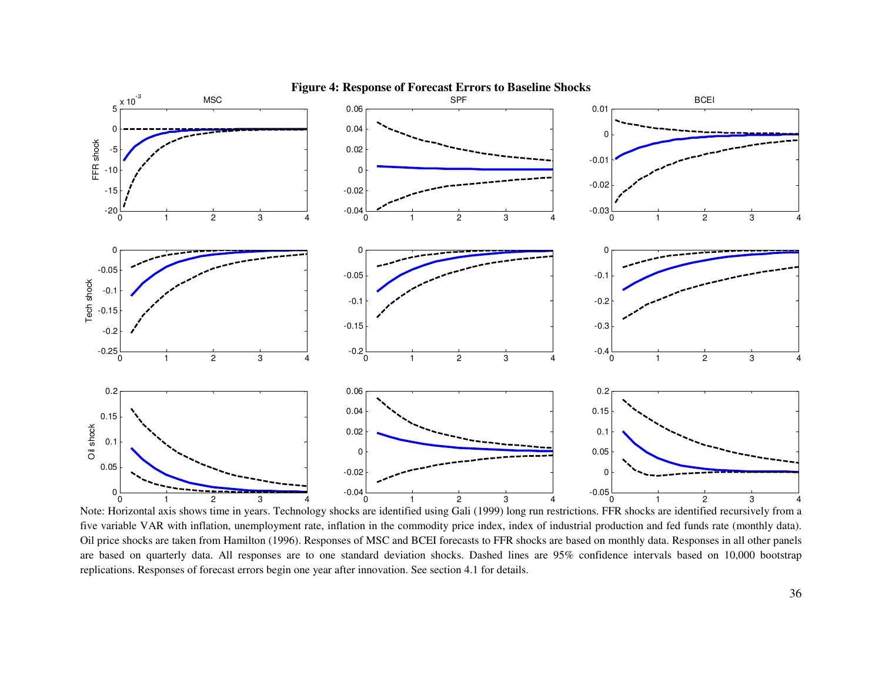**Figure 4: Response of Forecast Errors to Baseline Shocks**

Note: Horizontal axis shows time in years. Technology shocks are identified using Gali (1999) long run restrictions. FFR shocks are identified recursively from a five variable VAR with inflation, unemployment rate, inflation in the commodity price index, index of industrial production and fed funds rate (monthly data). Oil price shocks are taken from Hamilton (1996). Responses of MSC and BCEI forecasts to FFR shocks are based on monthly data. Responses in all other panels are based on quarterly data. All responses are to one standard deviation shocks. Dashed lines are 95% confidence intervals based on 10,000 bootstrap replications. Responses of forecast errors begin one year after innovation. See section 4.1 for details.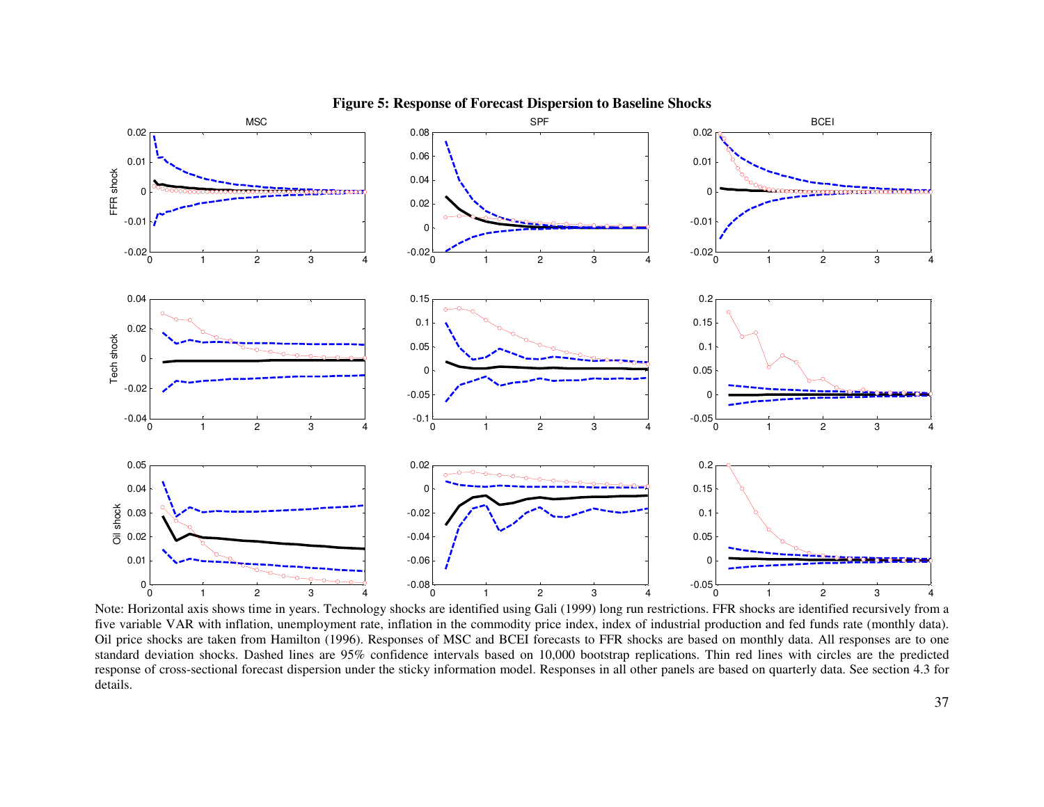**Figure 5: Response of Forecast Dispersion to Baseline Shocks**

Note: Horizontal axis shows time in years. Technology shocks are identified using Gali (1999) long run restrictions. FFR shocks are identified recursively from a five variable VAR with inflation, unemployment rate, inflation in the commodity price index, index of industrial production and fed funds rate (monthly data). Oil price shocks are taken from Hamilton (1996). Responses of MSC and BCEI forecasts to FFR shocks are based on monthly data. All responses are to one standard deviation shocks. Dashed lines are 95% confidence intervals based on 10,000 bootstrap replications. Thin red lines with circles are the predicted response of cross-sectional forecast dispersion under the sticky information model. Responses in all other panels are based on quarterly data. See section 4.3 for details.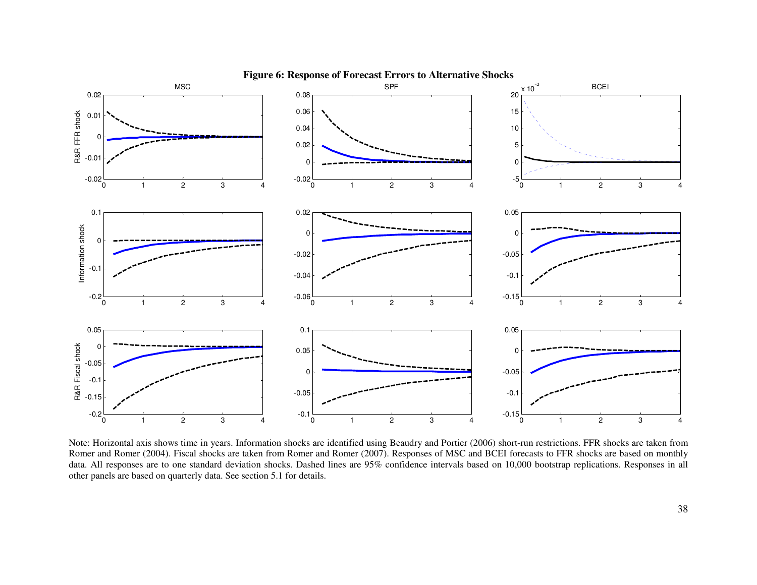**Figure 6: Response of Forecast Errors to Alternative Shocks**

Note: Horizontal axis shows time in years. Information shocks are identified using Beaudry and Portier (2006) short-run restrictions. FFR shocks are taken from Romer and Romer (2004). Fiscal shocks are taken from Romer and Romer (2007). Responses of MSC and BCEI forecasts to FFR shocks are based on monthly data. All responses are to one standard deviation shocks. Dashed lines are 95% confidence intervals based on 10,000 bootstrap replications. Responses in all other panels are based on quarterly data. See section 5.1 for details.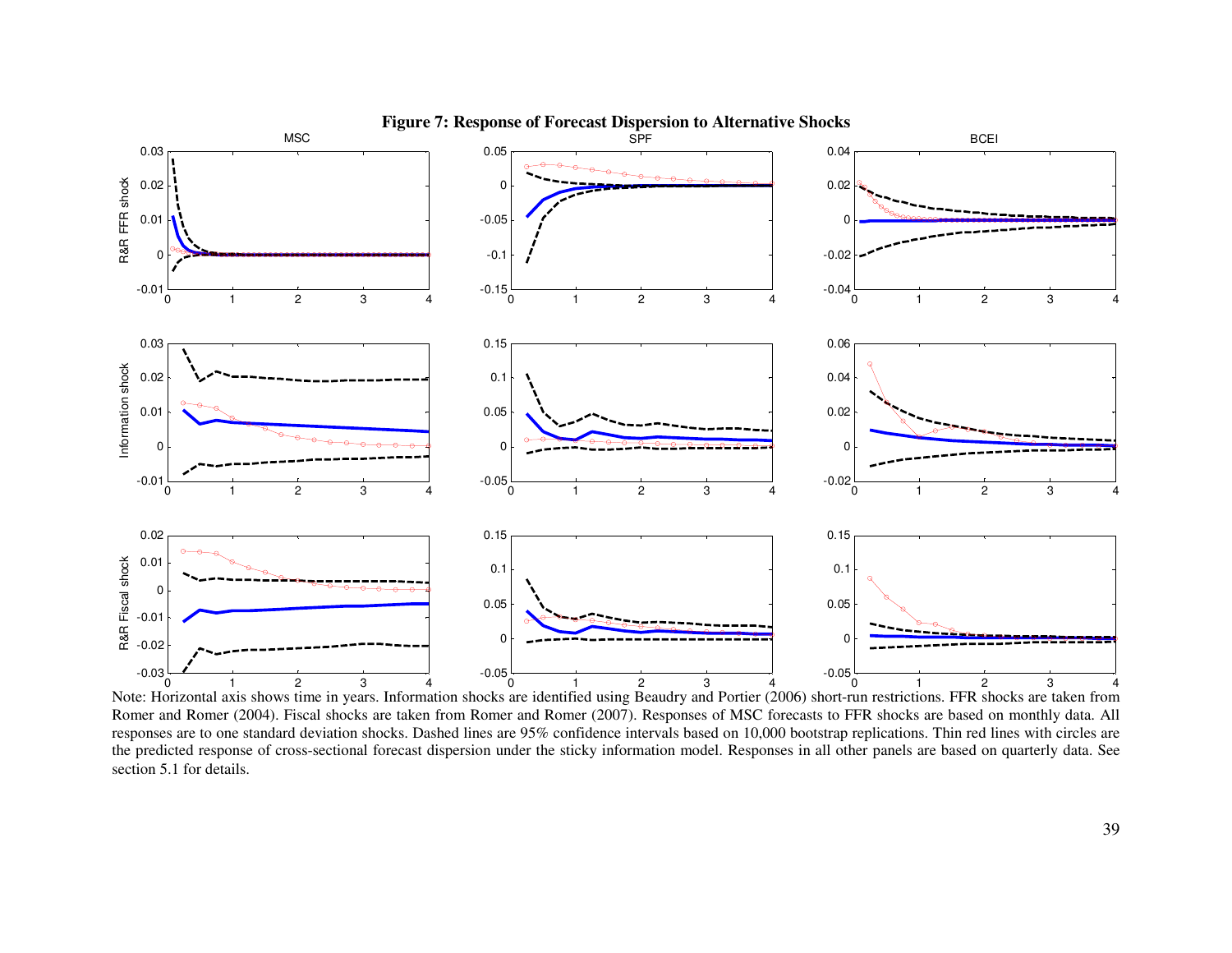**Figure 7: Response of Forecast Dispersion to Alternative Shocks**

Note: Horizontal axis shows time in years. Information shocks are identified using Beaudry and Portier (2006) short-run restrictions. FFR shocks are taken from Romer and Romer (2004). Fiscal shocks are taken from Romer and Romer (2007). Responses of MSC forecasts to FFR shocks are based on monthly data. All responses are to one standard deviation shocks. Dashed lines are 95% confidence intervals based on 10,000 bootstrap replications. Thin red lines with circles are the predicted response of cross-sectional forecast dispersion under the sticky information model. Responses in all other panels are based on quarterly data. See section 5.1 for details.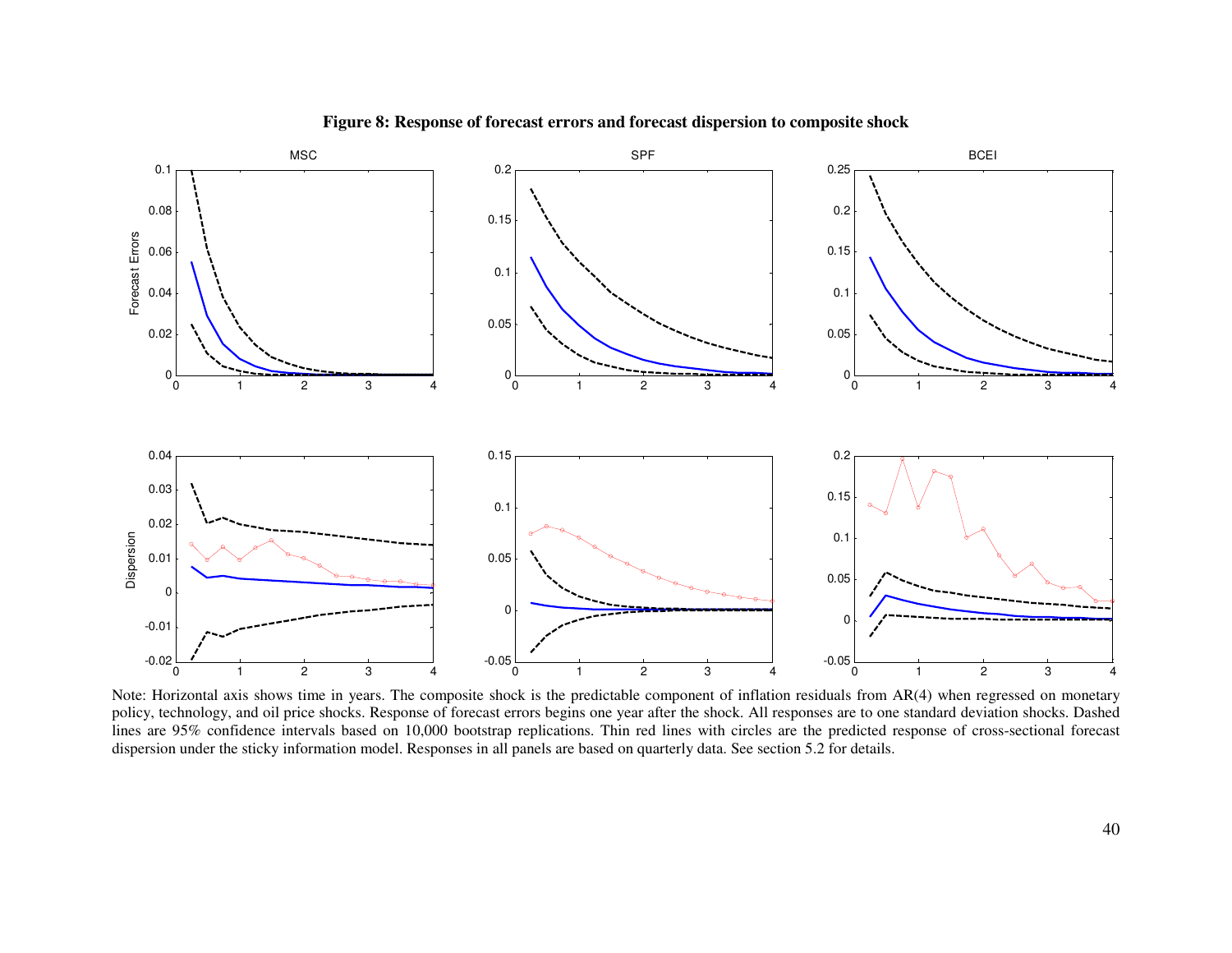**Figure 8: Response of forecast errors and forecast dispersion to composite shock**

Note: Horizontal axis shows time in years. The composite shock is the predictable component of inflation residuals from AR(4) when regressed on monetary policy, technology, and oil price shocks. Response of forecast errors begins one year after the shock. All responses are to one standard deviation shocks. Dashed lines are 95% confidence intervals based on 10,000 bootstrap replications. Thin red lines with circles are the predicted response of cross-sectional forecast dispersion under the sticky information model. Responses in all panels are based on quarterly data. See section 5.2 for details.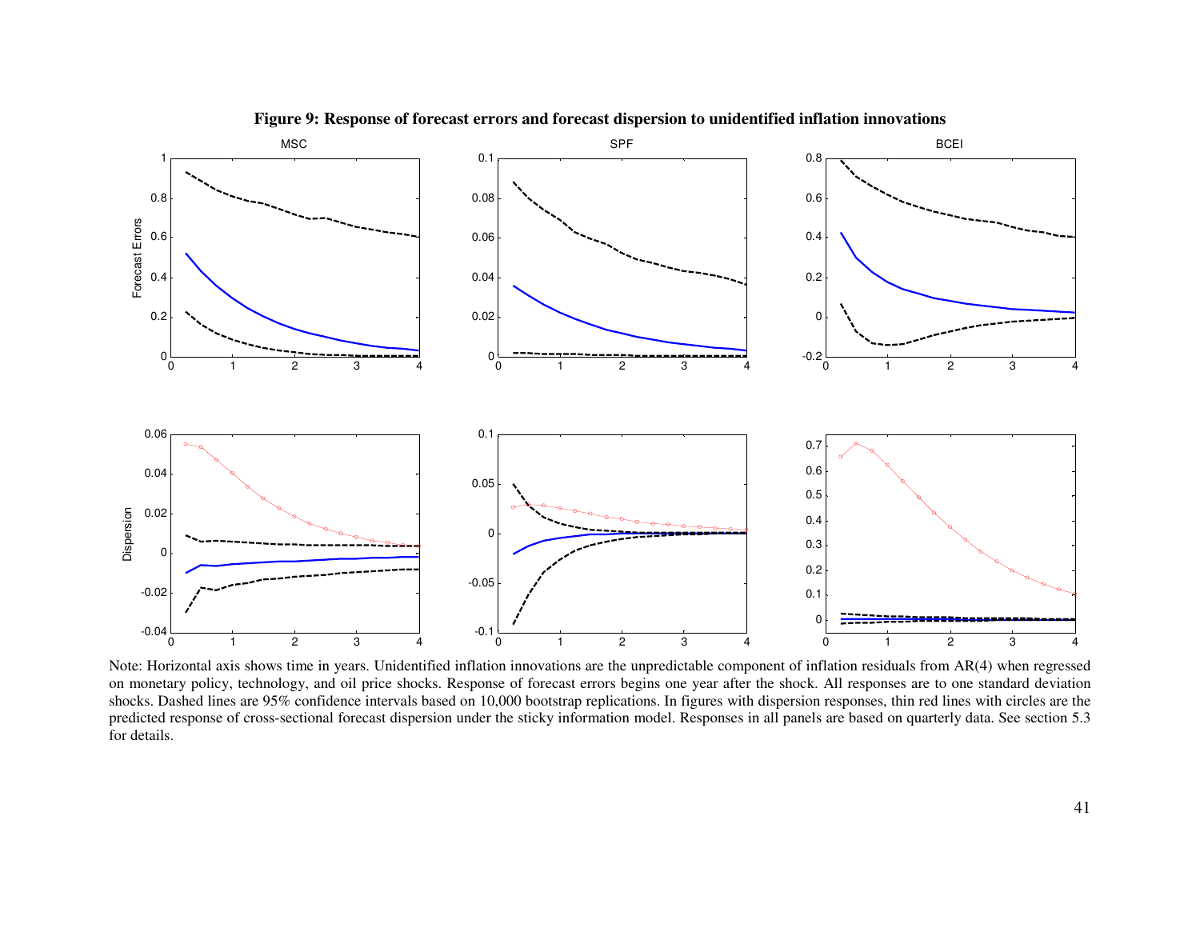**Figure 9: Response of forecast errors and forecast dispersion to unidentified inflation innovations**

Note: Horizontal axis shows time in years. Unidentified inflation innovations are the unpredictable component of inflation residuals from AR(4) when regressed on monetary policy, technology, and oil price shocks. Response of forecast errors begins one year after the shock. All responses are to one standard deviation shocks. Dashed lines are 95% confidence intervals based on 10,000 bootstrap replications. In figures with dispersion responses, thin red lines with circles are the predicted response of cross-sectional forecast dispersion under the sticky information model. Responses in all panels are based on quarterly data. See section 5.3 for details.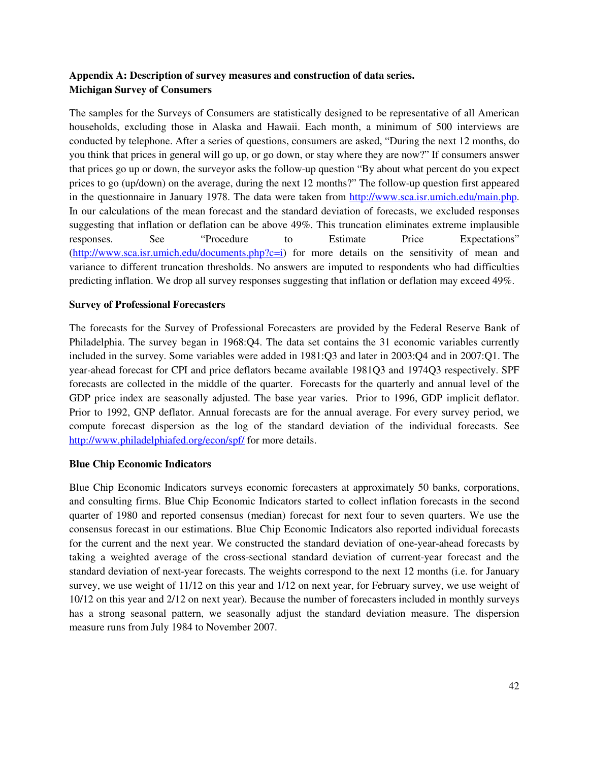## Appendix A: Description of survey measures and construction of data series.

### Michigan Survey of Consumers

The samples for the Surveys of Consumers are statistically designed to be representative of all American households, excluding those in Alaska and Hawaii. Each month, a minimum of 500 interviews are conducted by telephone. After a series of questions, consumers are asked, "During the next 12 months, do you think that prices in general will go up, or go down, or stay where they are now?" If consumers answer that prices go up or down, the surveyor asks the follow-up question "By about what percent do you expect prices to go (up/down) on the average, during the next 12 months?" The follow-up question first appeared in the questionnaire in January 1978. The data were taken from http://www.sca.isr.umich.edu/main.php. In our calculations of the mean forecast and the standard deviation of forecasts, we excluded responses suggesting that inflation or deflation can be above 49%. This truncation eliminates extreme implausible responses. See "Procedure to Estimate Price Expectations" (http://www.sca.isr.umich.edu/documents.php?c=i) for more details on the sensitivity of mean and variance to different truncation thresholds. No answers are imputed to respondents who had difficulties predicting inflation. We drop all survey responses suggesting that inflation or deflation may exceed 49%.

### Survey of Professional Forecasters

The forecasts for the Survey of Professional Forecasters are provided by the Federal Reserve Bank of Philadelphia. The survey began in 1968:Q4. The data set contains the 31 economic variables currently included in the survey. Some variables were added in 1981:Q3 and later in 2003:Q4 and in 2007:Q1. The year-ahead forecast for CPI and price deflators became available 1981Q3 and 1974Q3 respectively. SPF forecasts are collected in the middle of the quarter. Forecasts for the quarterly and annual level of the GDP price index are seasonally adjusted. The base year varies. Prior to 1996, GDP implicit deflator. Prior to 1992, GNP deflator. Annual forecasts are for the annual average. For every survey period, we compute forecast dispersion as the log of the standard deviation of the individual forecasts. See http://www.philadelphiafed.org/econ/spf/ for more details.

### Blue Chip Economic Indicators

Blue Chip Economic Indicators surveys economic forecasters at approximately 50 banks, corporations, and consulting firms. Blue Chip Economic Indicators started to collect inflation forecasts in the second quarter of 1980 and reported consensus (median) forecast for next four to seven quarters. We use the consensus forecast in our estimations. Blue Chip Economic Indicators also reported individual forecasts for the current and the next year. We constructed the standard deviation of one-year-ahead forecasts by taking a weighted average of the cross-sectional standard deviation of current-year forecast and the standard deviation of next-year forecasts. The weights correspond to the next 12 months (i.e. for January survey, we use weight of 11/12 on this year and 1/12 on next year, for February survey, we use weight of 10/12 on this year and 2/12 on next year). Because the number of forecasters included in monthly surveys has a strong seasonal pattern, we seasonally adjust the standard deviation measure. The dispersion measure runs from July 1984 to November 2007.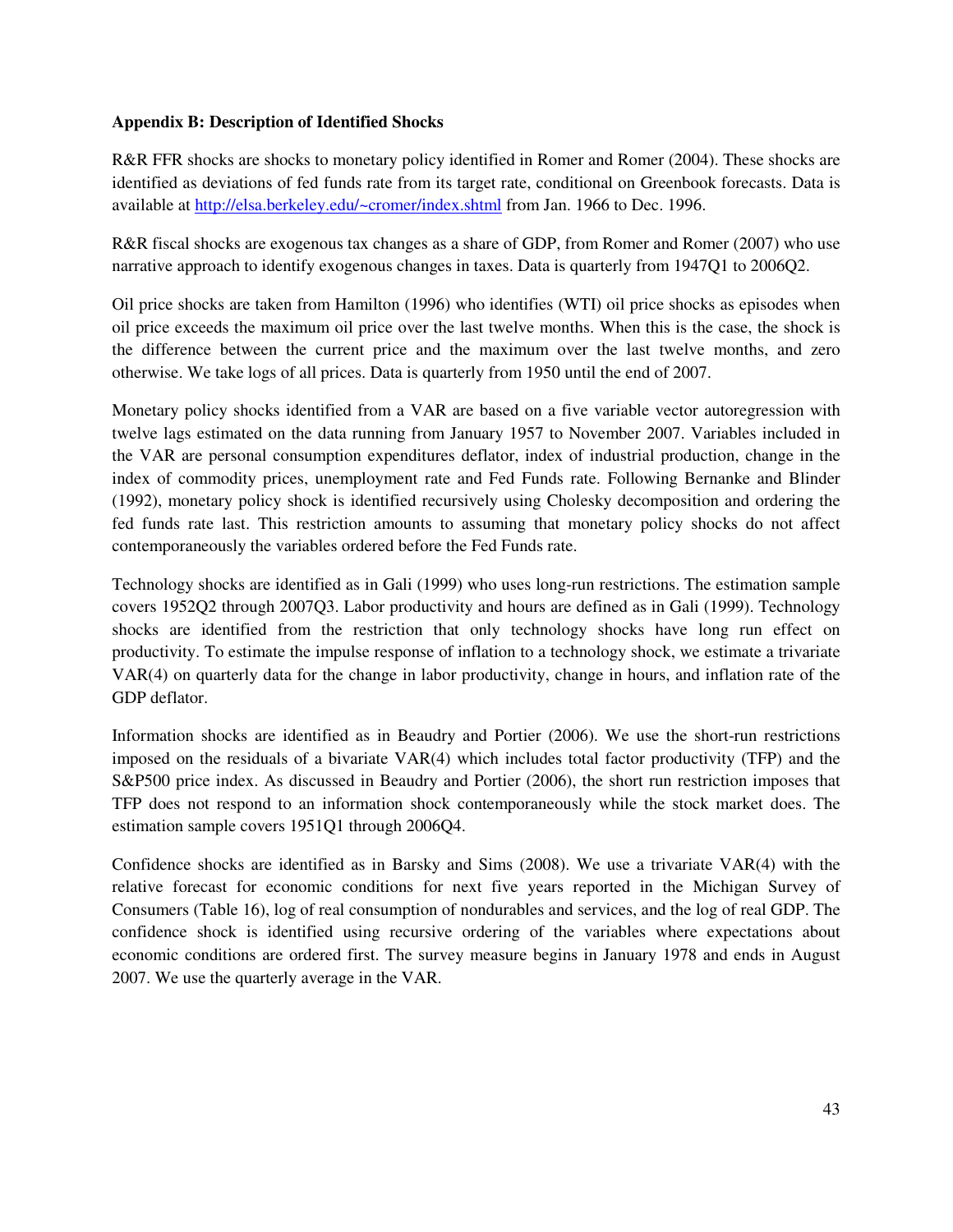**Appendix B: Description of Identified Shocks**

R&R FFR shocks are shocks to monetary policy identified in Romer and Romer (2004). These shocks are identified as deviations of fed funds rate from its target rate, conditional on Greenbook forecasts. Data is available at [http://elsa.berkeley.edu/~cromer/index.shtml](http://elsa.berkeley.edu/~cromer/index.shtml) from Jan. 1966 to Dec. 1996.

R&R fiscal shocks are exogenous tax changes as a share of GDP, from Romer and Romer (2007) who use narrative approach to identify exogenous changes in taxes. Data is quarterly from 1947Q1 to 2006Q2.

Oil price shocks are taken from Hamilton (1996) who identifies (WTI) oil price shocks as episodes when oil price exceeds the maximum oil price over the last twelve months. When this is the case, the shock is the difference between the current price and the maximum over the last twelve months, and zero otherwise. We take logs of all prices. Data is quarterly from 1950 until the end of 2007.

Monetary policy shocks identified from a VAR are based on a five variable vector autoregression with twelve lags estimated on the data running from January 1957 to November 2007. Variables included in the VAR are personal consumption expenditures deflator, index of industrial production, change in the index of commodity prices, unemployment rate and Fed Funds rate. Following Bernanke and Blinder (1992), monetary policy shock is identified recursively using Cholesky decomposition and ordering the fed funds rate last. This restriction amounts to assuming that monetary policy shocks do not affect contemporaneously the variables ordered before the Fed Funds rate.

Technology shocks are identified as in Gali (1999) who uses long-run restrictions. The estimation sample covers 1952Q2 through 2007Q3. Labor productivity and hours are defined as in Gali (1999). Technology shocks are identified from the restriction that only technology shocks have long run effect on productivity. To estimate the impulse response of inflation to a technology shock, we estimate a trivariate VAR(4) on quarterly data for the change in labor productivity, change in hours, and inflation rate of the GDP deflator.

Information shocks are identified as in Beaudry and Portier (2006). We use the short-run restrictions imposed on the residuals of a bivariate VAR(4) which includes total factor productivity (TFP) and the S&P500 price index. As discussed in Beaudry and Portier (2006), the short run restriction imposes that TFP does not respond to an information shock contemporaneously while the stock market does. The estimation sample covers 1951Q1 through 2006Q4.

Confidence shocks are identified as in Barsky and Sims (2008). We use a trivariate VAR(4) with the relative forecast for economic conditions for next five years reported in the Michigan Survey of Consumers (Table 16), log of real consumption of nondurables and services, and the log of real GDP. The confidence shock is identified using recursive ordering of the variables where expectations about economic conditions are ordered first. The survey measure begins in January 1978 and ends in August 2007. We use the quarterly average in the VAR.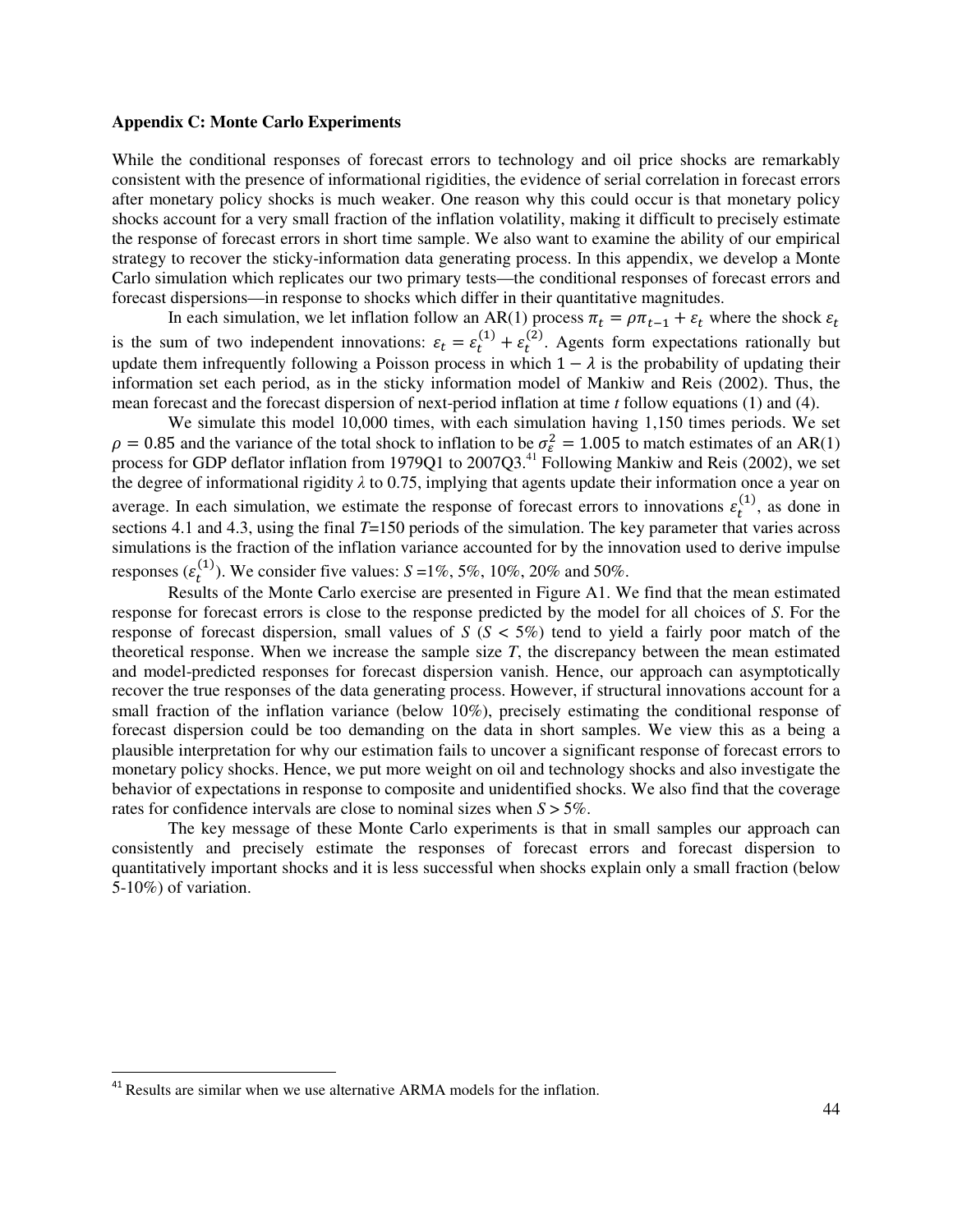### Appendix C: Monte Carlo Experiments

While the conditional responses of forecast errors to technology and oil price shocks are remarkably consistent with the presence of informational rigidities, the evidence of serial correlation in forecast errors after monetary policy shocks is much weaker. One reason why this could occur is that monetary policy shocks account for a very small fraction of the inflation volatility, making it difficult to precisely estimate the response of forecast errors in short time sample. We also want to examine the ability of our empirical strategy to recover the sticky-information data generating process. In this appendix, we develop a Monte Carlo simulation which replicates our two primary tests—the conditional responses of forecast errors and forecast dispersions—in response to shocks which differ in their quantitative magnitudes.

In each simulation, we let inflation follow an AR(1) process $\pi_t = \rho\pi_{t-1} + \varepsilon_t$ where the shock $\varepsilon_t$ is the sum of two independent innovations: $\varepsilon_t = \varepsilon_t^{(1)} + \varepsilon_t^{(2)}$. Agents form expectations rationally but update them infrequently following a Poisson process in which $1 - \lambda$ is the probability of updating their information set each period, as in the sticky information model of Mankiw and Reis (2002). Thus, the mean forecast and the forecast dispersion of next-period inflation at time *t* follow equations (1) and (4).

We simulate this model 10,000 times, with each simulation having 1,150 times periods. We set $\rho = 0.85$ and the variance of the total shock to inflation to be $\sigma_\varepsilon^2 = 1.005$ to match estimates of an AR(1) process for GDP deflator inflation from 1979Q1 to 2007Q3.[41] Following Mankiw and Reis (2002), we set the degree of informational rigidity $\lambda$ to 0.75, implying that agents update their information once a year on average. In each simulation, we estimate the response of forecast errors to innovations $\varepsilon_t^{(1)}$, as done in sections 4.1 and 4.3, using the final *T*=150 periods of the simulation. The key parameter that varies across simulations is the fraction of the inflation variance accounted for by the innovation used to derive impulse responses ($\varepsilon_t^{(1)}$). We consider five values: *S* =1%, 5%, 10%, 20% and 50%.

Results of the Monte Carlo exercise are presented in Figure A1. We find that the mean estimated response for forecast errors is close to the response predicted by the model for all choices of *S*. For the response of forecast dispersion, small values of *S* ($S < 5\%$) tend to yield a fairly poor match of the theoretical response. When we increase the sample size *T*, the discrepancy between the mean estimated and model-predicted responses for forecast dispersion vanish. Hence, our approach can asymptotically recover the true responses of the data generating process. However, if structural innovations account for a small fraction of the inflation variance (below 10%), precisely estimating the conditional response of forecast dispersion could be too demanding on the data in short samples. We view this as a being a plausible interpretation for why our estimation fails to uncover a significant response of forecast errors to monetary policy shocks. Hence, we put more weight on oil and technology shocks and also investigate the behavior of expectations in response to composite and unidentified shocks. We also find that the coverage rates for confidence intervals are close to nominal sizes when $S > 5\%$.

The key message of these Monte Carlo experiments is that in small samples our approach can consistently and precisely estimate the responses of forecast errors and forecast dispersion to quantitatively important shocks and it is less successful when shocks explain only a small fraction (below 5-10%) of variation.

[41] Results are similar when we use alternative ARMA models for the inflation.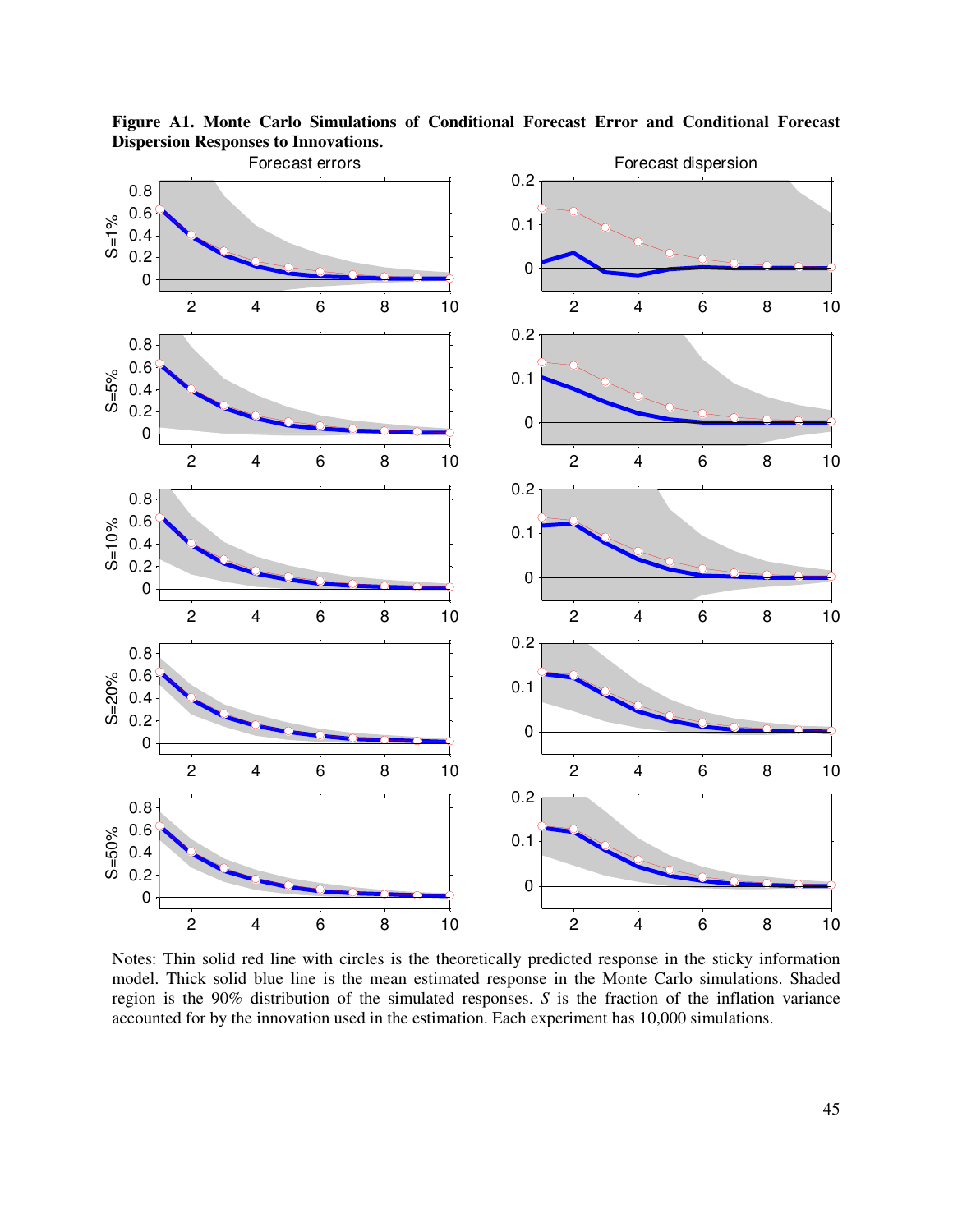**Figure A1. Monte Carlo Simulations of Conditional Forecast Error and Conditional Forecast Dispersion Responses to Innovations.**

Forecast errors

Forecast dispersion

S=1%

S=5%

S=10%

S=20%

S=50%

0.8
0.6
0.4
0.2
0

0.2
0.1
0

2 4 6 8 10

Notes: Thin solid red line with circles is the theoretically predicted response in the sticky information model. Thick solid blue line is the mean estimated response in the Monte Carlo simulations. Shaded region is the 90% distribution of the simulated responses. *S* is the fraction of the inflation variance accounted for by the innovation used in the estimation. Each experiment has 10,000 simulations.